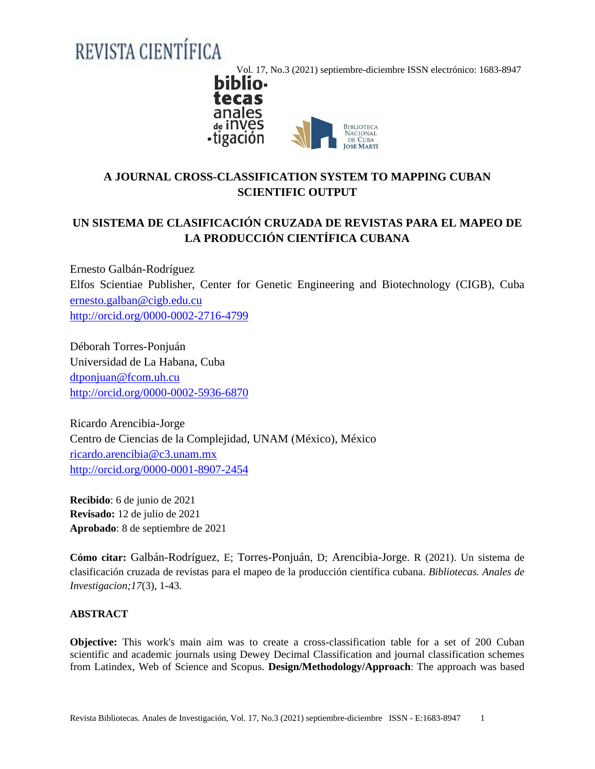# A JOURNAL CROSS-CLASSIFICATION SYSTEM TO MAPPING CUBAN SCIENTIFIC OUTPUT

# UN SISTEMA DE CLASIFICACIÓN CRUZADA DE REVISTAS PARA EL MAPEO DE LA PRODUCCIÓN CIENTÍFICA CUBANA

Ernesto Galbán-Rodríguez
Elfos Scientiae Publisher, Center for Genetic Engineering and Biotechnology (CIGB), Cuba
ernesto.galban@cigb.edu.cu
http://orcid.org/0000-0002-2716-4799

Déborah Torres-Ponjuán
Universidad de La Habana, Cuba
dtponjuan@fcom.uh.cu
http://orcid.org/0000-0002-5936-6870

Ricardo Arencibia-Jorge
Centro de Ciencias de la Complejidad, UNAM (México), México
ricardo.arencibia@c3.unam.mx
http://orcid.org/0000-0001-8907-2454

**Recibido**: 6 de junio de 2021
**Revisado:** 12 de julio de 2021
**Aprobado**: 8 de septiembre de 2021

**Cómo citar:** Galbán-Rodríguez, E; Torres-Ponjuán, D; Arencibia-Jorge. R (2021). Un sistema de clasificación cruzada de revistas para el mapeo de la producción científica cubana. *Bibliotecas. Anales de Investigacion;17*(3), 1-43.

**ABSTRACT**

**Objective:** This work's main aim was to create a cross-classification table for a set of 200 Cuban scientific and academic journals using Dewey Decimal Classification and journal classification schemes from Latindex, Web of Science and Scopus. **Design/Methodology/Approach**: The approach was based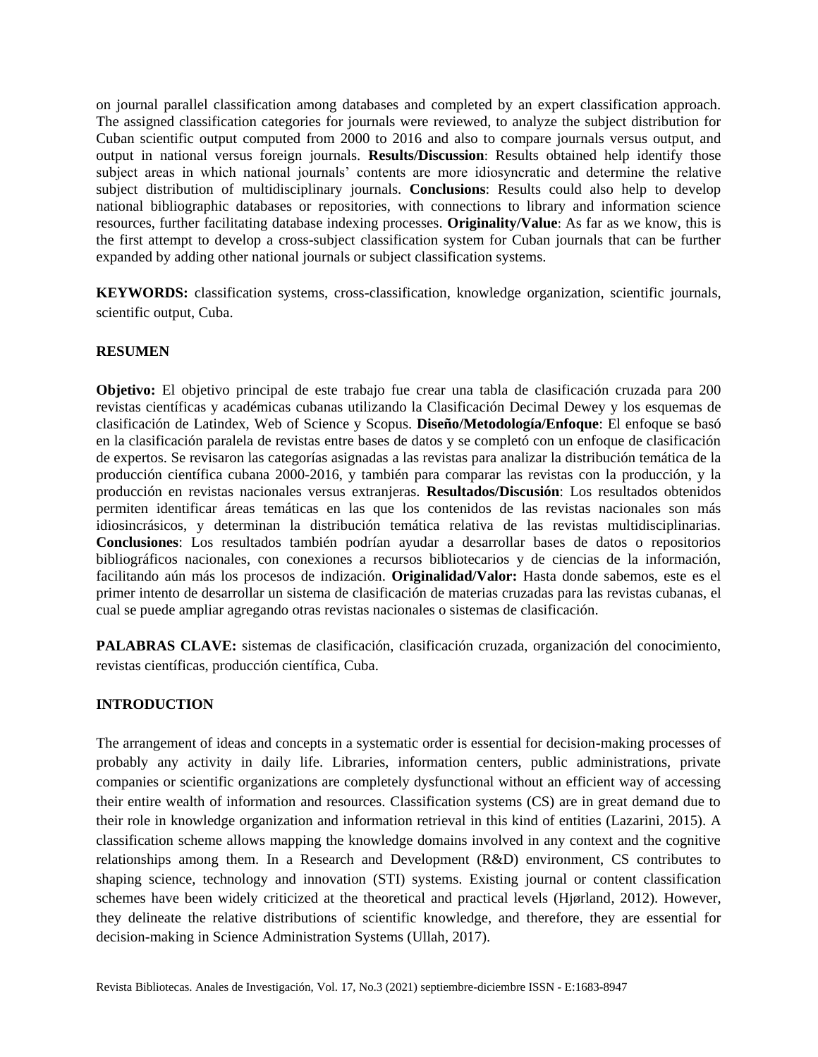on journal parallel classification among databases and completed by an expert classification approach. The assigned classification categories for journals were reviewed, to analyze the subject distribution for Cuban scientific output computed from 2000 to 2016 and also to compare journals versus output, and output in national versus foreign journals. **Results/Discussion**: Results obtained help identify those subject areas in which national journals' contents are more idiosyncratic and determine the relative subject distribution of multidisciplinary journals. **Conclusions**: Results could also help to develop national bibliographic databases or repositories, with connections to library and information science resources, further facilitating database indexing processes. **Originality/Value**: As far as we know, this is the first attempt to develop a cross-subject classification system for Cuban journals that can be further expanded by adding other national journals or subject classification systems.

**KEYWORDS:** classification systems, cross-classification, knowledge organization, scientific journals, scientific output, Cuba.

## RESUMEN

**Objetivo:** El objetivo principal de este trabajo fue crear una tabla de clasificación cruzada para 200 revistas científicas y académicas cubanas utilizando la Clasificación Decimal Dewey y los esquemas de clasificación de Latindex, Web of Science y Scopus. **Diseño/Metodología/Enfoque**: El enfoque se basó en la clasificación paralela de revistas entre bases de datos y se completó con un enfoque de clasificación de expertos. Se revisaron las categorías asignadas a las revistas para analizar la distribución temática de la producción científica cubana 2000-2016, y también para comparar las revistas con la producción, y la producción en revistas nacionales versus extranjeras. **Resultados/Discusión**: Los resultados obtenidos permiten identificar áreas temáticas en las que los contenidos de las revistas nacionales son más idiosincrásicos, y determinan la distribución temática relativa de las revistas multidisciplinarias. **Conclusiones**: Los resultados también podrían ayudar a desarrollar bases de datos o repositorios bibliográficos nacionales, con conexiones a recursos bibliotecarios y de ciencias de la información, facilitando aún más los procesos de indización. **Originalidad/Valor:** Hasta donde sabemos, este es el primer intento de desarrollar un sistema de clasificación de materias cruzadas para las revistas cubanas, el cual se puede ampliar agregando otras revistas nacionales o sistemas de clasificación.

**PALABRAS CLAVE:** sistemas de clasificación, clasificación cruzada, organización del conocimiento, revistas científicas, producción científica, Cuba.

## INTRODUCTION

The arrangement of ideas and concepts in a systematic order is essential for decision-making processes of probably any activity in daily life. Libraries, information centers, public administrations, private companies or scientific organizations are completely dysfunctional without an efficient way of accessing their entire wealth of information and resources. Classification systems (CS) are in great demand due to their role in knowledge organization and information retrieval in this kind of entities (Lazarini, 2015). A classification scheme allows mapping the knowledge domains involved in any context and the cognitive relationships among them. In a Research and Development (R&D) environment, CS contributes to shaping science, technology and innovation (STI) systems. Existing journal or content classification schemes have been widely criticized at the theoretical and practical levels (Hjørland, 2012). However, they delineate the relative distributions of scientific knowledge, and therefore, they are essential for decision-making in Science Administration Systems (Ullah, 2017).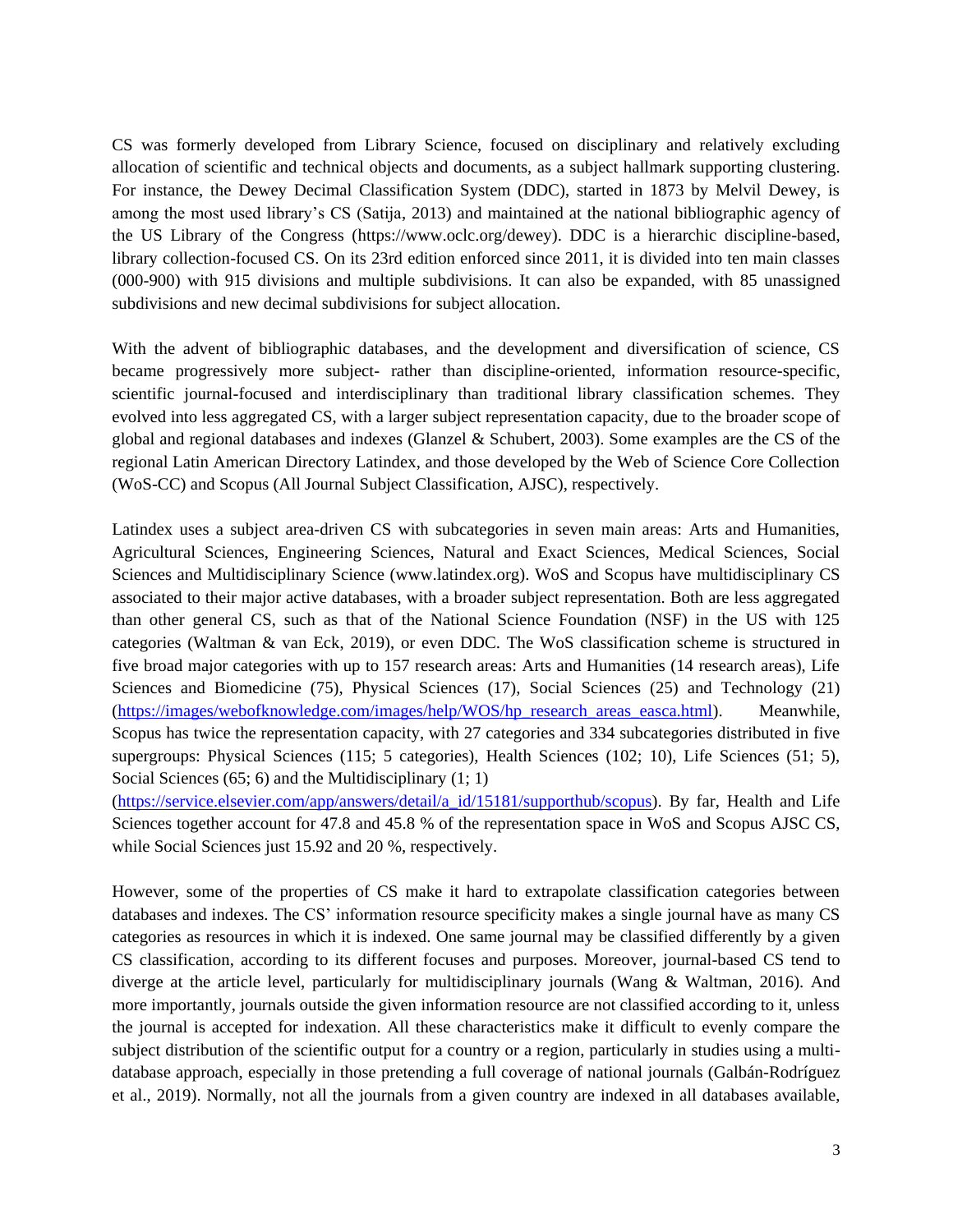CS was formerly developed from Library Science, focused on disciplinary and relatively excluding allocation of scientific and technical objects and documents, as a subject hallmark supporting clustering. For instance, the Dewey Decimal Classification System (DDC), started in 1873 by Melvil Dewey, is among the most used library's CS (Satija, 2013) and maintained at the national bibliographic agency of the US Library of the Congress (https://www.oclc.org/dewey). DDC is a hierarchic discipline-based, library collection-focused CS. On its 23rd edition enforced since 2011, it is divided into ten main classes (000-900) with 915 divisions and multiple subdivisions. It can also be expanded, with 85 unassigned subdivisions and new decimal subdivisions for subject allocation.

With the advent of bibliographic databases, and the development and diversification of science, CS became progressively more subject- rather than discipline-oriented, information resource-specific, scientific journal-focused and interdisciplinary than traditional library classification schemes. They evolved into less aggregated CS, with a larger subject representation capacity, due to the broader scope of global and regional databases and indexes (Glanzel & Schubert, 2003). Some examples are the CS of the regional Latin American Directory Latindex, and those developed by the Web of Science Core Collection (WoS-CC) and Scopus (All Journal Subject Classification, AJSC), respectively.

Latindex uses a subject area-driven CS with subcategories in seven main areas: Arts and Humanities, Agricultural Sciences, Engineering Sciences, Natural and Exact Sciences, Medical Sciences, Social Sciences and Multidisciplinary Science (www.latindex.org). WoS and Scopus have multidisciplinary CS associated to their major active databases, with a broader subject representation. Both are less aggregated than other general CS, such as that of the National Science Foundation (NSF) in the US with 125 categories (Waltman & van Eck, 2019), or even DDC. The WoS classification scheme is structured in five broad major categories with up to 157 research areas: Arts and Humanities (14 research areas), Life Sciences and Biomedicine (75), Physical Sciences (17), Social Sciences (25) and Technology (21) (https://images/webofknowledge.com/images/help/WOS/hp_research_areas_easca.html). Meanwhile, Scopus has twice the representation capacity, with 27 categories and 334 subcategories distributed in five supergroups: Physical Sciences (115; 5 categories), Health Sciences (102; 10), Life Sciences (51; 5), Social Sciences (65; 6) and the Multidisciplinary (1; 1) (https://service.elsevier.com/app/answers/detail/a_id/15181/supporthub/scopus). By far, Health and Life Sciences together account for 47.8 and 45.8 % of the representation space in WoS and Scopus AJSC CS, while Social Sciences just 15.92 and 20 %, respectively.

However, some of the properties of CS make it hard to extrapolate classification categories between databases and indexes. The CS' information resource specificity makes a single journal have as many CS categories as resources in which it is indexed. One same journal may be classified differently by a given CS classification, according to its different focuses and purposes. Moreover, journal-based CS tend to diverge at the article level, particularly for multidisciplinary journals (Wang & Waltman, 2016). And more importantly, journals outside the given information resource are not classified according to it, unless the journal is accepted for indexation. All these characteristics make it difficult to evenly compare the subject distribution of the scientific output for a country or a region, particularly in studies using a multi-database approach, especially in those pretending a full coverage of national journals (Galbán-Rodríguez et al., 2019). Normally, not all the journals from a given country are indexed in all databases available,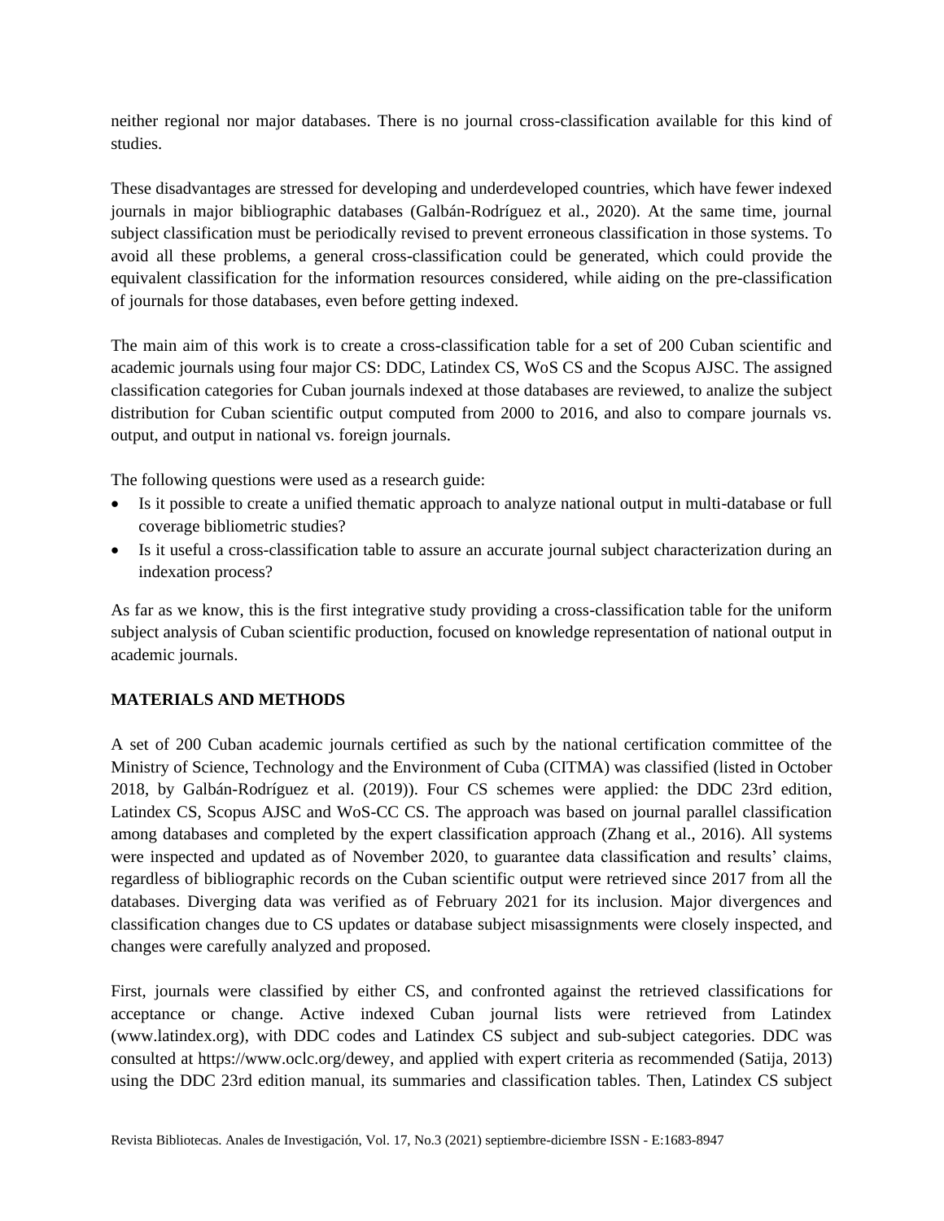neither regional nor major databases. There is no journal cross-classification available for this kind of studies.

These disadvantages are stressed for developing and underdeveloped countries, which have fewer indexed journals in major bibliographic databases (Galbán-Rodríguez et al., 2020). At the same time, journal subject classification must be periodically revised to prevent erroneous classification in those systems. To avoid all these problems, a general cross-classification could be generated, which could provide the equivalent classification for the information resources considered, while aiding on the pre-classification of journals for those databases, even before getting indexed.

The main aim of this work is to create a cross-classification table for a set of 200 Cuban scientific and academic journals using four major CS: DDC, Latindex CS, WoS CS and the Scopus AJSC. The assigned classification categories for Cuban journals indexed at those databases are reviewed, to analize the subject distribution for Cuban scientific output computed from 2000 to 2016, and also to compare journals vs. output, and output in national vs. foreign journals.

The following questions were used as a research guide:

- Is it possible to create a unified thematic approach to analyze national output in multi-database or full coverage bibliometric studies?
- Is it useful a cross-classification table to assure an accurate journal subject characterization during an indexation process?

As far as we know, this is the first integrative study providing a cross-classification table for the uniform subject analysis of Cuban scientific production, focused on knowledge representation of national output in academic journals.

## MATERIALS AND METHODS

A set of 200 Cuban academic journals certified as such by the national certification committee of the Ministry of Science, Technology and the Environment of Cuba (CITMA) was classified (listed in October 2018, by Galbán-Rodríguez et al. (2019)). Four CS schemes were applied: the DDC 23rd edition, Latindex CS, Scopus AJSC and WoS-CC CS. The approach was based on journal parallel classification among databases and completed by the expert classification approach (Zhang et al., 2016). All systems were inspected and updated as of November 2020, to guarantee data classification and results' claims, regardless of bibliographic records on the Cuban scientific output were retrieved since 2017 from all the databases. Diverging data was verified as of February 2021 for its inclusion. Major divergences and classification changes due to CS updates or database subject misassignments were closely inspected, and changes were carefully analyzed and proposed.

First, journals were classified by either CS, and confronted against the retrieved classifications for acceptance or change. Active indexed Cuban journal lists were retrieved from Latindex (www.latindex.org), with DDC codes and Latindex CS subject and sub-subject categories. DDC was consulted at https://www.oclc.org/dewey, and applied with expert criteria as recommended (Satija, 2013) using the DDC 23rd edition manual, its summaries and classification tables. Then, Latindex CS subject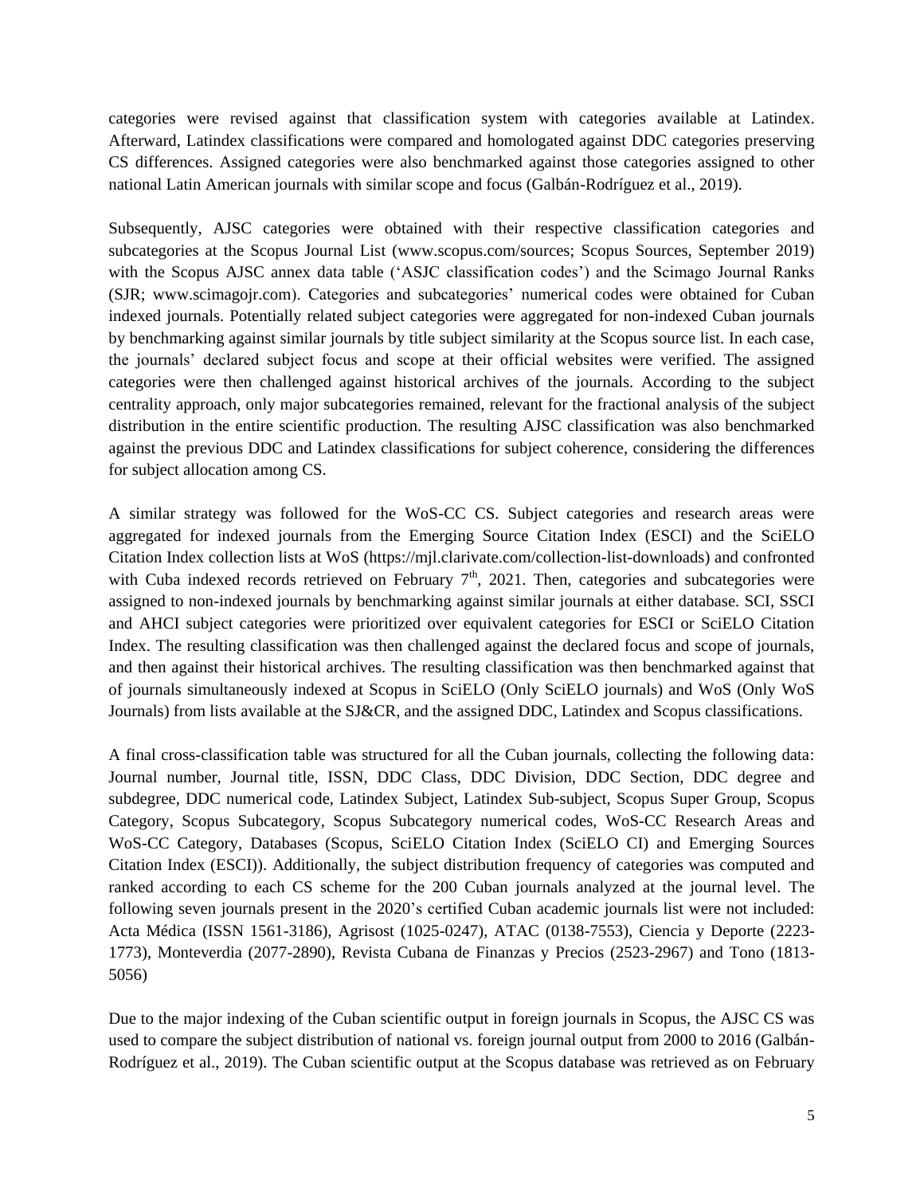categories were revised against that classification system with categories available at Latindex. Afterward, Latindex classifications were compared and homologated against DDC categories preserving CS differences. Assigned categories were also benchmarked against those categories assigned to other national Latin American journals with similar scope and focus (Galbán-Rodríguez et al., 2019).

Subsequently, AJSC categories were obtained with their respective classification categories and subcategories at the Scopus Journal List (www.scopus.com/sources; Scopus Sources, September 2019) with the Scopus AJSC annex data table ('ASJC classification codes') and the Scimago Journal Ranks (SJR; www.scimagojr.com). Categories and subcategories' numerical codes were obtained for Cuban indexed journals. Potentially related subject categories were aggregated for non-indexed Cuban journals by benchmarking against similar journals by title subject similarity at the Scopus source list. In each case, the journals' declared subject focus and scope at their official websites were verified. The assigned categories were then challenged against historical archives of the journals. According to the subject centrality approach, only major subcategories remained, relevant for the fractional analysis of the subject distribution in the entire scientific production. The resulting AJSC classification was also benchmarked against the previous DDC and Latindex classifications for subject coherence, considering the differences for subject allocation among CS.

A similar strategy was followed for the WoS-CC CS. Subject categories and research areas were aggregated for indexed journals from the Emerging Source Citation Index (ESCI) and the SciELO Citation Index collection lists at WoS (https://mjl.clarivate.com/collection-list-downloads) and confronted with Cuba indexed records retrieved on February 7th, 2021. Then, categories and subcategories were assigned to non-indexed journals by benchmarking against similar journals at either database. SCI, SSCI and AHCI subject categories were prioritized over equivalent categories for ESCI or SciELO Citation Index. The resulting classification was then challenged against the declared focus and scope of journals, and then against their historical archives. The resulting classification was then benchmarked against that of journals simultaneously indexed at Scopus in SciELO (Only SciELO journals) and WoS (Only WoS Journals) from lists available at the SJ&CR, and the assigned DDC, Latindex and Scopus classifications.

A final cross-classification table was structured for all the Cuban journals, collecting the following data: Journal number, Journal title, ISSN, DDC Class, DDC Division, DDC Section, DDC degree and subdegree, DDC numerical code, Latindex Subject, Latindex Sub-subject, Scopus Super Group, Scopus Category, Scopus Subcategory, Scopus Subcategory numerical codes, WoS-CC Research Areas and WoS-CC Category, Databases (Scopus, SciELO Citation Index (SciELO CI) and Emerging Sources Citation Index (ESCI)). Additionally, the subject distribution frequency of categories was computed and ranked according to each CS scheme for the 200 Cuban journals analyzed at the journal level. The following seven journals present in the 2020's certified Cuban academic journals list were not included: Acta Médica (ISSN 1561-3186), Agrisost (1025-0247), ATAC (0138-7553), Ciencia y Deporte (2223-1773), Monteverdia (2077-2890), Revista Cubana de Finanzas y Precios (2523-2967) and Tono (1813-5056)

Due to the major indexing of the Cuban scientific output in foreign journals in Scopus, the AJSC CS was used to compare the subject distribution of national vs. foreign journal output from 2000 to 2016 (Galbán-Rodríguez et al., 2019). The Cuban scientific output at the Scopus database was retrieved as on February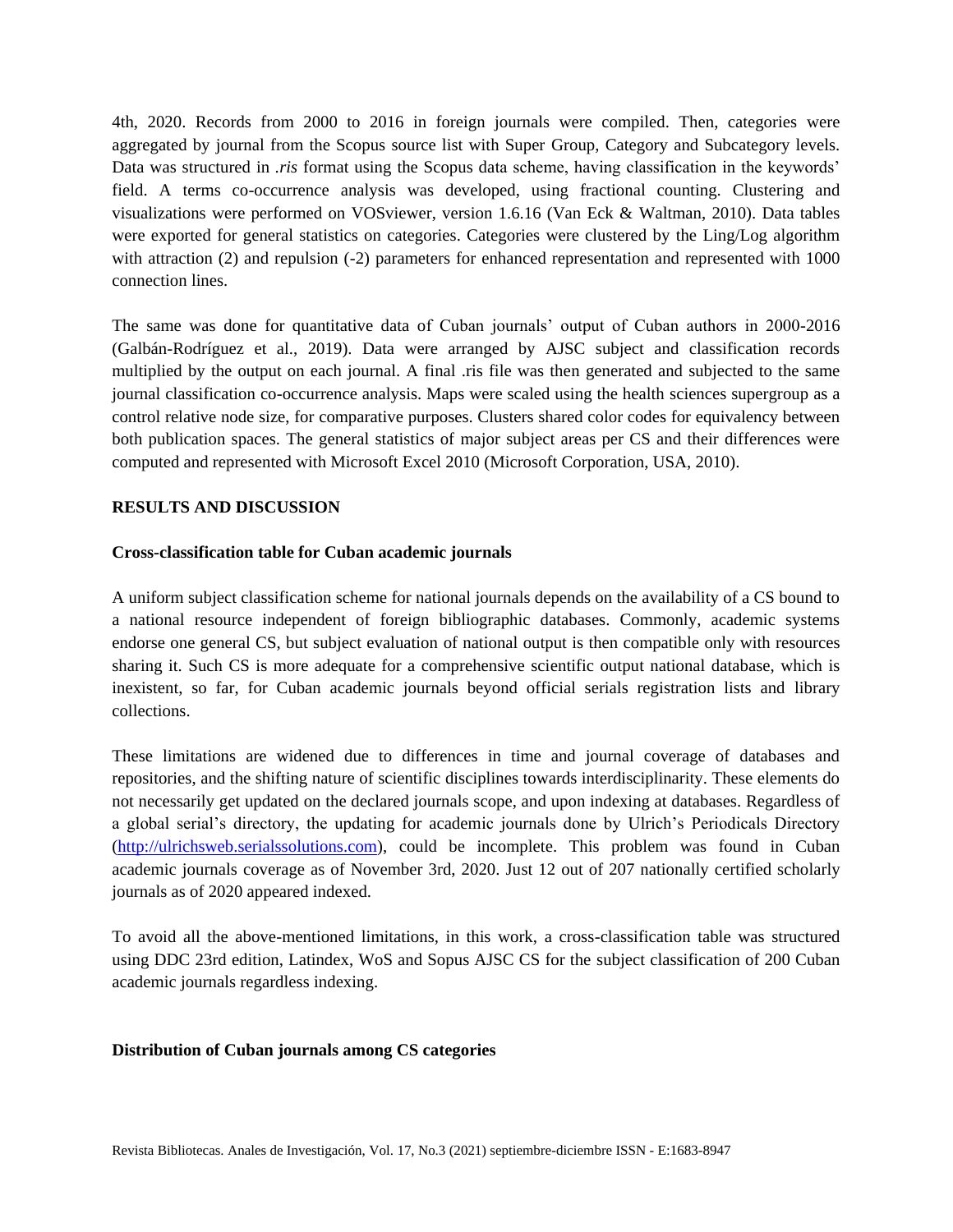4th, 2020. Records from 2000 to 2016 in foreign journals were compiled. Then, categories were aggregated by journal from the Scopus source list with Super Group, Category and Subcategory levels. Data was structured in *.ris* format using the Scopus data scheme, having classification in the keywords' field. A terms co-occurrence analysis was developed, using fractional counting. Clustering and visualizations were performed on VOSviewer, version 1.6.16 (Van Eck & Waltman, 2010). Data tables were exported for general statistics on categories. Categories were clustered by the Ling/Log algorithm with attraction (2) and repulsion (-2) parameters for enhanced representation and represented with 1000 connection lines.

The same was done for quantitative data of Cuban journals' output of Cuban authors in 2000-2016 (Galbán-Rodríguez et al., 2019). Data were arranged by AJSC subject and classification records multiplied by the output on each journal. A final .ris file was then generated and subjected to the same journal classification co-occurrence analysis. Maps were scaled using the health sciences supergroup as a control relative node size, for comparative purposes. Clusters shared color codes for equivalency between both publication spaces. The general statistics of major subject areas per CS and their differences were computed and represented with Microsoft Excel 2010 (Microsoft Corporation, USA, 2010).

## RESULTS AND DISCUSSION

### Cross-classification table for Cuban academic journals

A uniform subject classification scheme for national journals depends on the availability of a CS bound to a national resource independent of foreign bibliographic databases. Commonly, academic systems endorse one general CS, but subject evaluation of national output is then compatible only with resources sharing it. Such CS is more adequate for a comprehensive scientific output national database, which is inexistent, so far, for Cuban academic journals beyond official serials registration lists and library collections.

These limitations are widened due to differences in time and journal coverage of databases and repositories, and the shifting nature of scientific disciplines towards interdisciplinarity. These elements do not necessarily get updated on the declared journals scope, and upon indexing at databases. Regardless of a global serial's directory, the updating for academic journals done by Ulrich's Periodicals Directory (http://ulrichsweb.serialssolutions.com), could be incomplete. This problem was found in Cuban academic journals coverage as of November 3rd, 2020. Just 12 out of 207 nationally certified scholarly journals as of 2020 appeared indexed.

To avoid all the above-mentioned limitations, in this work, a cross-classification table was structured using DDC 23rd edition, Latindex, WoS and Sopus AJSC CS for the subject classification of 200 Cuban academic journals regardless indexing.

### Distribution of Cuban journals among CS categories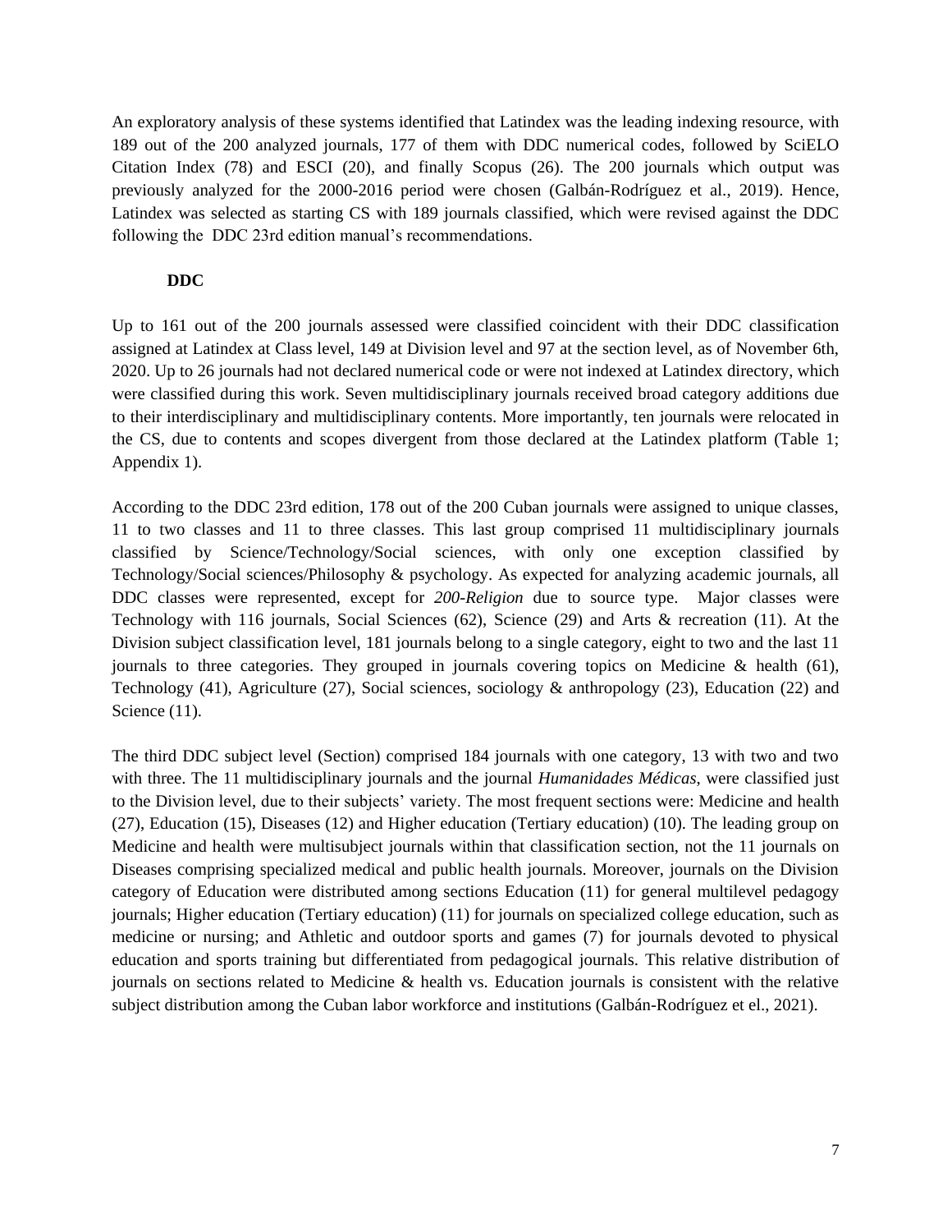An exploratory analysis of these systems identified that Latindex was the leading indexing resource, with 189 out of the 200 analyzed journals, 177 of them with DDC numerical codes, followed by SciELO Citation Index (78) and ESCI (20), and finally Scopus (26). The 200 journals which output was previously analyzed for the 2000-2016 period were chosen (Galbán-Rodríguez et al., 2019). Hence, Latindex was selected as starting CS with 189 journals classified, which were revised against the DDC following the DDC 23rd edition manual's recommendations.

### DDC

Up to 161 out of the 200 journals assessed were classified coincident with their DDC classification assigned at Latindex at Class level, 149 at Division level and 97 at the section level, as of November 6th, 2020. Up to 26 journals had not declared numerical code or were not indexed at Latindex directory, which were classified during this work. Seven multidisciplinary journals received broad category additions due to their interdisciplinary and multidisciplinary contents. More importantly, ten journals were relocated in the CS, due to contents and scopes divergent from those declared at the Latindex platform (Table 1; Appendix 1).

According to the DDC 23rd edition, 178 out of the 200 Cuban journals were assigned to unique classes, 11 to two classes and 11 to three classes. This last group comprised 11 multidisciplinary journals classified by Science/Technology/Social sciences, with only one exception classified by Technology/Social sciences/Philosophy & psychology. As expected for analyzing academic journals, all DDC classes were represented, except for *200-Religion* due to source type. Major classes were Technology with 116 journals, Social Sciences (62), Science (29) and Arts & recreation (11). At the Division subject classification level, 181 journals belong to a single category, eight to two and the last 11 journals to three categories. They grouped in journals covering topics on Medicine & health (61), Technology (41), Agriculture (27), Social sciences, sociology & anthropology (23), Education (22) and Science (11).

The third DDC subject level (Section) comprised 184 journals with one category, 13 with two and two with three. The 11 multidisciplinary journals and the journal *Humanidades Médicas*, were classified just to the Division level, due to their subjects' variety. The most frequent sections were: Medicine and health (27), Education (15), Diseases (12) and Higher education (Tertiary education) (10). The leading group on Medicine and health were multisubject journals within that classification section, not the 11 journals on Diseases comprising specialized medical and public health journals. Moreover, journals on the Division category of Education were distributed among sections Education (11) for general multilevel pedagogy journals; Higher education (Tertiary education) (11) for journals on specialized college education, such as medicine or nursing; and Athletic and outdoor sports and games (7) for journals devoted to physical education and sports training but differentiated from pedagogical journals. This relative distribution of journals on sections related to Medicine & health vs. Education journals is consistent with the relative subject distribution among the Cuban labor workforce and institutions (Galbán-Rodríguez et el., 2021).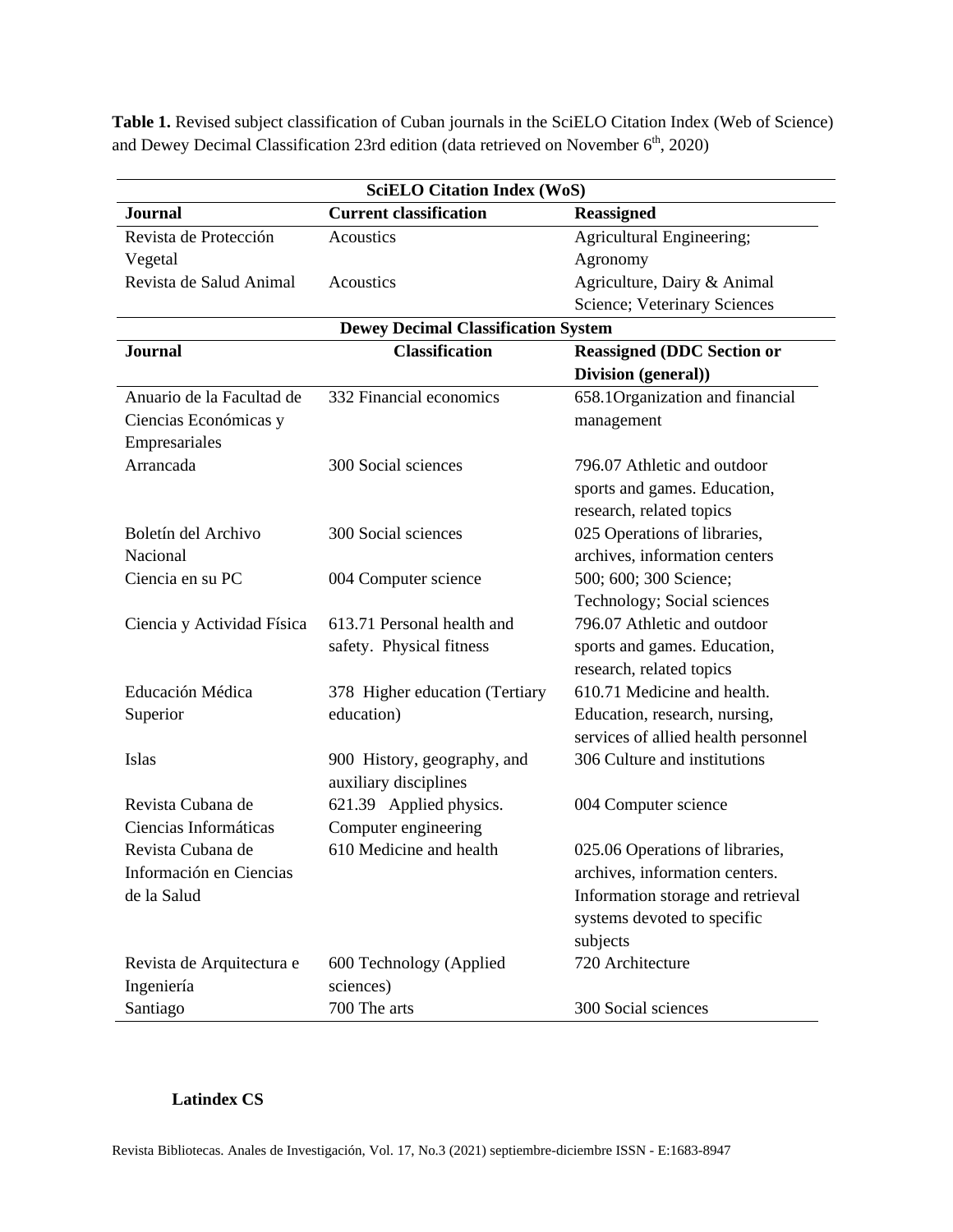**Table 1.** Revised subject classification of Cuban journals in the SciELO Citation Index (Web of Science) and Dewey Decimal Classification 23rd edition (data retrieved on November 6th, 2020)

| **SciELO Citation Index (WoS)** | | |
|---|---|---|
| **Journal** | **Current classification** | **Reassigned** |
| Revista de Protección Vegetal | Acoustics | Agricultural Engineering; Agronomy |
| Revista de Salud Animal | Acoustics | Agriculture, Dairy & Animal Science; Veterinary Sciences |
| **Dewey Decimal Classification System** | | |
| **Journal** | **Classification** | **Reassigned (DDC Section or Division (general))** |
| Anuario de la Facultad de Ciencias Económicas y Empresariales | 332 Financial economics | 658.1Organization and financial management |
| Arrancada | 300 Social sciences | 796.07 Athletic and outdoor sports and games. Education, research, related topics |
| Boletín del Archivo Nacional | 300 Social sciences | 025 Operations of libraries, archives, information centers |
| Ciencia en su PC | 004 Computer science | 500; 600; 300 Science; Technology; Social sciences |
| Ciencia y Actividad Física | 613.71 Personal health and safety. Physical fitness | 796.07 Athletic and outdoor sports and games. Education, research, related topics |
| Educación Médica Superior | 378 Higher education (Tertiary education) | 610.71 Medicine and health. Education, research, nursing, services of allied health personnel |
| Islas | 900 History, geography, and auxiliary disciplines | 306 Culture and institutions |
| Revista Cubana de Ciencias Informáticas | 621.39 Applied physics. Computer engineering | 004 Computer science |
| Revista Cubana de Información en Ciencias de la Salud | 610 Medicine and health | 025.06 Operations of libraries, archives, information centers. Information storage and retrieval systems devoted to specific subjects |
| Revista de Arquitectura e Ingeniería | 600 Technology (Applied sciences) | 720 Architecture |
| Santiago | 700 The arts | 300 Social sciences |

**Latindex CS**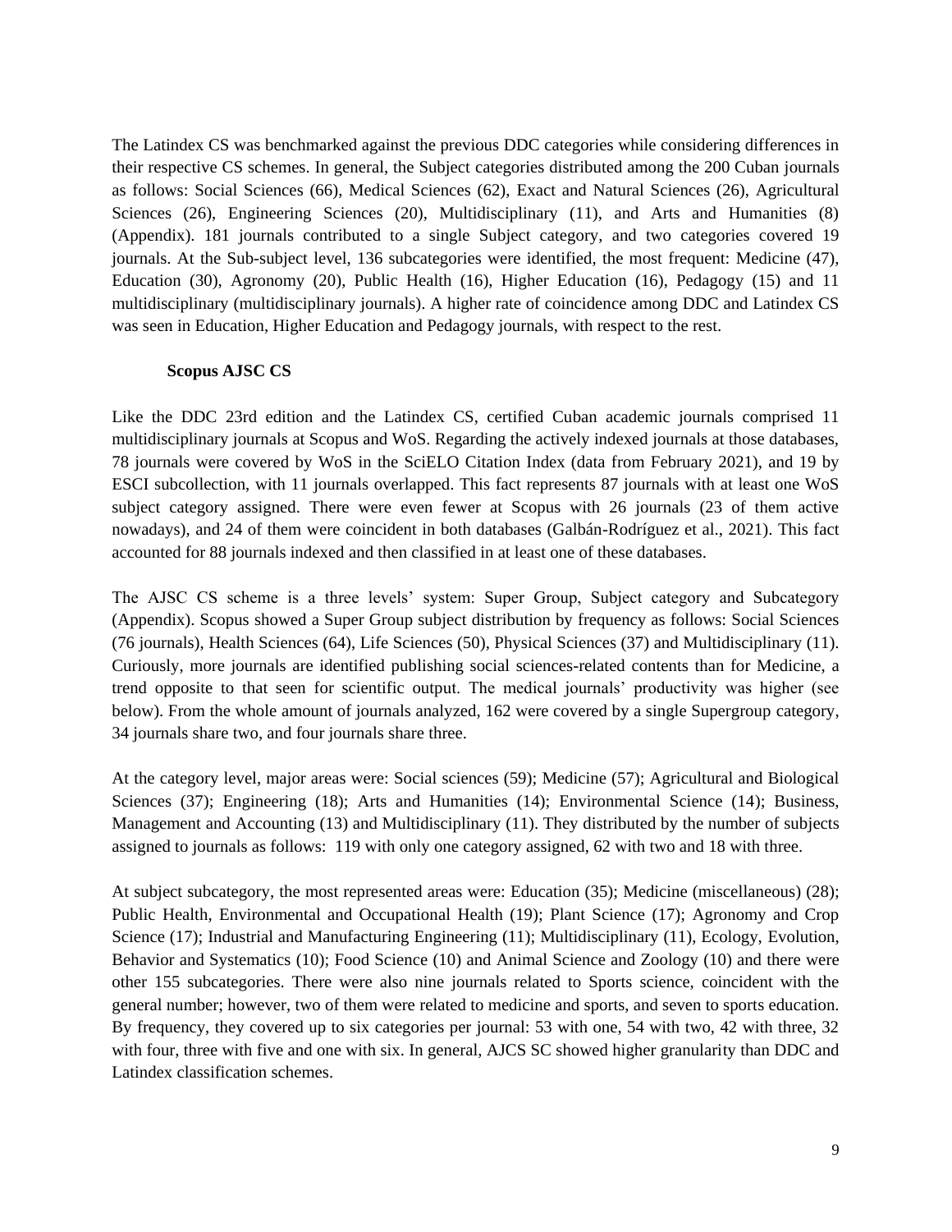The Latindex CS was benchmarked against the previous DDC categories while considering differences in their respective CS schemes. In general, the Subject categories distributed among the 200 Cuban journals as follows: Social Sciences (66), Medical Sciences (62), Exact and Natural Sciences (26), Agricultural Sciences (26), Engineering Sciences (20), Multidisciplinary (11), and Arts and Humanities (8) (Appendix). 181 journals contributed to a single Subject category, and two categories covered 19 journals. At the Sub-subject level, 136 subcategories were identified, the most frequent: Medicine (47), Education (30), Agronomy (20), Public Health (16), Higher Education (16), Pedagogy (15) and 11 multidisciplinary (multidisciplinary journals). A higher rate of coincidence among DDC and Latindex CS was seen in Education, Higher Education and Pedagogy journals, with respect to the rest.

### Scopus AJSC CS

Like the DDC 23rd edition and the Latindex CS, certified Cuban academic journals comprised 11 multidisciplinary journals at Scopus and WoS. Regarding the actively indexed journals at those databases, 78 journals were covered by WoS in the SciELO Citation Index (data from February 2021), and 19 by ESCI subcollection, with 11 journals overlapped. This fact represents 87 journals with at least one WoS subject category assigned. There were even fewer at Scopus with 26 journals (23 of them active nowadays), and 24 of them were coincident in both databases (Galbán-Rodríguez et al., 2021). This fact accounted for 88 journals indexed and then classified in at least one of these databases.

The AJSC CS scheme is a three levels' system: Super Group, Subject category and Subcategory (Appendix). Scopus showed a Super Group subject distribution by frequency as follows: Social Sciences (76 journals), Health Sciences (64), Life Sciences (50), Physical Sciences (37) and Multidisciplinary (11). Curiously, more journals are identified publishing social sciences-related contents than for Medicine, a trend opposite to that seen for scientific output. The medical journals' productivity was higher (see below). From the whole amount of journals analyzed, 162 were covered by a single Supergroup category, 34 journals share two, and four journals share three.

At the category level, major areas were: Social sciences (59); Medicine (57); Agricultural and Biological Sciences (37); Engineering (18); Arts and Humanities (14); Environmental Science (14); Business, Management and Accounting (13) and Multidisciplinary (11). They distributed by the number of subjects assigned to journals as follows: 119 with only one category assigned, 62 with two and 18 with three.

At subject subcategory, the most represented areas were: Education (35); Medicine (miscellaneous) (28); Public Health, Environmental and Occupational Health (19); Plant Science (17); Agronomy and Crop Science (17); Industrial and Manufacturing Engineering (11); Multidisciplinary (11), Ecology, Evolution, Behavior and Systematics (10); Food Science (10) and Animal Science and Zoology (10) and there were other 155 subcategories. There were also nine journals related to Sports science, coincident with the general number; however, two of them were related to medicine and sports, and seven to sports education. By frequency, they covered up to six categories per journal: 53 with one, 54 with two, 42 with three, 32 with four, three with five and one with six. In general, AJCS SC showed higher granularity than DDC and Latindex classification schemes.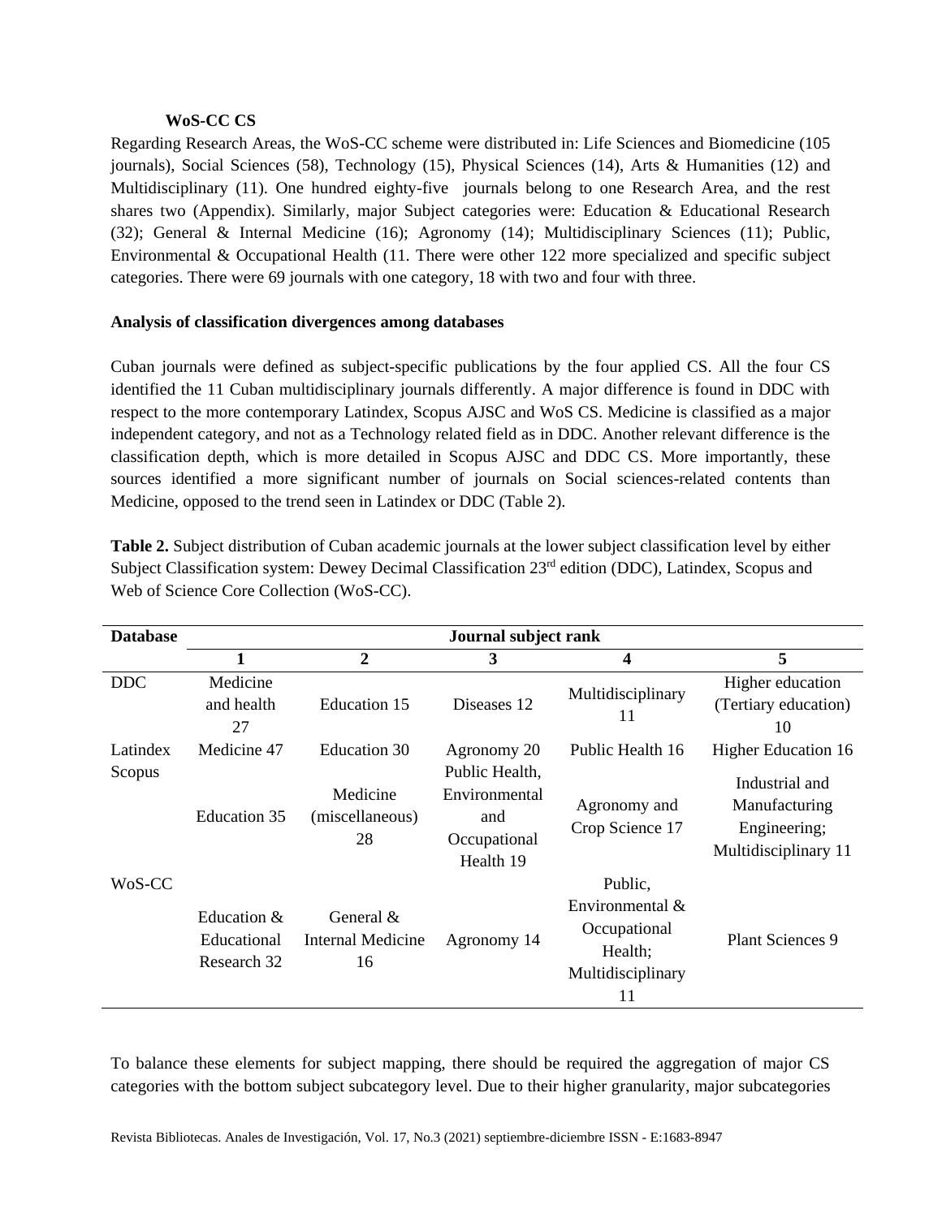**WoS-CC CS**

Regarding Research Areas, the WoS-CC scheme were distributed in: Life Sciences and Biomedicine (105 journals), Social Sciences (58), Technology (15), Physical Sciences (14), Arts & Humanities (12) and Multidisciplinary (11). One hundred eighty-five journals belong to one Research Area, and the rest shares two (Appendix). Similarly, major Subject categories were: Education & Educational Research (32); General & Internal Medicine (16); Agronomy (14); Multidisciplinary Sciences (11); Public, Environmental & Occupational Health (11. There were other 122 more specialized and specific subject categories. There were 69 journals with one category, 18 with two and four with three.

**Analysis of classification divergences among databases**

Cuban journals were defined as subject-specific publications by the four applied CS. All the four CS identified the 11 Cuban multidisciplinary journals differently. A major difference is found in DDC with respect to the more contemporary Latindex, Scopus AJSC and WoS CS. Medicine is classified as a major independent category, and not as a Technology related field as in DDC. Another relevant difference is the classification depth, which is more detailed in Scopus AJSC and DDC CS. More importantly, these sources identified a more significant number of journals on Social sciences-related contents than Medicine, opposed to the trend seen in Latindex or DDC (Table 2).

**Table 2.** Subject distribution of Cuban academic journals at the lower subject classification level by either Subject Classification system: Dewey Decimal Classification 23rd edition (DDC), Latindex, Scopus and Web of Science Core Collection (WoS-CC).

| Database | Journal subject rank | | | | |
|---|---|---|---|---|---|
| | **1** | **2** | **3** | **4** | **5** |
| DDC | Medicine and health 27 | Education 15 | Diseases 12 | Multidisciplinary 11 | Higher education (Tertiary education) 10 |
| Latindex | Medicine 47 | Education 30 | Agronomy 20 | Public Health 16 | Higher Education 16 |
| Scopus | Education 35 | Medicine (miscellaneous) 28 | Public Health, Environmental and Occupational Health 19 | Agronomy and Crop Science 17 | Industrial and Manufacturing Engineering; Multidisciplinary 11 |
| WoS-CC | Education & Educational Research 32 | General & Internal Medicine 16 | Agronomy 14 | Public, Environmental & Occupational Health; Multidisciplinary 11 | Plant Sciences 9 |

To balance these elements for subject mapping, there should be required the aggregation of major CS categories with the bottom subject subcategory level. Due to their higher granularity, major subcategories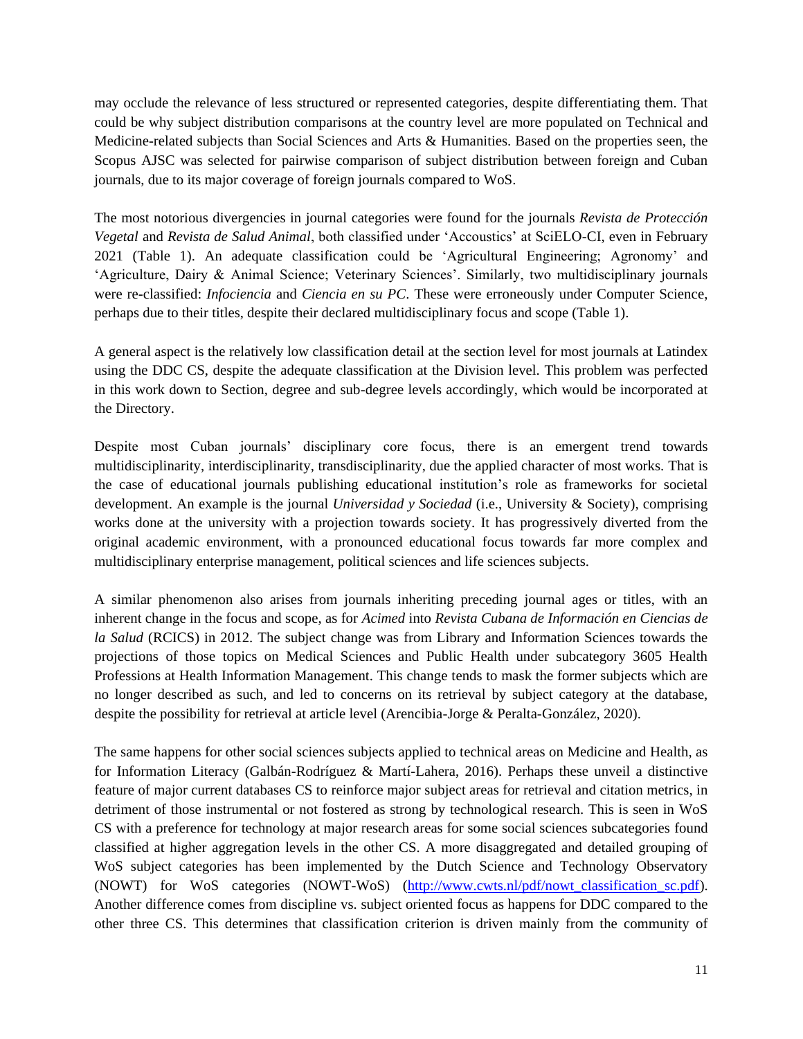may occlude the relevance of less structured or represented categories, despite differentiating them. That could be why subject distribution comparisons at the country level are more populated on Technical and Medicine-related subjects than Social Sciences and Arts & Humanities. Based on the properties seen, the Scopus AJSC was selected for pairwise comparison of subject distribution between foreign and Cuban journals, due to its major coverage of foreign journals compared to WoS.

The most notorious divergencies in journal categories were found for the journals *Revista de Protección Vegetal* and *Revista de Salud Animal*, both classified under 'Accoustics' at SciELO-CI, even in February 2021 (Table 1). An adequate classification could be 'Agricultural Engineering; Agronomy' and 'Agriculture, Dairy & Animal Science; Veterinary Sciences'. Similarly, two multidisciplinary journals were re-classified: *Infociencia* and *Ciencia en su PC*. These were erroneously under Computer Science, perhaps due to their titles, despite their declared multidisciplinary focus and scope (Table 1).

A general aspect is the relatively low classification detail at the section level for most journals at Latindex using the DDC CS, despite the adequate classification at the Division level. This problem was perfected in this work down to Section, degree and sub-degree levels accordingly, which would be incorporated at the Directory.

Despite most Cuban journals' disciplinary core focus, there is an emergent trend towards multidisciplinarity, interdisciplinarity, transdisciplinarity, due the applied character of most works. That is the case of educational journals publishing educational institution's role as frameworks for societal development. An example is the journal *Universidad y Sociedad* (i.e., University & Society), comprising works done at the university with a projection towards society. It has progressively diverted from the original academic environment, with a pronounced educational focus towards far more complex and multidisciplinary enterprise management, political sciences and life sciences subjects.

A similar phenomenon also arises from journals inheriting preceding journal ages or titles, with an inherent change in the focus and scope, as for *Acimed* into *Revista Cubana de Información en Ciencias de la Salud* (RCICS) in 2012. The subject change was from Library and Information Sciences towards the projections of those topics on Medical Sciences and Public Health under subcategory 3605 Health Professions at Health Information Management. This change tends to mask the former subjects which are no longer described as such, and led to concerns on its retrieval by subject category at the database, despite the possibility for retrieval at article level (Arencibia-Jorge & Peralta-González, 2020).

The same happens for other social sciences subjects applied to technical areas on Medicine and Health, as for Information Literacy (Galbán-Rodríguez & Martí-Lahera, 2016). Perhaps these unveil a distinctive feature of major current databases CS to reinforce major subject areas for retrieval and citation metrics, in detriment of those instrumental or not fostered as strong by technological research. This is seen in WoS CS with a preference for technology at major research areas for some social sciences subcategories found classified at higher aggregation levels in the other CS. A more disaggregated and detailed grouping of WoS subject categories has been implemented by the Dutch Science and Technology Observatory (NOWT) for WoS categories (NOWT-WoS) (http://www.cwts.nl/pdf/nowt_classification_sc.pdf). Another difference comes from discipline vs. subject oriented focus as happens for DDC compared to the other three CS. This determines that classification criterion is driven mainly from the community of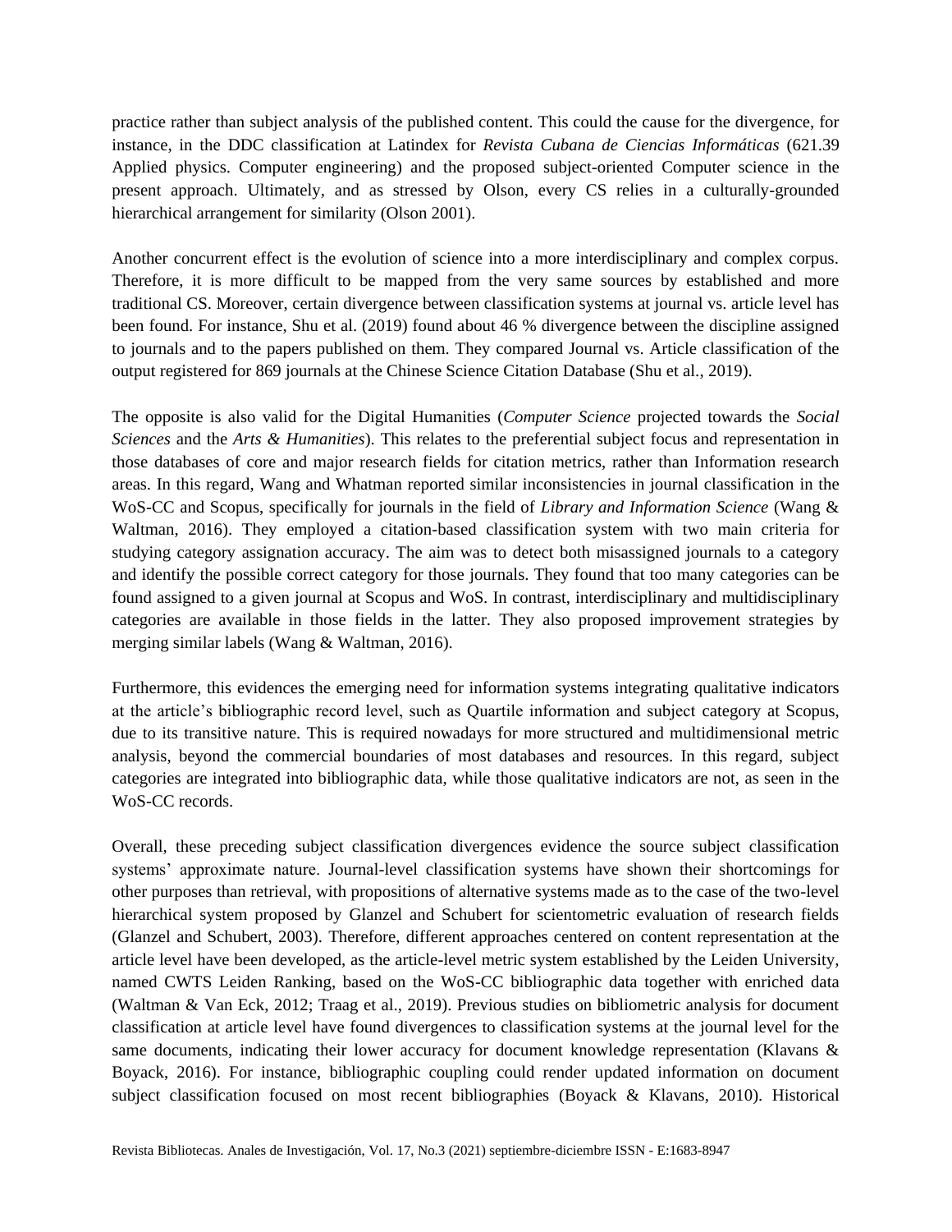practice rather than subject analysis of the published content. This could the cause for the divergence, for instance, in the DDC classification at Latindex for *Revista Cubana de Ciencias Informáticas* (621.39 Applied physics. Computer engineering) and the proposed subject-oriented Computer science in the present approach. Ultimately, and as stressed by Olson, every CS relies in a culturally-grounded hierarchical arrangement for similarity (Olson 2001).

Another concurrent effect is the evolution of science into a more interdisciplinary and complex corpus. Therefore, it is more difficult to be mapped from the very same sources by established and more traditional CS. Moreover, certain divergence between classification systems at journal vs. article level has been found. For instance, Shu et al. (2019) found about 46 % divergence between the discipline assigned to journals and to the papers published on them. They compared Journal vs. Article classification of the output registered for 869 journals at the Chinese Science Citation Database (Shu et al., 2019).

The opposite is also valid for the Digital Humanities (*Computer Science* projected towards the *Social Sciences* and the *Arts & Humanities*). This relates to the preferential subject focus and representation in those databases of core and major research fields for citation metrics, rather than Information research areas. In this regard, Wang and Whatman reported similar inconsistencies in journal classification in the WoS-CC and Scopus, specifically for journals in the field of *Library and Information Science* (Wang & Waltman, 2016). They employed a citation-based classification system with two main criteria for studying category assignation accuracy. The aim was to detect both misassigned journals to a category and identify the possible correct category for those journals. They found that too many categories can be found assigned to a given journal at Scopus and WoS. In contrast, interdisciplinary and multidisciplinary categories are available in those fields in the latter. They also proposed improvement strategies by merging similar labels (Wang & Waltman, 2016).

Furthermore, this evidences the emerging need for information systems integrating qualitative indicators at the article's bibliographic record level, such as Quartile information and subject category at Scopus, due to its transitive nature. This is required nowadays for more structured and multidimensional metric analysis, beyond the commercial boundaries of most databases and resources. In this regard, subject categories are integrated into bibliographic data, while those qualitative indicators are not, as seen in the WoS-CC records.

Overall, these preceding subject classification divergences evidence the source subject classification systems' approximate nature. Journal-level classification systems have shown their shortcomings for other purposes than retrieval, with propositions of alternative systems made as to the case of the two-level hierarchical system proposed by Glanzel and Schubert for scientometric evaluation of research fields (Glanzel and Schubert, 2003). Therefore, different approaches centered on content representation at the article level have been developed, as the article-level metric system established by the Leiden University, named CWTS Leiden Ranking, based on the WoS-CC bibliographic data together with enriched data (Waltman & Van Eck, 2012; Traag et al., 2019). Previous studies on bibliometric analysis for document classification at article level have found divergences to classification systems at the journal level for the same documents, indicating their lower accuracy for document knowledge representation (Klavans & Boyack, 2016). For instance, bibliographic coupling could render updated information on document subject classification focused on most recent bibliographies (Boyack & Klavans, 2010). Historical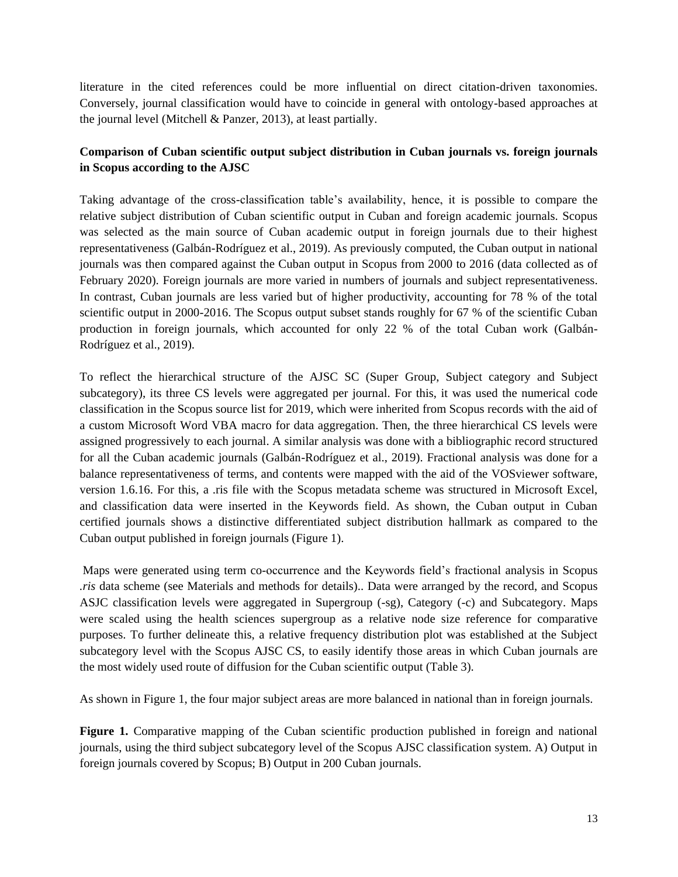literature in the cited references could be more influential on direct citation-driven taxonomies. Conversely, journal classification would have to coincide in general with ontology-based approaches at the journal level (Mitchell & Panzer, 2013), at least partially.

**Comparison of Cuban scientific output subject distribution in Cuban journals vs. foreign journals in Scopus according to the AJSC**

Taking advantage of the cross-classification table's availability, hence, it is possible to compare the relative subject distribution of Cuban scientific output in Cuban and foreign academic journals. Scopus was selected as the main source of Cuban academic output in foreign journals due to their highest representativeness (Galbán-Rodríguez et al., 2019). As previously computed, the Cuban output in national journals was then compared against the Cuban output in Scopus from 2000 to 2016 (data collected as of February 2020). Foreign journals are more varied in numbers of journals and subject representativeness. In contrast, Cuban journals are less varied but of higher productivity, accounting for 78 % of the total scientific output in 2000-2016. The Scopus output subset stands roughly for 67 % of the scientific Cuban production in foreign journals, which accounted for only 22 % of the total Cuban work (Galbán-Rodríguez et al., 2019).

To reflect the hierarchical structure of the AJSC SC (Super Group, Subject category and Subject subcategory), its three CS levels were aggregated per journal. For this, it was used the numerical code classification in the Scopus source list for 2019, which were inherited from Scopus records with the aid of a custom Microsoft Word VBA macro for data aggregation. Then, the three hierarchical CS levels were assigned progressively to each journal. A similar analysis was done with a bibliographic record structured for all the Cuban academic journals (Galbán-Rodríguez et al., 2019). Fractional analysis was done for a balance representativeness of terms, and contents were mapped with the aid of the VOSviewer software, version 1.6.16. For this, a .ris file with the Scopus metadata scheme was structured in Microsoft Excel, and classification data were inserted in the Keywords field. As shown, the Cuban output in Cuban certified journals shows a distinctive differentiated subject distribution hallmark as compared to the Cuban output published in foreign journals (Figure 1).

Maps were generated using term co-occurrence and the Keywords field's fractional analysis in Scopus *.ris* data scheme (see Materials and methods for details).. Data were arranged by the record, and Scopus ASJC classification levels were aggregated in Supergroup (-sg), Category (-c) and Subcategory. Maps were scaled using the health sciences supergroup as a relative node size reference for comparative purposes. To further delineate this, a relative frequency distribution plot was established at the Subject subcategory level with the Scopus AJSC CS, to easily identify those areas in which Cuban journals are the most widely used route of diffusion for the Cuban scientific output (Table 3).

As shown in Figure 1, the four major subject areas are more balanced in national than in foreign journals.

**Figure 1.** Comparative mapping of the Cuban scientific production published in foreign and national journals, using the third subject subcategory level of the Scopus AJSC classification system. A) Output in foreign journals covered by Scopus; B) Output in 200 Cuban journals.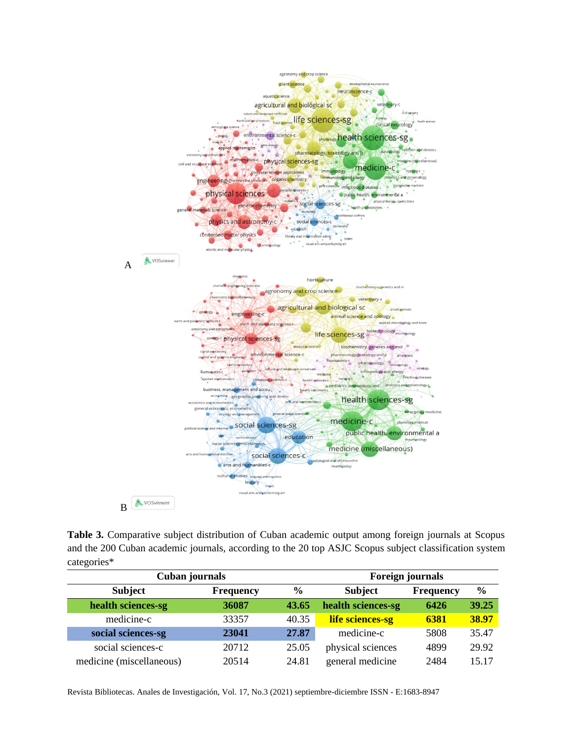A

B

**Table 3.** Comparative subject distribution of Cuban academic output among foreign journals at Scopus and the 200 Cuban academic journals, according to the 20 top ASJC Scopus subject classification system categories*

| Cuban journals | | | Foreign journals | | |
|---|---|---|---|---|---|
| **Subject** | **Frequency** | **%** | **Subject** | **Frequency** | **%** |
| **health sciences-sg** | **36087** | **43.65** | **health sciences-sg** | **6426** | **39.25** |
| medicine-c | 33357 | 40.35 | **life sciences-sg** | **6381** | **38.97** |
| **social sciences-sg** | **23041** | **27.87** | medicine-c | 5808 | 35.47 |
| social sciences-c | 20712 | 25.05 | physical sciences | 4899 | 29.92 |
| medicine (miscellaneous) | 20514 | 24.81 | general medicine | 2484 | 15.17 |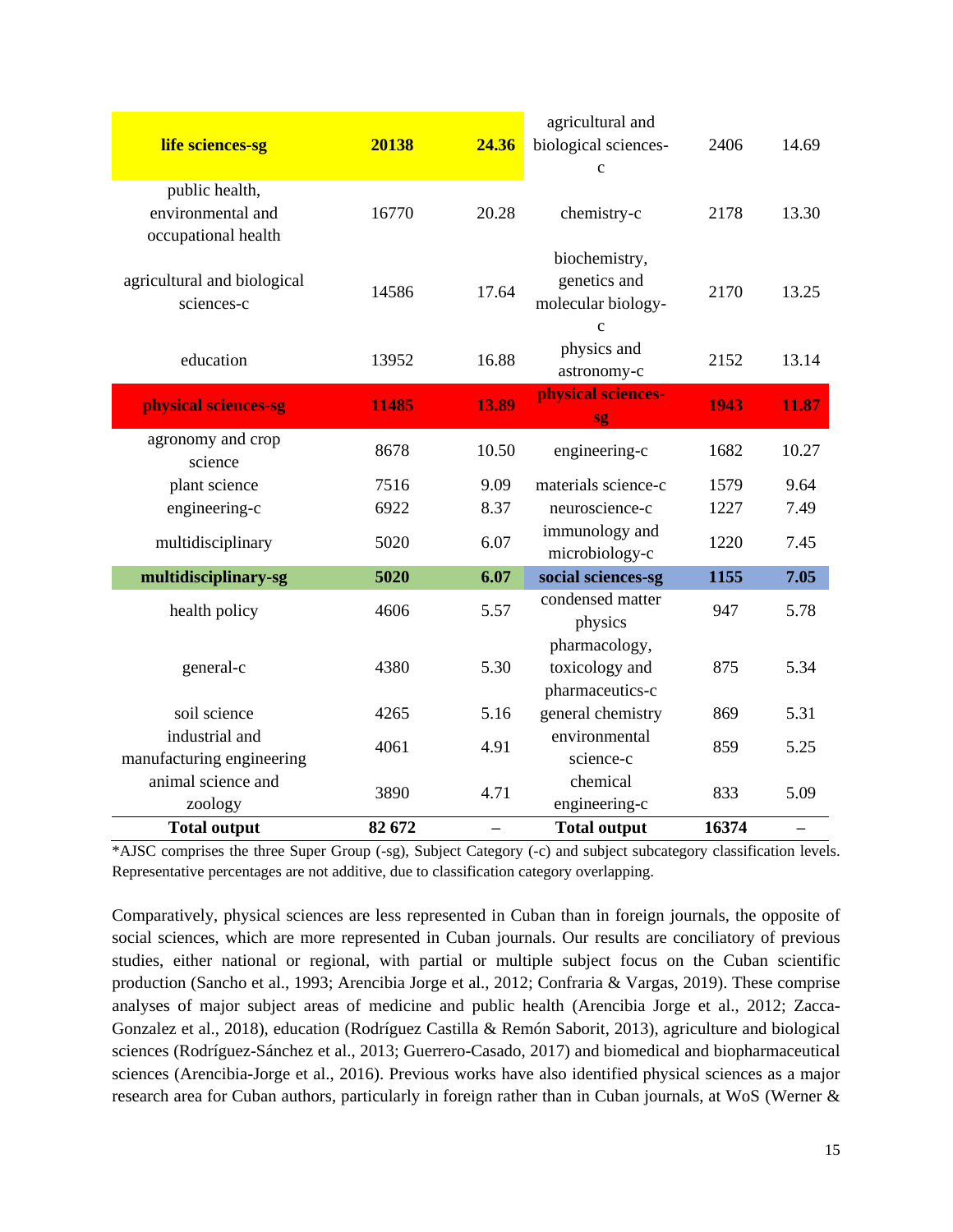| | | | | | |
|---|---|---|---|---|---|
| **life sciences-sg** | **20138** | **24.36** | agricultural and biological sciences-c | 2406 | 14.69 |
| public health, environmental and occupational health | 16770 | 20.28 | chemistry-c | 2178 | 13.30 |
| agricultural and biological sciences-c | 14586 | 17.64 | biochemistry, genetics and molecular biology-c | 2170 | 13.25 |
| education | 13952 | 16.88 | physics and astronomy-c | 2152 | 13.14 |
| **physical sciences-sg** | **11485** | **13.89** | **physical sciences-sg** | **1943** | **11.87** |
| agronomy and crop science | 8678 | 10.50 | engineering-c | 1682 | 10.27 |
| plant science | 7516 | 9.09 | materials science-c | 1579 | 9.64 |
| engineering-c | 6922 | 8.37 | neuroscience-c | 1227 | 7.49 |
| multidisciplinary | 5020 | 6.07 | immunology and microbiology-c | 1220 | 7.45 |
| **multidisciplinary-sg** | **5020** | **6.07** | **social sciences-sg** | **1155** | **7.05** |
| health policy | 4606 | 5.57 | condensed matter physics | 947 | 5.78 |
| general-c | 4380 | 5.30 | pharmacology, toxicology and pharmaceutics-c | 875 | 5.34 |
| soil science | 4265 | 5.16 | general chemistry | 869 | 5.31 |
| industrial and manufacturing engineering | 4061 | 4.91 | environmental science-c | 859 | 5.25 |
| animal science and zoology | 3890 | 4.71 | chemical engineering-c | 833 | 5.09 |
| **Total output** | **82 672** | – | **Total output** | **16374** | – |

*AJSC comprises the three Super Group (-sg), Subject Category (-c) and subject subcategory classification levels. Representative percentages are not additive, due to classification category overlapping.

Comparatively, physical sciences are less represented in Cuban than in foreign journals, the opposite of social sciences, which are more represented in Cuban journals. Our results are conciliatory of previous studies, either national or regional, with partial or multiple subject focus on the Cuban scientific production (Sancho et al., 1993; Arencibia Jorge et al., 2012; Confraria & Vargas, 2019). These comprise analyses of major subject areas of medicine and public health (Arencibia Jorge et al., 2012; Zacca-Gonzalez et al., 2018), education (Rodríguez Castilla & Remón Saborit, 2013), agriculture and biological sciences (Rodríguez-Sánchez et al., 2013; Guerrero-Casado, 2017) and biomedical and biopharmaceutical sciences (Arencibia-Jorge et al., 2016). Previous works have also identified physical sciences as a major research area for Cuban authors, particularly in foreign rather than in Cuban journals, at WoS (Werner &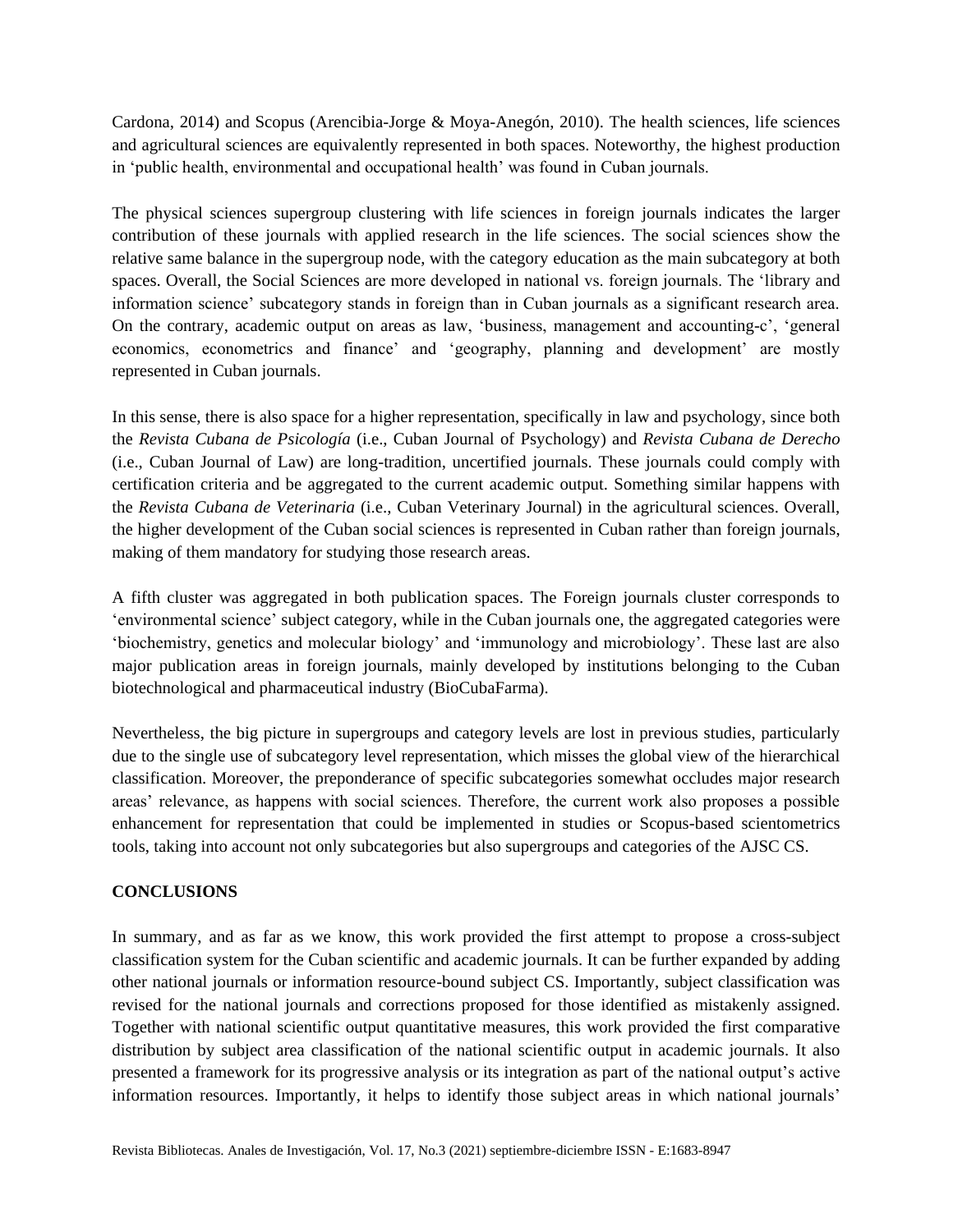Cardona, 2014) and Scopus (Arencibia-Jorge & Moya-Anegón, 2010). The health sciences, life sciences and agricultural sciences are equivalently represented in both spaces. Noteworthy, the highest production in 'public health, environmental and occupational health' was found in Cuban journals.

The physical sciences supergroup clustering with life sciences in foreign journals indicates the larger contribution of these journals with applied research in the life sciences. The social sciences show the relative same balance in the supergroup node, with the category education as the main subcategory at both spaces. Overall, the Social Sciences are more developed in national vs. foreign journals. The 'library and information science' subcategory stands in foreign than in Cuban journals as a significant research area. On the contrary, academic output on areas as law, 'business, management and accounting-c', 'general economics, econometrics and finance' and 'geography, planning and development' are mostly represented in Cuban journals.

In this sense, there is also space for a higher representation, specifically in law and psychology, since both the *Revista Cubana de Psicología* (i.e., Cuban Journal of Psychology) and *Revista Cubana de Derecho* (i.e., Cuban Journal of Law) are long-tradition, uncertified journals. These journals could comply with certification criteria and be aggregated to the current academic output. Something similar happens with the *Revista Cubana de Veterinaria* (i.e., Cuban Veterinary Journal) in the agricultural sciences. Overall, the higher development of the Cuban social sciences is represented in Cuban rather than foreign journals, making of them mandatory for studying those research areas.

A fifth cluster was aggregated in both publication spaces. The Foreign journals cluster corresponds to 'environmental science' subject category, while in the Cuban journals one, the aggregated categories were 'biochemistry, genetics and molecular biology' and 'immunology and microbiology'. These last are also major publication areas in foreign journals, mainly developed by institutions belonging to the Cuban biotechnological and pharmaceutical industry (BioCubaFarma).

Nevertheless, the big picture in supergroups and category levels are lost in previous studies, particularly due to the single use of subcategory level representation, which misses the global view of the hierarchical classification. Moreover, the preponderance of specific subcategories somewhat occludes major research areas' relevance, as happens with social sciences. Therefore, the current work also proposes a possible enhancement for representation that could be implemented in studies or Scopus-based scientometrics tools, taking into account not only subcategories but also supergroups and categories of the AJSC CS.

## CONCLUSIONS

In summary, and as far as we know, this work provided the first attempt to propose a cross-subject classification system for the Cuban scientific and academic journals. It can be further expanded by adding other national journals or information resource-bound subject CS. Importantly, subject classification was revised for the national journals and corrections proposed for those identified as mistakenly assigned. Together with national scientific output quantitative measures, this work provided the first comparative distribution by subject area classification of the national scientific output in academic journals. It also presented a framework for its progressive analysis or its integration as part of the national output's active information resources. Importantly, it helps to identify those subject areas in which national journals'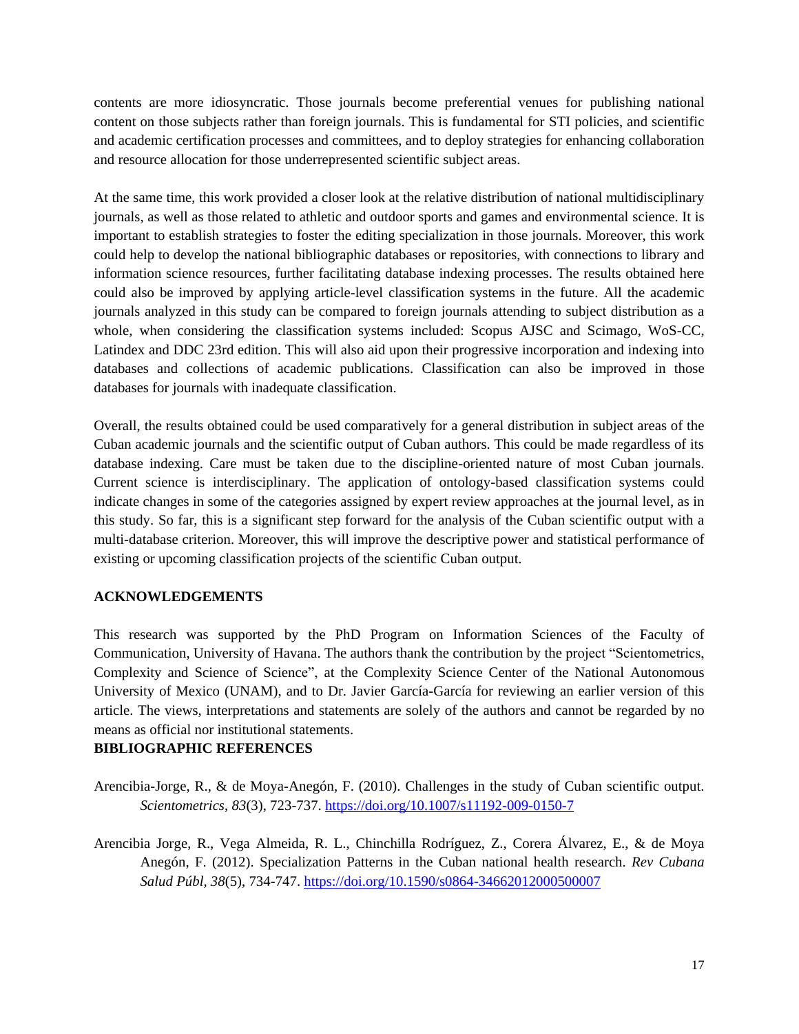contents are more idiosyncratic. Those journals become preferential venues for publishing national content on those subjects rather than foreign journals. This is fundamental for STI policies, and scientific and academic certification processes and committees, and to deploy strategies for enhancing collaboration and resource allocation for those underrepresented scientific subject areas.

At the same time, this work provided a closer look at the relative distribution of national multidisciplinary journals, as well as those related to athletic and outdoor sports and games and environmental science. It is important to establish strategies to foster the editing specialization in those journals. Moreover, this work could help to develop the national bibliographic databases or repositories, with connections to library and information science resources, further facilitating database indexing processes. The results obtained here could also be improved by applying article-level classification systems in the future. All the academic journals analyzed in this study can be compared to foreign journals attending to subject distribution as a whole, when considering the classification systems included: Scopus AJSC and Scimago, WoS-CC, Latindex and DDC 23rd edition. This will also aid upon their progressive incorporation and indexing into databases and collections of academic publications. Classification can also be improved in those databases for journals with inadequate classification.

Overall, the results obtained could be used comparatively for a general distribution in subject areas of the Cuban academic journals and the scientific output of Cuban authors. This could be made regardless of its database indexing. Care must be taken due to the discipline-oriented nature of most Cuban journals. Current science is interdisciplinary. The application of ontology-based classification systems could indicate changes in some of the categories assigned by expert review approaches at the journal level, as in this study. So far, this is a significant step forward for the analysis of the Cuban scientific output with a multi-database criterion. Moreover, this will improve the descriptive power and statistical performance of existing or upcoming classification projects of the scientific Cuban output.

## ACKNOWLEDGEMENTS

This research was supported by the PhD Program on Information Sciences of the Faculty of Communication, University of Havana. The authors thank the contribution by the project "Scientometrics, Complexity and Science of Science", at the Complexity Science Center of the National Autonomous University of Mexico (UNAM), and to Dr. Javier García-García for reviewing an earlier version of this article. The views, interpretations and statements are solely of the authors and cannot be regarded by no means as official nor institutional statements.

## BIBLIOGRAPHIC REFERENCES

Arencibia-Jorge, R., & de Moya-Anegón, F. (2010). Challenges in the study of Cuban scientific output. *Scientometrics*, *83*(3), 723-737. https://doi.org/10.1007/s11192-009-0150-7

Arencibia Jorge, R., Vega Almeida, R. L., Chinchilla Rodríguez, Z., Corera Álvarez, E., & de Moya Anegón, F. (2012). Specialization Patterns in the Cuban national health research. *Rev Cubana Salud Públ*, *38*(5), 734-747. https://doi.org/10.1590/s0864-34662012000500007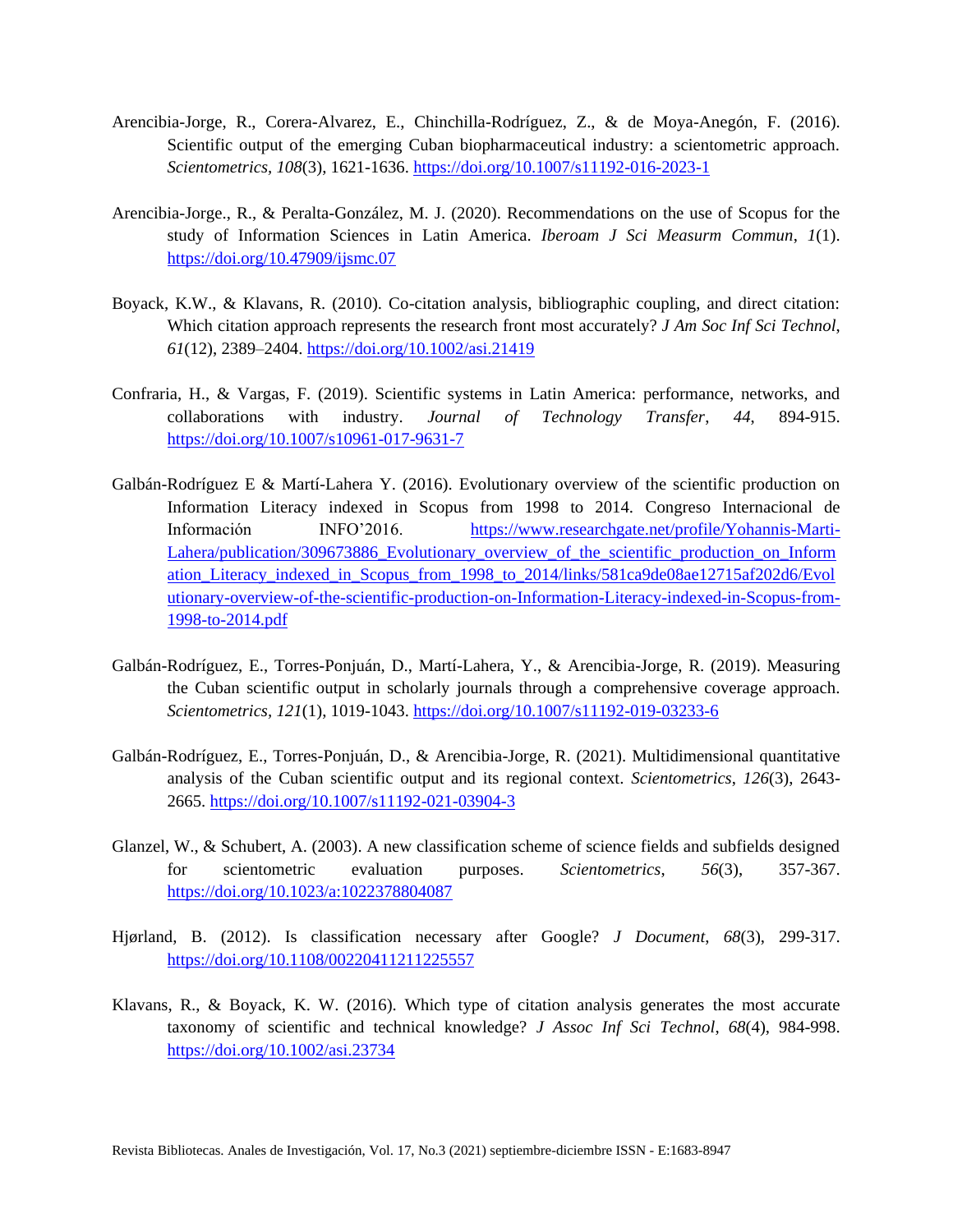Arencibia-Jorge, R., Corera-Alvarez, E., Chinchilla-Rodríguez, Z., & de Moya-Anegón, F. (2016). Scientific output of the emerging Cuban biopharmaceutical industry: a scientometric approach. *Scientometrics*, *108*(3), 1621-1636. https://doi.org/10.1007/s11192-016-2023-1

Arencibia-Jorge., R., & Peralta-González, M. J. (2020). Recommendations on the use of Scopus for the study of Information Sciences in Latin America. *Iberoam J Sci Measurm Commun*, *1*(1). https://doi.org/10.47909/ijsmc.07

Boyack, K.W., & Klavans, R. (2010). Co-citation analysis, bibliographic coupling, and direct citation: Which citation approach represents the research front most accurately? *J Am Soc Inf Sci Technol*, *61*(12), 2389–2404. https://doi.org/10.1002/asi.21419

Confraria, H., & Vargas, F. (2019). Scientific systems in Latin America: performance, networks, and collaborations with industry. *Journal of Technology Transfer*, *44*, 894-915. https://doi.org/10.1007/s10961-017-9631-7

Galbán-Rodríguez E & Martí-Lahera Y. (2016). Evolutionary overview of the scientific production on Information Literacy indexed in Scopus from 1998 to 2014. Congreso Internacional de Información INFO'2016. https://www.researchgate.net/profile/Yohannis-Marti-Lahera/publication/309673886_Evolutionary_overview_of_the_scientific_production_on_Information_Literacy_indexed_in_Scopus_from_1998_to_2014/links/581ca9de08ae12715af202d6/Evolutionary-overview-of-the-scientific-production-on-Information-Literacy-indexed-in-Scopus-from-1998-to-2014.pdf

Galbán-Rodríguez, E., Torres-Ponjuán, D., Martí-Lahera, Y., & Arencibia-Jorge, R. (2019). Measuring the Cuban scientific output in scholarly journals through a comprehensive coverage approach. *Scientometrics*, *121*(1), 1019-1043. https://doi.org/10.1007/s11192-019-03233-6

Galbán-Rodríguez, E., Torres-Ponjuán, D., & Arencibia-Jorge, R. (2021). Multidimensional quantitative analysis of the Cuban scientific output and its regional context. *Scientometrics*, *126*(3), 2643-2665. https://doi.org/10.1007/s11192-021-03904-3

Glanzel, W., & Schubert, A. (2003). A new classification scheme of science fields and subfields designed for scientometric evaluation purposes. *Scientometrics*, *56*(3), 357-367. https://doi.org/10.1023/a:1022378804087

Hjørland, B. (2012). Is classification necessary after Google? *J Document*, *68*(3), 299-317. https://doi.org/10.1108/00220411211225557

Klavans, R., & Boyack, K. W. (2016). Which type of citation analysis generates the most accurate taxonomy of scientific and technical knowledge? *J Assoc Inf Sci Technol*, *68*(4), 984-998. https://doi.org/10.1002/asi.23734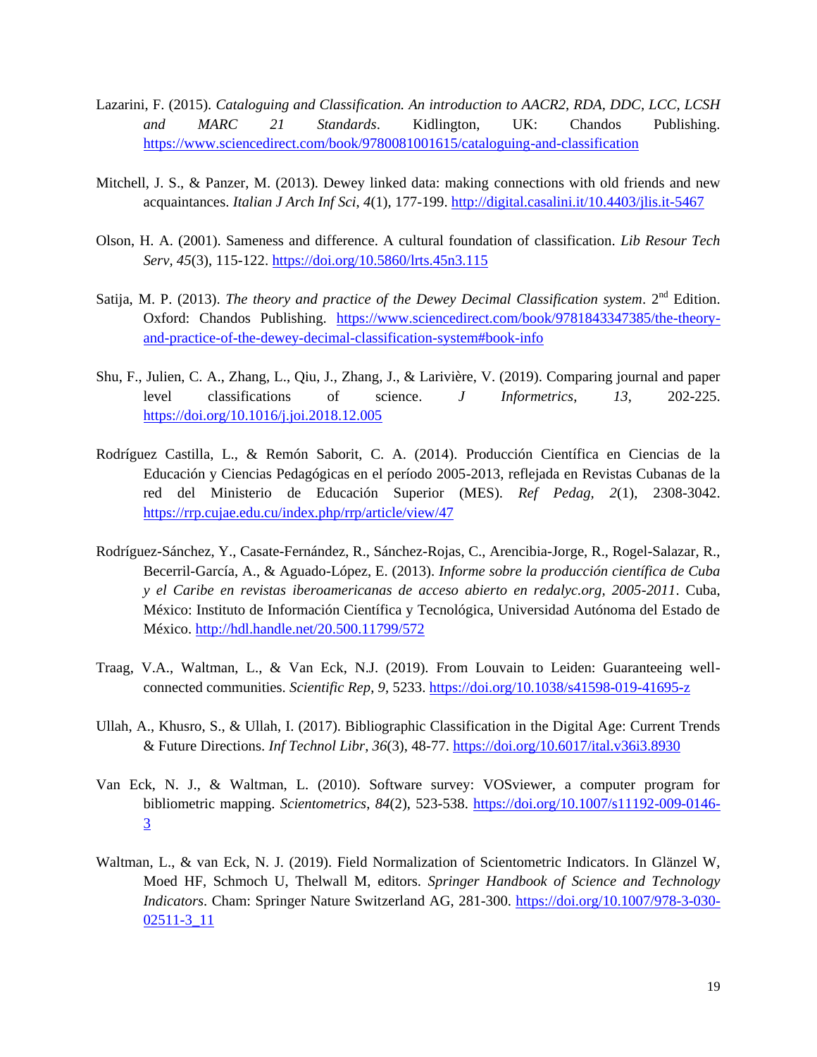Lazarini, F. (2015). *Cataloguing and Classification. An introduction to AACR2, RDA, DDC, LCC, LCSH and MARC 21 Standards*. Kidlington, UK: Chandos Publishing. https://www.sciencedirect.com/book/9780081001615/cataloguing-and-classification

Mitchell, J. S., & Panzer, M. (2013). Dewey linked data: making connections with old friends and new acquaintances. *Italian J Arch Inf Sci*, *4*(1), 177-199. http://digital.casalini.it/10.4403/jlis.it-5467

Olson, H. A. (2001). Sameness and difference. A cultural foundation of classification. *Lib Resour Tech Serv*, *45*(3), 115-122. https://doi.org/10.5860/lrts.45n3.115

Satija, M. P. (2013). *The theory and practice of the Dewey Decimal Classification system*. 2nd Edition. Oxford: Chandos Publishing. https://www.sciencedirect.com/book/9781843347385/the-theory-and-practice-of-the-dewey-decimal-classification-system#book-info

Shu, F., Julien, C. A., Zhang, L., Qiu, J., Zhang, J., & Larivière, V. (2019). Comparing journal and paper level classifications of science. *J Informetrics*, *13*, 202-225. https://doi.org/10.1016/j.joi.2018.12.005

Rodríguez Castilla, L., & Remón Saborit, C. A. (2014). Producción Científica en Ciencias de la Educación y Ciencias Pedagógicas en el período 2005-2013, reflejada en Revistas Cubanas de la red del Ministerio de Educación Superior (MES). *Ref Pedag*, *2*(1), 2308-3042. https://rrp.cujae.edu.cu/index.php/rrp/article/view/47

Rodríguez-Sánchez, Y., Casate-Fernández, R., Sánchez-Rojas, C., Arencibia-Jorge, R., Rogel-Salazar, R., Becerril-García, A., & Aguado-López, E. (2013). *Informe sobre la producción científica de Cuba y el Caribe en revistas iberoamericanas de acceso abierto en redalyc.org, 2005-2011*. Cuba, México: Instituto de Información Científica y Tecnológica, Universidad Autónoma del Estado de México. http://hdl.handle.net/20.500.11799/572

Traag, V.A., Waltman, L., & Van Eck, N.J. (2019). From Louvain to Leiden: Guaranteeing well-connected communities. *Scientific Rep*, *9*, 5233. https://doi.org/10.1038/s41598-019-41695-z

Ullah, A., Khusro, S., & Ullah, I. (2017). Bibliographic Classification in the Digital Age: Current Trends & Future Directions. *Inf Technol Libr*, *36*(3), 48-77. https://doi.org/10.6017/ital.v36i3.8930

Van Eck, N. J., & Waltman, L. (2010). Software survey: VOSviewer, a computer program for bibliometric mapping. *Scientometrics*, *84*(2), 523-538. https://doi.org/10.1007/s11192-009-0146-3

Waltman, L., & van Eck, N. J. (2019). Field Normalization of Scientometric Indicators. In Glänzel W, Moed HF, Schmoch U, Thelwall M, editors. *Springer Handbook of Science and Technology Indicators*. Cham: Springer Nature Switzerland AG, 281-300. https://doi.org/10.1007/978-3-030-02511-3_11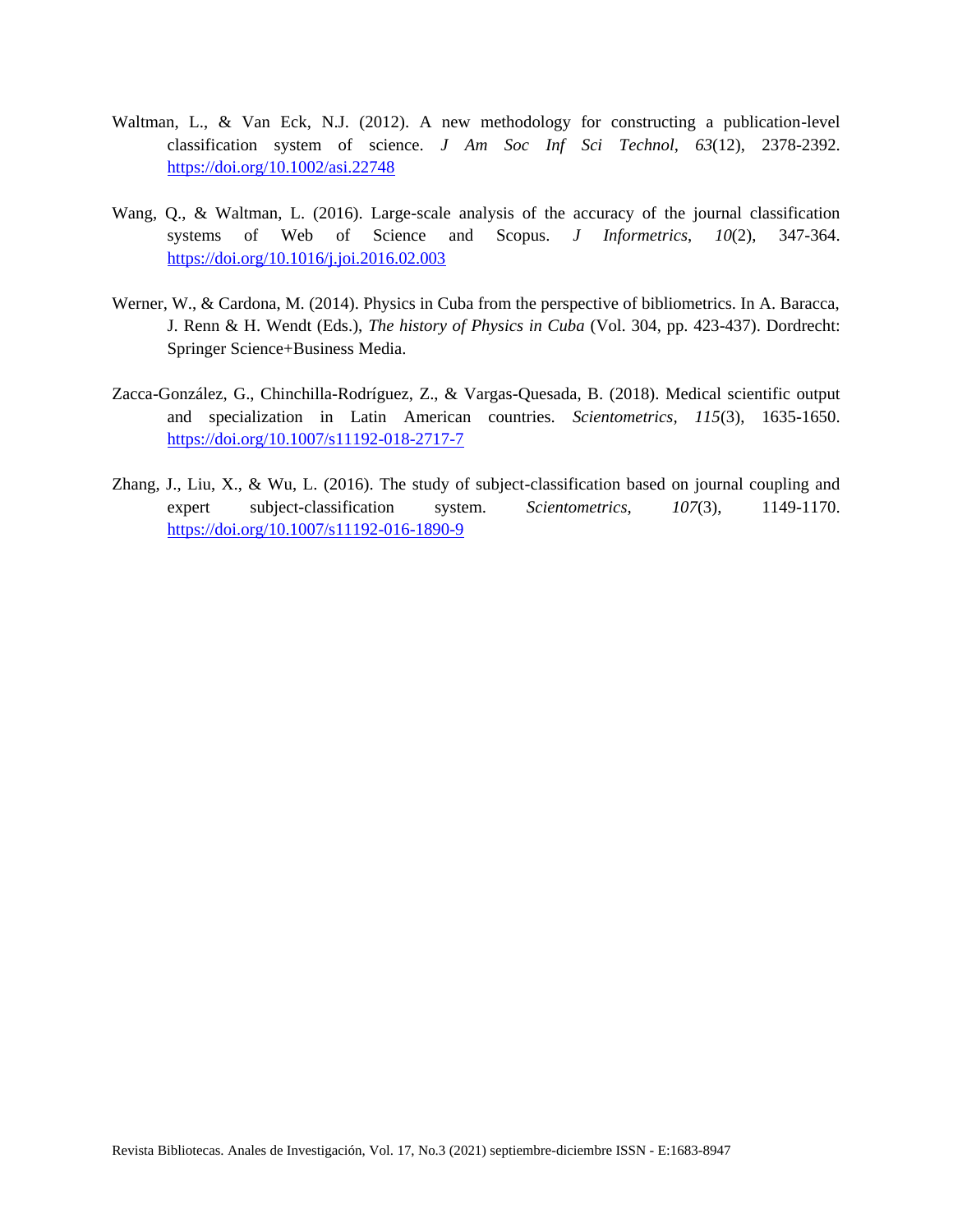Waltman, L., & Van Eck, N.J. (2012). A new methodology for constructing a publication-level classification system of science. *J Am Soc Inf Sci Technol*, *63*(12), 2378-2392. https://doi.org/10.1002/asi.22748

Wang, Q., & Waltman, L. (2016). Large-scale analysis of the accuracy of the journal classification systems of Web of Science and Scopus. *J Informetrics*, *10*(2), 347-364. https://doi.org/10.1016/j.joi.2016.02.003

Werner, W., & Cardona, M. (2014). Physics in Cuba from the perspective of bibliometrics. In A. Baracca, J. Renn & H. Wendt (Eds.), *The history of Physics in Cuba* (Vol. 304, pp. 423-437). Dordrecht: Springer Science+Business Media.

Zacca-González, G., Chinchilla-Rodríguez, Z., & Vargas-Quesada, B. (2018). Medical scientific output and specialization in Latin American countries. *Scientometrics*, *115*(3), 1635-1650. https://doi.org/10.1007/s11192-018-2717-7

Zhang, J., Liu, X., & Wu, L. (2016). The study of subject-classification based on journal coupling and expert subject-classification system. *Scientometrics*, *107*(3), 1149-1170. https://doi.org/10.1007/s11192-016-1890-9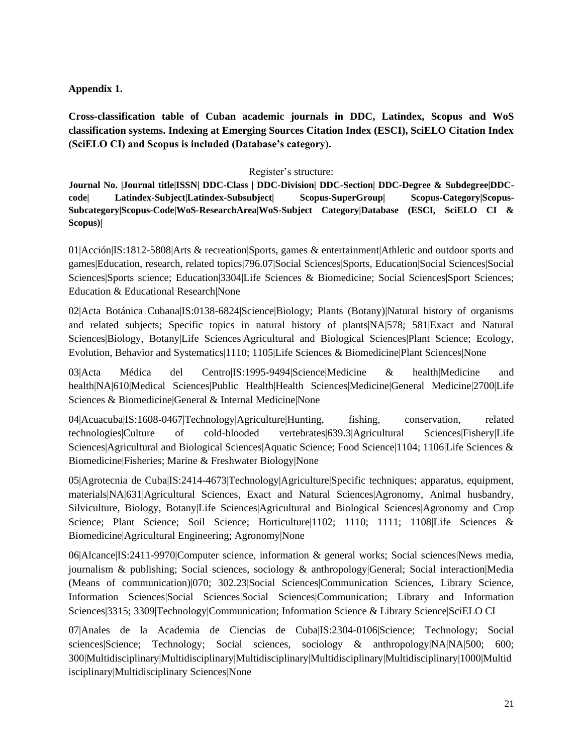**Appendix 1.**

**Cross-classification table of Cuban academic journals in DDC, Latindex, Scopus and WoS classification systems. Indexing at Emerging Sources Citation Index (ESCI), SciELO Citation Index (SciELO CI) and Scopus is included (Database's category).**

Register's structure:

**Journal No. |Journal title|ISSN| DDC-Class | DDC-Division| DDC-Section| DDC-Degree & Subdegree|DDC-code| Latindex-Subject|Latindex-Subsubject| Scopus-SuperGroup| Scopus-Category|Scopus-Subcategory|Scopus-Code|WoS-ResearchArea|WoS-Subject Category|Database (ESCI, SciELO CI & Scopus)|**

01|Acción|IS:1812-5808|Arts & recreation|Sports, games & entertainment|Athletic and outdoor sports and games|Education, research, related topics|796.07|Social Sciences|Sports, Education|Social Sciences|Social Sciences|Sports science; Education|3304|Life Sciences & Biomedicine; Social Sciences|Sport Sciences; Education & Educational Research|None

02|Acta Botánica Cubana|IS:0138-6824|Science|Biology; Plants (Botany)|Natural history of organisms and related subjects; Specific topics in natural history of plants|NA|578; 581|Exact and Natural Sciences|Biology, Botany|Life Sciences|Agricultural and Biological Sciences|Plant Science; Ecology, Evolution, Behavior and Systematics|1110; 1105|Life Sciences & Biomedicine|Plant Sciences|None

03|Acta Médica del Centro|IS:1995-9494|Science|Medicine & health|Medicine and health|NA|610|Medical Sciences|Public Health|Health Sciences|Medicine|General Medicine|2700|Life Sciences & Biomedicine|General & Internal Medicine|None

04|Acuacuba|IS:1608-0467|Technology|Agriculture|Hunting, fishing, conservation, related technologies|Culture of cold-blooded vertebrates|639.3|Agricultural Sciences|Fishery|Life Sciences|Agricultural and Biological Sciences|Aquatic Science; Food Science|1104; 1106|Life Sciences & Biomedicine|Fisheries; Marine & Freshwater Biology|None

05|Agrotecnia de Cuba|IS:2414-4673|Technology|Agriculture|Specific techniques; apparatus, equipment, materials|NA|631|Agricultural Sciences, Exact and Natural Sciences|Agronomy, Animal husbandry, Silviculture, Biology, Botany|Life Sciences|Agricultural and Biological Sciences|Agronomy and Crop Science; Plant Science; Soil Science; Horticulture|1102; 1110; 1111; 1108|Life Sciences & Biomedicine|Agricultural Engineering; Agronomy|None

06|Alcance|IS:2411-9970|Computer science, information & general works; Social sciences|News media, journalism & publishing; Social sciences, sociology & anthropology|General; Social interaction|Media (Means of communication)|070; 302.23|Social Sciences|Communication Sciences, Library Science, Information Sciences|Social Sciences|Social Sciences|Communication; Library and Information Sciences|3315; 3309|Technology|Communication; Information Science & Library Science|SciELO CI

07|Anales de la Academia de Ciencias de Cuba|IS:2304-0106|Science; Technology; Social sciences|Science; Technology; Social sciences, sociology & anthropology|NA|NA|500; 600; 300|Multidisciplinary|Multidisciplinary|Multidisciplinary|Multidisciplinary|Multidisciplinary|1000|Multidisciplinary|Multidisciplinary Sciences|None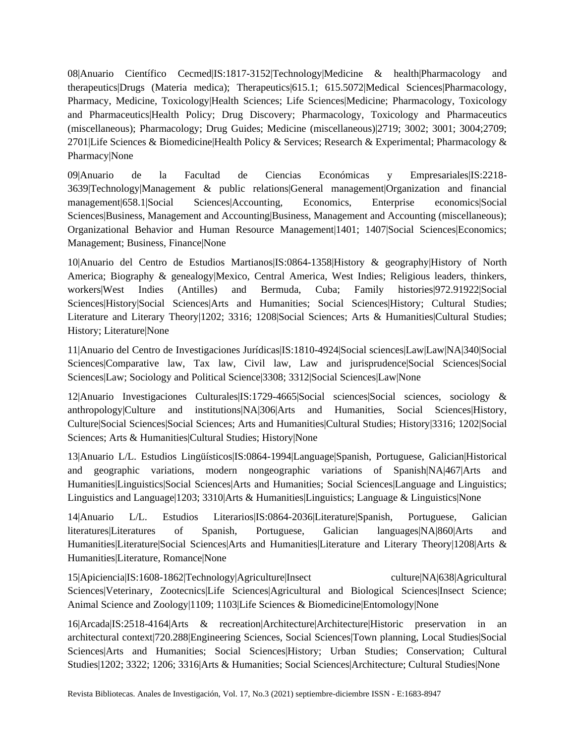08|Anuario Científico Cecmed|IS:1817-3152|Technology|Medicine & health|Pharmacology and therapeutics|Drugs (Materia medica); Therapeutics|615.1; 615.5072|Medical Sciences|Pharmacology, Pharmacy, Medicine, Toxicology|Health Sciences; Life Sciences|Medicine; Pharmacology, Toxicology and Pharmaceutics|Health Policy; Drug Discovery; Pharmacology, Toxicology and Pharmaceutics (miscellaneous); Pharmacology; Drug Guides; Medicine (miscellaneous)|2719; 3002; 3001; 3004;2709; 2701|Life Sciences & Biomedicine|Health Policy & Services; Research & Experimental; Pharmacology & Pharmacy|None

09|Anuario de la Facultad de Ciencias Económicas y Empresariales|IS:2218-3639|Technology|Management & public relations|General management|Organization and financial management|658.1|Social Sciences|Accounting, Economics, Enterprise economics|Social Sciences|Business, Management and Accounting|Business, Management and Accounting (miscellaneous); Organizational Behavior and Human Resource Management|1401; 1407|Social Sciences|Economics; Management; Business, Finance|None

10|Anuario del Centro de Estudios Martianos|IS:0864-1358|History & geography|History of North America; Biography & genealogy|Mexico, Central America, West Indies; Religious leaders, thinkers, workers|West Indies (Antilles) and Bermuda, Cuba; Family histories|972.91922|Social Sciences|History|Social Sciences|Arts and Humanities; Social Sciences|History; Cultural Studies; Literature and Literary Theory|1202; 3316; 1208|Social Sciences; Arts & Humanities|Cultural Studies; History; Literature|None

11|Anuario del Centro de Investigaciones Jurídicas|IS:1810-4924|Social sciences|Law|Law|NA|340|Social Sciences|Comparative law, Tax law, Civil law, Law and jurisprudence|Social Sciences|Social Sciences|Law; Sociology and Political Science|3308; 3312|Social Sciences|Law|None

12|Anuario Investigaciones Culturales|IS:1729-4665|Social sciences|Social sciences, sociology & anthropology|Culture and institutions|NA|306|Arts and Humanities, Social Sciences|History, Culture|Social Sciences|Social Sciences; Arts and Humanities|Cultural Studies; History|3316; 1202|Social Sciences; Arts & Humanities|Cultural Studies; History|None

13|Anuario L/L. Estudios Lingüísticos|IS:0864-1994|Language|Spanish, Portuguese, Galician|Historical and geographic variations, modern nongeographic variations of Spanish|NA|467|Arts and Humanities|Linguistics|Social Sciences|Arts and Humanities; Social Sciences|Language and Linguistics; Linguistics and Language|1203; 3310|Arts & Humanities|Linguistics; Language & Linguistics|None

14|Anuario L/L. Estudios Literarios|IS:0864-2036|Literature|Spanish, Portuguese, Galician literatures|Literatures of Spanish, Portuguese, Galician languages|NA|860|Arts and Humanities|Literature|Social Sciences|Arts and Humanities|Literature and Literary Theory|1208|Arts & Humanities|Literature, Romance|None

15|Apiciencia|IS:1608-1862|Technology|Agriculture|Insect culture|NA|638|Agricultural Sciences|Veterinary, Zootecnics|Life Sciences|Agricultural and Biological Sciences|Insect Science; Animal Science and Zoology|1109; 1103|Life Sciences & Biomedicine|Entomology|None

16|Arcada|IS:2518-4164|Arts & recreation|Architecture|Architecture|Historic preservation in an architectural context|720.288|Engineering Sciences, Social Sciences|Town planning, Local Studies|Social Sciences|Arts and Humanities; Social Sciences|History; Urban Studies; Conservation; Cultural Studies|1202; 3322; 1206; 3316|Arts & Humanities; Social Sciences|Architecture; Cultural Studies|None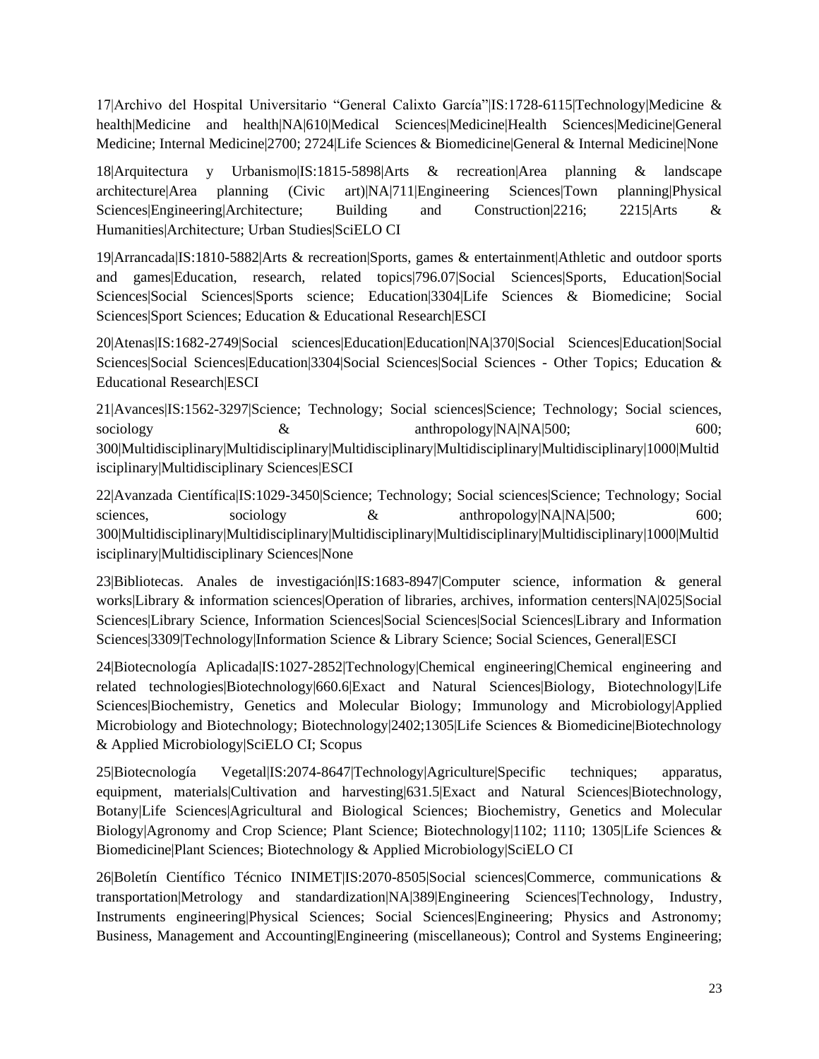17|Archivo del Hospital Universitario "General Calixto García"|IS:1728-6115|Technology|Medicine & health|Medicine and health|NA|610|Medical Sciences|Medicine|Health Sciences|Medicine|General Medicine; Internal Medicine|2700; 2724|Life Sciences & Biomedicine|General & Internal Medicine|None

18|Arquitectura y Urbanismo|IS:1815-5898|Arts & recreation|Area planning & landscape architecture|Area planning (Civic art)|NA|711|Engineering Sciences|Town planning|Physical Sciences|Engineering|Architecture; Building and Construction|2216; 2215|Arts & Humanities|Architecture; Urban Studies|SciELO CI

19|Arrancada|IS:1810-5882|Arts & recreation|Sports, games & entertainment|Athletic and outdoor sports and games|Education, research, related topics|796.07|Social Sciences|Sports, Education|Social Sciences|Social Sciences|Sports science; Education|3304|Life Sciences & Biomedicine; Social Sciences|Sport Sciences; Education & Educational Research|ESCI

20|Atenas|IS:1682-2749|Social sciences|Education|Education|NA|370|Social Sciences|Education|Social Sciences|Social Sciences|Education|3304|Social Sciences|Social Sciences - Other Topics; Education & Educational Research|ESCI

21|Avances|IS:1562-3297|Science; Technology; Social sciences|Science; Technology; Social sciences, sociology & anthropology|NA|NA|500; 600; 300|Multidisciplinary|Multidisciplinary|Multidisciplinary|Multidisciplinary|Multidisciplinary|1000|Multidisciplinary|Multidisciplinary Sciences|ESCI

22|Avanzada Científica|IS:1029-3450|Science; Technology; Social sciences|Science; Technology; Social sciences, sociology & anthropology|NA|NA|500; 600; 300|Multidisciplinary|Multidisciplinary|Multidisciplinary|Multidisciplinary|Multidisciplinary|1000|Multidisciplinary|Multidisciplinary Sciences|None

23|Bibliotecas. Anales de investigación|IS:1683-8947|Computer science, information & general works|Library & information sciences|Operation of libraries, archives, information centers|NA|025|Social Sciences|Library Science, Information Sciences|Social Sciences|Social Sciences|Library and Information Sciences|3309|Technology|Information Science & Library Science; Social Sciences, General|ESCI

24|Biotecnología Aplicada|IS:1027-2852|Technology|Chemical engineering|Chemical engineering and related technologies|Biotechnology|660.6|Exact and Natural Sciences|Biology, Biotechnology|Life Sciences|Biochemistry, Genetics and Molecular Biology; Immunology and Microbiology|Applied Microbiology and Biotechnology; Biotechnology|2402;1305|Life Sciences & Biomedicine|Biotechnology & Applied Microbiology|SciELO CI; Scopus

25|Biotecnología Vegetal|IS:2074-8647|Technology|Agriculture|Specific techniques; apparatus, equipment, materials|Cultivation and harvesting|631.5|Exact and Natural Sciences|Biotechnology, Botany|Life Sciences|Agricultural and Biological Sciences; Biochemistry, Genetics and Molecular Biology|Agronomy and Crop Science; Plant Science; Biotechnology|1102; 1110; 1305|Life Sciences & Biomedicine|Plant Sciences; Biotechnology & Applied Microbiology|SciELO CI

26|Boletín Científico Técnico INIMET|IS:2070-8505|Social sciences|Commerce, communications & transportation|Metrology and standardization|NA|389|Engineering Sciences|Technology, Industry, Instruments engineering|Physical Sciences; Social Sciences|Engineering; Physics and Astronomy; Business, Management and Accounting|Engineering (miscellaneous); Control and Systems Engineering;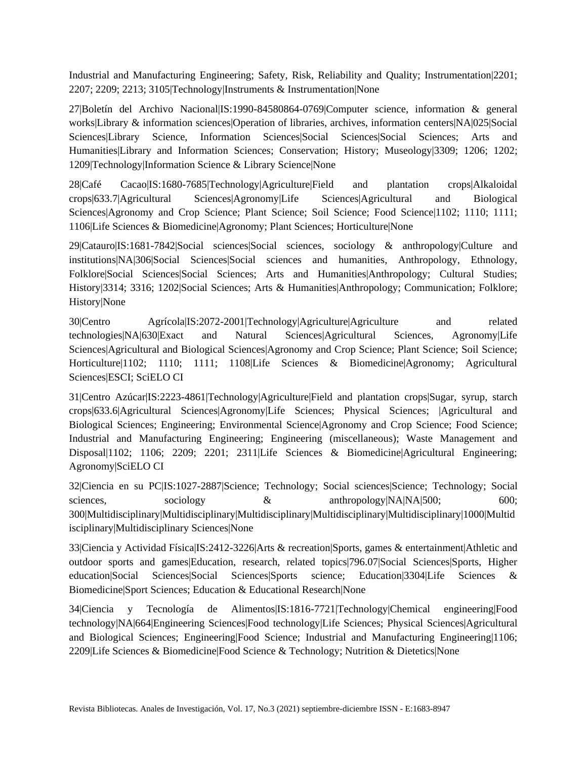Industrial and Manufacturing Engineering; Safety, Risk, Reliability and Quality; Instrumentation|2201; 2207; 2209; 2213; 3105|Technology|Instruments & Instrumentation|None

27|Boletín del Archivo Nacional|IS:1990-84580864-0769|Computer science, information & general works|Library & information sciences|Operation of libraries, archives, information centers|NA|025|Social Sciences|Library Science, Information Sciences|Social Sciences|Social Sciences; Arts and Humanities|Library and Information Sciences; Conservation; History; Museology|3309; 1206; 1202; 1209|Technology|Information Science & Library Science|None

28|Café Cacao|IS:1680-7685|Technology|Agriculture|Field and plantation crops|Alkaloidal crops|633.7|Agricultural Sciences|Agronomy|Life Sciences|Agricultural and Biological Sciences|Agronomy and Crop Science; Plant Science; Soil Science; Food Science|1102; 1110; 1111; 1106|Life Sciences & Biomedicine|Agronomy; Plant Sciences; Horticulture|None

29|Catauro|IS:1681-7842|Social sciences|Social sciences, sociology & anthropology|Culture and institutions|NA|306|Social Sciences|Social sciences and humanities, Anthropology, Ethnology, Folklore|Social Sciences|Social Sciences; Arts and Humanities|Anthropology; Cultural Studies; History|3314; 3316; 1202|Social Sciences; Arts & Humanities|Anthropology; Communication; Folklore; History|None

30|Centro Agrícola|IS:2072-2001|Technology|Agriculture|Agriculture and related technologies|NA|630|Exact and Natural Sciences|Agricultural Sciences, Agronomy|Life Sciences|Agricultural and Biological Sciences|Agronomy and Crop Science; Plant Science; Soil Science; Horticulture|1102; 1110; 1111; 1108|Life Sciences & Biomedicine|Agronomy; Agricultural Sciences|ESCI; SciELO CI

31|Centro Azúcar|IS:2223-4861|Technology|Agriculture|Field and plantation crops|Sugar, syrup, starch crops|633.6|Agricultural Sciences|Agronomy|Life Sciences; Physical Sciences; |Agricultural and Biological Sciences; Engineering; Environmental Science|Agronomy and Crop Science; Food Science; Industrial and Manufacturing Engineering; Engineering (miscellaneous); Waste Management and Disposal|1102; 1106; 2209; 2201; 2311|Life Sciences & Biomedicine|Agricultural Engineering; Agronomy|SciELO CI

32|Ciencia en su PC|IS:1027-2887|Science; Technology; Social sciences|Science; Technology; Social sciences, sociology & anthropology|NA|NA|500; 600; 300|Multidisciplinary|Multidisciplinary|Multidisciplinary|Multidisciplinary|Multidisciplinary|1000|Multidisciplinary|Multidisciplinary Sciences|None

33|Ciencia y Actividad Física|IS:2412-3226|Arts & recreation|Sports, games & entertainment|Athletic and outdoor sports and games|Education, research, related topics|796.07|Social Sciences|Sports, Higher education|Social Sciences|Social Sciences|Sports science; Education|3304|Life Sciences & Biomedicine|Sport Sciences; Education & Educational Research|None

34|Ciencia y Tecnología de Alimentos|IS:1816-7721|Technology|Chemical engineering|Food technology|NA|664|Engineering Sciences|Food technology|Life Sciences; Physical Sciences|Agricultural and Biological Sciences; Engineering|Food Science; Industrial and Manufacturing Engineering|1106; 2209|Life Sciences & Biomedicine|Food Science & Technology; Nutrition & Dietetics|None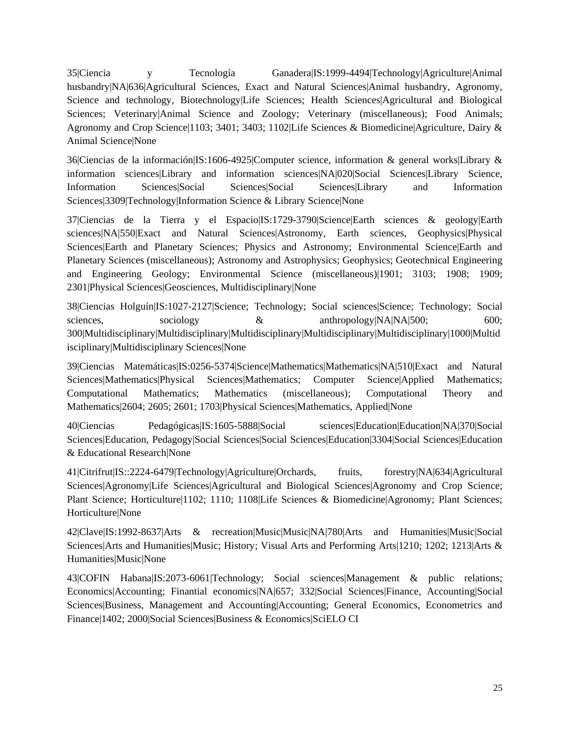35|Ciencia y Tecnología Ganadera|IS:1999-4494|Technology|Agriculture|Animal husbandry|NA|636|Agricultural Sciences, Exact and Natural Sciences|Animal husbandry, Agronomy, Science and technology, Biotechnology|Life Sciences; Health Sciences|Agricultural and Biological Sciences; Veterinary|Animal Science and Zoology; Veterinary (miscellaneous); Food Animals; Agronomy and Crop Science|1103; 3401; 3403; 1102|Life Sciences & Biomedicine|Agriculture, Dairy & Animal Science|None

36|Ciencias de la información|IS:1606-4925|Computer science, information & general works|Library & information sciences|Library and information sciences|NA|020|Social Sciences|Library Science, Information Sciences|Social Sciences|Social Sciences|Library and Information Sciences|3309|Technology|Information Science & Library Science|None

37|Ciencias de la Tierra y el Espacio|IS:1729-3790|Science|Earth sciences & geology|Earth sciences|NA|550|Exact and Natural Sciences|Astronomy, Earth sciences, Geophysics|Physical Sciences|Earth and Planetary Sciences; Physics and Astronomy; Environmental Science|Earth and Planetary Sciences (miscellaneous); Astronomy and Astrophysics; Geophysics; Geotechnical Engineering and Engineering Geology; Environmental Science (miscellaneous)|1901; 3103; 1908; 1909; 2301|Physical Sciences|Geosciences, Multidisciplinary|None

38|Ciencias Holguín|IS:1027-2127|Science; Technology; Social sciences|Science; Technology; Social sciences, sociology & anthropology|NA|NA|500; 600; 300|Multidisciplinary|Multidisciplinary|Multidisciplinary|Multidisciplinary|Multidisciplinary|1000|Multidisciplinary|Multidisciplinary Sciences|None

39|Ciencias Matemáticas|IS:0256-5374|Science|Mathematics|Mathematics|NA|510|Exact and Natural Sciences|Mathematics|Physical Sciences|Mathematics; Computer Science|Applied Mathematics; Computational Mathematics; Mathematics (miscellaneous); Computational Theory and Mathematics|2604; 2605; 2601; 1703|Physical Sciences|Mathematics, Applied|None

40|Ciencias Pedagógicas|IS:1605-5888|Social sciences|Education|Education|NA|370|Social Sciences|Education, Pedagogy|Social Sciences|Social Sciences|Education|3304|Social Sciences|Education & Educational Research|None

41|Citrifrut|IS::2224-6479|Technology|Agriculture|Orchards, fruits, forestry|NA|634|Agricultural Sciences|Agronomy|Life Sciences|Agricultural and Biological Sciences|Agronomy and Crop Science; Plant Science; Horticulture|1102; 1110; 1108|Life Sciences & Biomedicine|Agronomy; Plant Sciences; Horticulture|None

42|Clave|IS:1992-8637|Arts & recreation|Music|Music|NA|780|Arts and Humanities|Music|Social Sciences|Arts and Humanities|Music; History; Visual Arts and Performing Arts|1210; 1202; 1213|Arts & Humanities|Music|None

43|COFIN Habana|IS:2073-6061|Technology; Social sciences|Management & public relations; Economics|Accounting; Finantial economics|NA|657; 332|Social Sciences|Finance, Accounting|Social Sciences|Business, Management and Accounting|Accounting; General Economics, Econometrics and Finance|1402; 2000|Social Sciences|Business & Economics|SciELO CI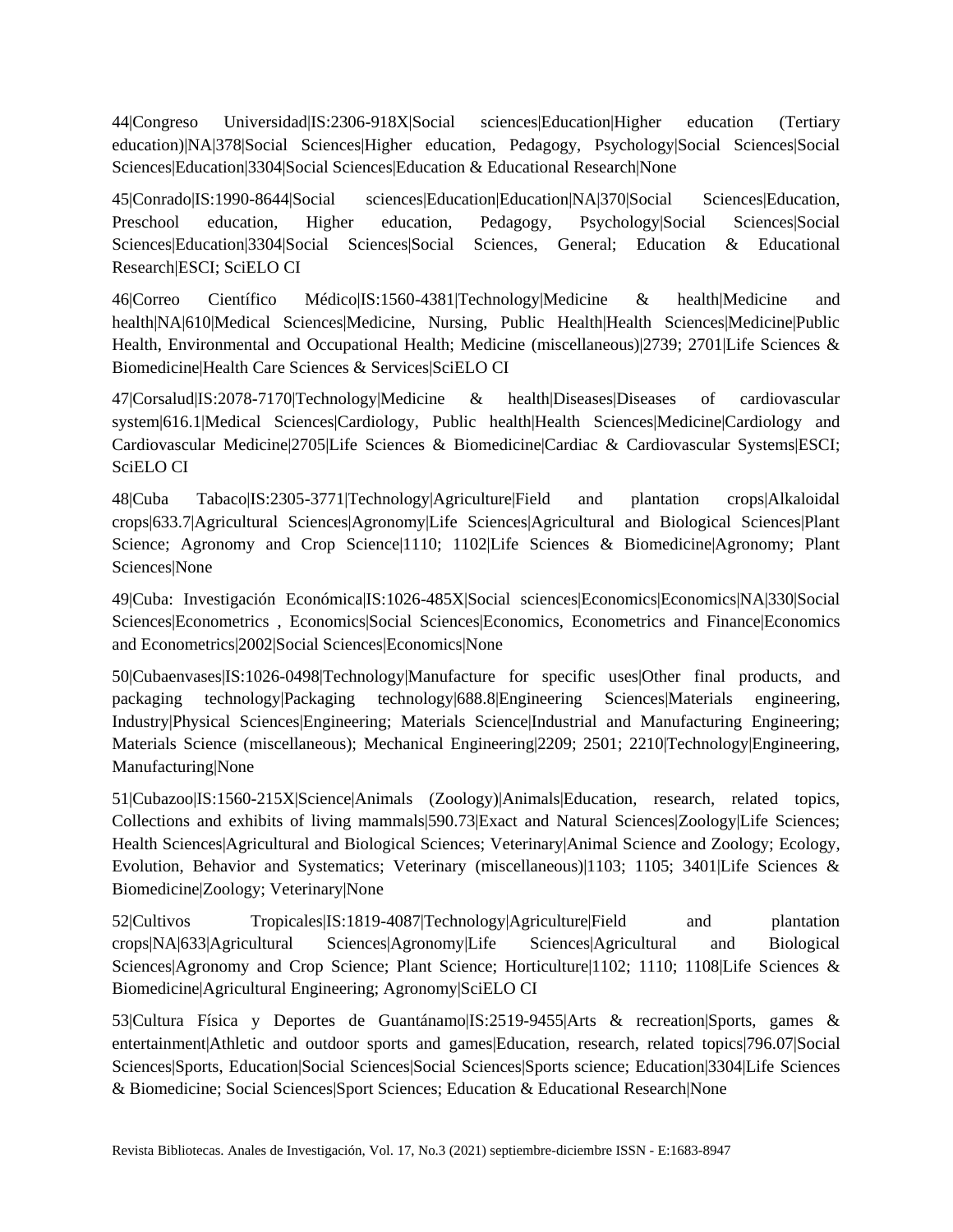44|Congreso Universidad|IS:2306-918X|Social sciences|Education|Higher education (Tertiary education)|NA|378|Social Sciences|Higher education, Pedagogy, Psychology|Social Sciences|Social Sciences|Education|3304|Social Sciences|Education & Educational Research|None

45|Conrado|IS:1990-8644|Social sciences|Education|Education|NA|370|Social Sciences|Education, Preschool education, Higher education, Pedagogy, Psychology|Social Sciences|Social Sciences|Education|3304|Social Sciences|Social Sciences, General; Education & Educational Research|ESCI; SciELO CI

46|Correo Científico Médico|IS:1560-4381|Technology|Medicine & health|Medicine and health|NA|610|Medical Sciences|Medicine, Nursing, Public Health|Health Sciences|Medicine|Public Health, Environmental and Occupational Health; Medicine (miscellaneous)|2739; 2701|Life Sciences & Biomedicine|Health Care Sciences & Services|SciELO CI

47|Corsalud|IS:2078-7170|Technology|Medicine & health|Diseases|Diseases of cardiovascular system|616.1|Medical Sciences|Cardiology, Public health|Health Sciences|Medicine|Cardiology and Cardiovascular Medicine|2705|Life Sciences & Biomedicine|Cardiac & Cardiovascular Systems|ESCI; SciELO CI

48|Cuba Tabaco|IS:2305-3771|Technology|Agriculture|Field and plantation crops|Alkaloidal crops|633.7|Agricultural Sciences|Agronomy|Life Sciences|Agricultural and Biological Sciences|Plant Science; Agronomy and Crop Science|1110; 1102|Life Sciences & Biomedicine|Agronomy; Plant Sciences|None

49|Cuba: Investigación Económica|IS:1026-485X|Social sciences|Economics|Economics|NA|330|Social Sciences|Econometrics , Economics|Social Sciences|Economics, Econometrics and Finance|Economics and Econometrics|2002|Social Sciences|Economics|None

50|Cubaenvases|IS:1026-0498|Technology|Manufacture for specific uses|Other final products, and packaging technology|Packaging technology|688.8|Engineering Sciences|Materials engineering, Industry|Physical Sciences|Engineering; Materials Science|Industrial and Manufacturing Engineering; Materials Science (miscellaneous); Mechanical Engineering|2209; 2501; 2210|Technology|Engineering, Manufacturing|None

51|Cubazoo|IS:1560-215X|Science|Animals (Zoology)|Animals|Education, research, related topics, Collections and exhibits of living mammals|590.73|Exact and Natural Sciences|Zoology|Life Sciences; Health Sciences|Agricultural and Biological Sciences; Veterinary|Animal Science and Zoology; Ecology, Evolution, Behavior and Systematics; Veterinary (miscellaneous)|1103; 1105; 3401|Life Sciences & Biomedicine|Zoology; Veterinary|None

52|Cultivos Tropicales|IS:1819-4087|Technology|Agriculture|Field and plantation crops|NA|633|Agricultural Sciences|Agronomy|Life Sciences|Agricultural and Biological Sciences|Agronomy and Crop Science; Plant Science; Horticulture|1102; 1110; 1108|Life Sciences & Biomedicine|Agricultural Engineering; Agronomy|SciELO CI

53|Cultura Física y Deportes de Guantánamo|IS:2519-9455|Arts & recreation|Sports, games & entertainment|Athletic and outdoor sports and games|Education, research, related topics|796.07|Social Sciences|Sports, Education|Social Sciences|Social Sciences|Sports science; Education|3304|Life Sciences & Biomedicine; Social Sciences|Sport Sciences; Education & Educational Research|None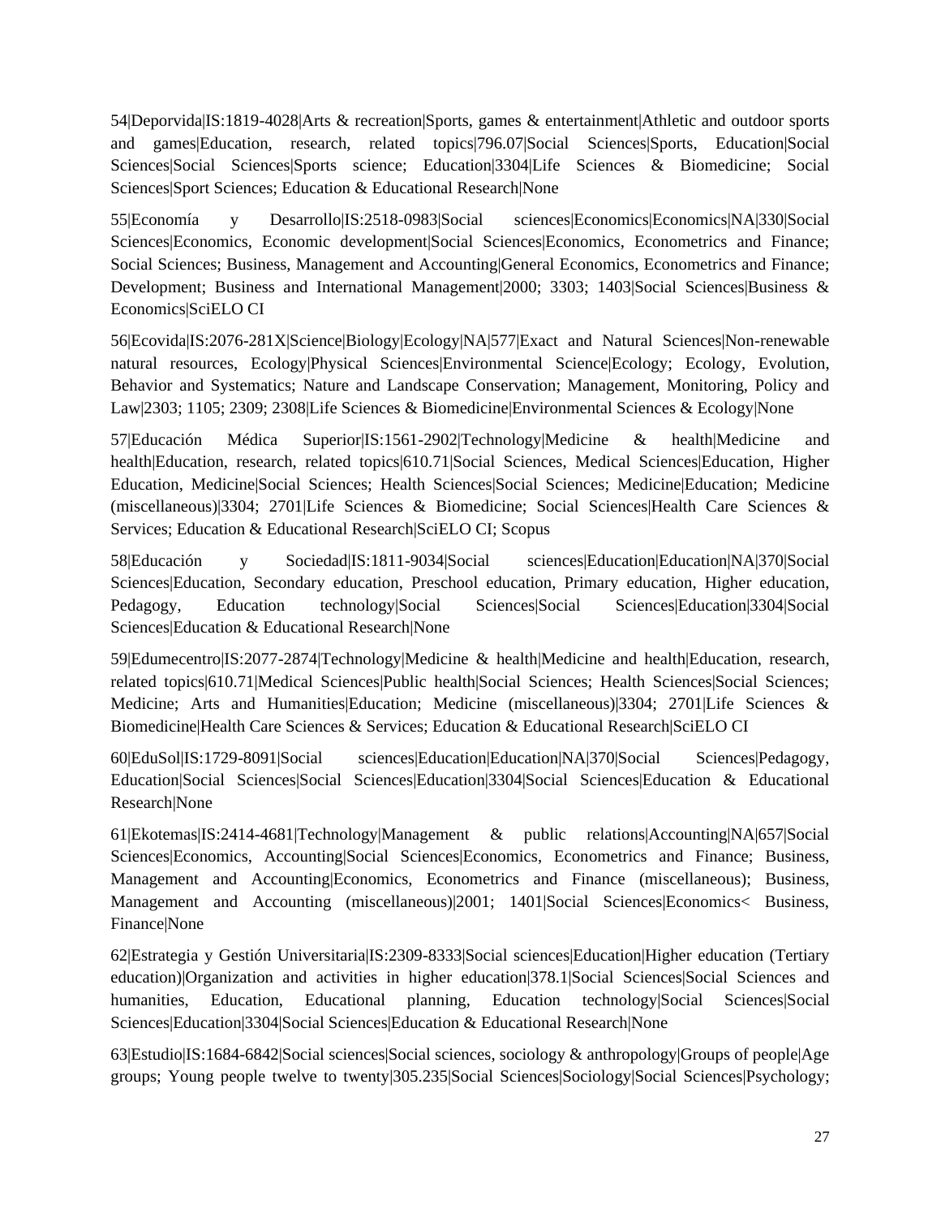54|Deporvida|IS:1819-4028|Arts & recreation|Sports, games & entertainment|Athletic and outdoor sports and games|Education, research, related topics|796.07|Social Sciences|Sports, Education|Social Sciences|Social Sciences|Sports science; Education|3304|Life Sciences & Biomedicine; Social Sciences|Sport Sciences; Education & Educational Research|None

55|Economía y Desarrollo|IS:2518-0983|Social sciences|Economics|Economics|NA|330|Social Sciences|Economics, Economic development|Social Sciences|Economics, Econometrics and Finance; Social Sciences; Business, Management and Accounting|General Economics, Econometrics and Finance; Development; Business and International Management|2000; 3303; 1403|Social Sciences|Business & Economics|SciELO CI

56|Ecovida|IS:2076-281X|Science|Biology|Ecology|NA|577|Exact and Natural Sciences|Non-renewable natural resources, Ecology|Physical Sciences|Environmental Science|Ecology; Ecology, Evolution, Behavior and Systematics; Nature and Landscape Conservation; Management, Monitoring, Policy and Law|2303; 1105; 2309; 2308|Life Sciences & Biomedicine|Environmental Sciences & Ecology|None

57|Educación Médica Superior|IS:1561-2902|Technology|Medicine & health|Medicine and health|Education, research, related topics|610.71|Social Sciences, Medical Sciences|Education, Higher Education, Medicine|Social Sciences; Health Sciences|Social Sciences; Medicine|Education; Medicine (miscellaneous)|3304; 2701|Life Sciences & Biomedicine; Social Sciences|Health Care Sciences & Services; Education & Educational Research|SciELO CI; Scopus

58|Educación y Sociedad|IS:1811-9034|Social sciences|Education|Education|NA|370|Social Sciences|Education, Secondary education, Preschool education, Primary education, Higher education, Pedagogy, Education technology|Social Sciences|Social Sciences|Education|3304|Social Sciences|Education & Educational Research|None

59|Edumecentro|IS:2077-2874|Technology|Medicine & health|Medicine and health|Education, research, related topics|610.71|Medical Sciences|Public health|Social Sciences; Health Sciences|Social Sciences; Medicine; Arts and Humanities|Education; Medicine (miscellaneous)|3304; 2701|Life Sciences & Biomedicine|Health Care Sciences & Services; Education & Educational Research|SciELO CI

60|EduSol|IS:1729-8091|Social sciences|Education|Education|NA|370|Social Sciences|Pedagogy, Education|Social Sciences|Social Sciences|Education|3304|Social Sciences|Education & Educational Research|None

61|Ekotemas|IS:2414-4681|Technology|Management & public relations|Accounting|NA|657|Social Sciences|Economics, Accounting|Social Sciences|Economics, Econometrics and Finance; Business, Management and Accounting|Economics, Econometrics and Finance (miscellaneous); Business, Management and Accounting (miscellaneous)|2001; 1401|Social Sciences|Economics< Business, Finance|None

62|Estrategia y Gestión Universitaria|IS:2309-8333|Social sciences|Education|Higher education (Tertiary education)|Organization and activities in higher education|378.1|Social Sciences|Social Sciences and humanities, Education, Educational planning, Education technology|Social Sciences|Social Sciences|Education|3304|Social Sciences|Education & Educational Research|None

63|Estudio|IS:1684-6842|Social sciences|Social sciences, sociology & anthropology|Groups of people|Age groups; Young people twelve to twenty|305.235|Social Sciences|Sociology|Social Sciences|Psychology;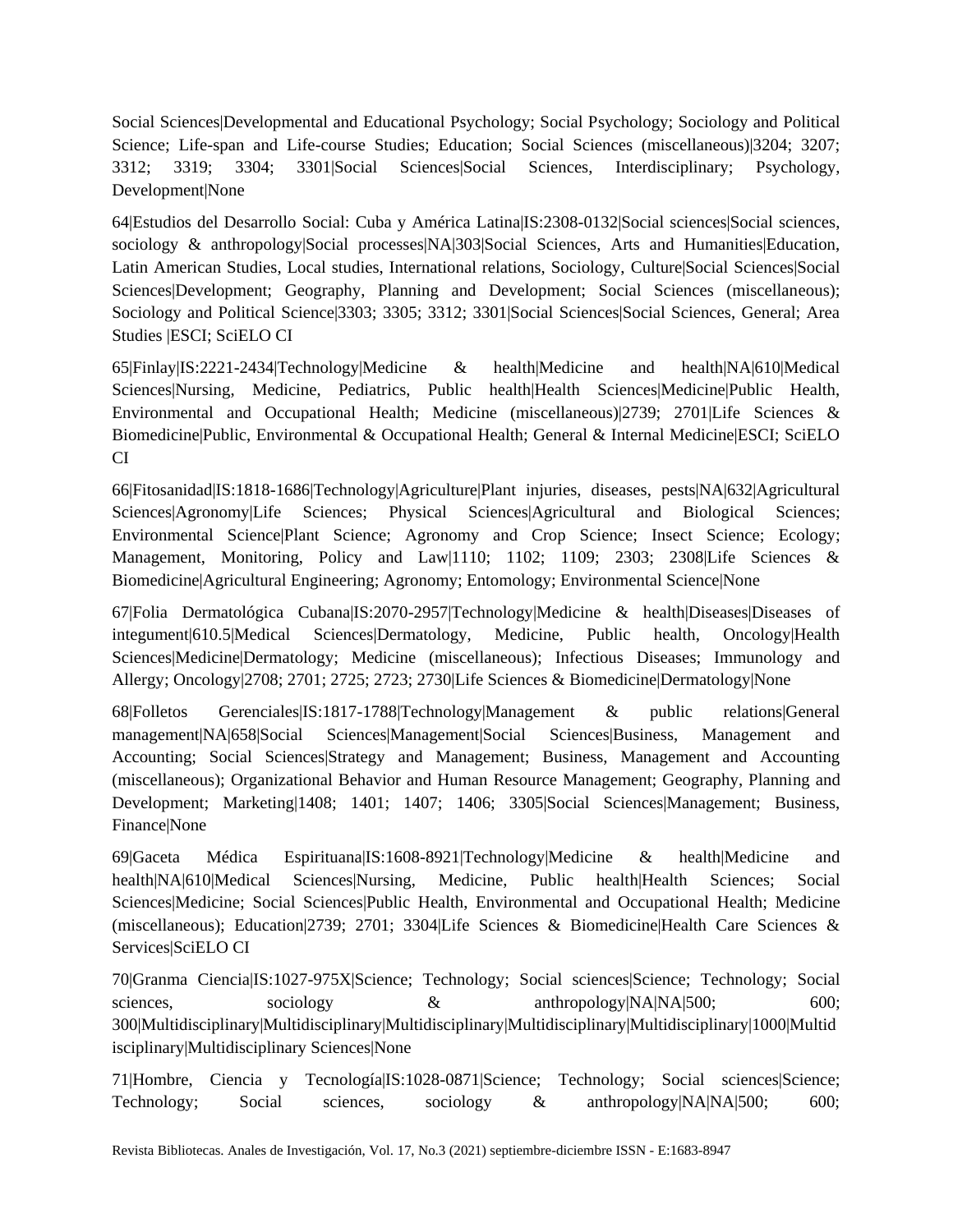Social Sciences|Developmental and Educational Psychology; Social Psychology; Sociology and Political Science; Life-span and Life-course Studies; Education; Social Sciences (miscellaneous)|3204; 3207; 3312; 3319; 3304; 3301|Social Sciences|Social Sciences, Interdisciplinary; Psychology, Development|None

64|Estudios del Desarrollo Social: Cuba y América Latina|IS:2308-0132|Social sciences|Social sciences, sociology & anthropology|Social processes|NA|303|Social Sciences, Arts and Humanities|Education, Latin American Studies, Local studies, International relations, Sociology, Culture|Social Sciences|Social Sciences|Development; Geography, Planning and Development; Social Sciences (miscellaneous); Sociology and Political Science|3303; 3305; 3312; 3301|Social Sciences|Social Sciences, General; Area Studies |ESCI; SciELO CI

65|Finlay|IS:2221-2434|Technology|Medicine & health|Medicine and health|NA|610|Medical Sciences|Nursing, Medicine, Pediatrics, Public health|Health Sciences|Medicine|Public Health, Environmental and Occupational Health; Medicine (miscellaneous)|2739; 2701|Life Sciences & Biomedicine|Public, Environmental & Occupational Health; General & Internal Medicine|ESCI; SciELO CI

66|Fitosanidad|IS:1818-1686|Technology|Agriculture|Plant injuries, diseases, pests|NA|632|Agricultural Sciences|Agronomy|Life Sciences; Physical Sciences|Agricultural and Biological Sciences; Environmental Science|Plant Science; Agronomy and Crop Science; Insect Science; Ecology; Management, Monitoring, Policy and Law|1110; 1102; 1109; 2303; 2308|Life Sciences & Biomedicine|Agricultural Engineering; Agronomy; Entomology; Environmental Science|None

67|Folia Dermatológica Cubana|IS:2070-2957|Technology|Medicine & health|Diseases|Diseases of integument|610.5|Medical Sciences|Dermatology, Medicine, Public health, Oncology|Health Sciences|Medicine|Dermatology; Medicine (miscellaneous); Infectious Diseases; Immunology and Allergy; Oncology|2708; 2701; 2725; 2723; 2730|Life Sciences & Biomedicine|Dermatology|None

68|Folletos Gerenciales|IS:1817-1788|Technology|Management & public relations|General management|NA|658|Social Sciences|Management|Social Sciences|Business, Management and Accounting; Social Sciences|Strategy and Management; Business, Management and Accounting (miscellaneous); Organizational Behavior and Human Resource Management; Geography, Planning and Development; Marketing|1408; 1401; 1407; 1406; 3305|Social Sciences|Management; Business, Finance|None

69|Gaceta Médica Espirituana|IS:1608-8921|Technology|Medicine & health|Medicine and health|NA|610|Medical Sciences|Nursing, Medicine, Public health|Health Sciences; Social Sciences|Medicine; Social Sciences|Public Health, Environmental and Occupational Health; Medicine (miscellaneous); Education|2739; 2701; 3304|Life Sciences & Biomedicine|Health Care Sciences & Services|SciELO CI

70|Granma Ciencia|IS:1027-975X|Science; Technology; Social sciences|Science; Technology; Social sciences, sociology & anthropology|NA|NA|500; 600; 300|Multidisciplinary|Multidisciplinary|Multidisciplinary|Multidisciplinary|Multidisciplinary|1000|Multidisciplinary|Multidisciplinary Sciences|None

71|Hombre, Ciencia y Tecnología|IS:1028-0871|Science; Technology; Social sciences|Science; Technology; Social sciences, sociology & anthropology|NA|NA|500; 600;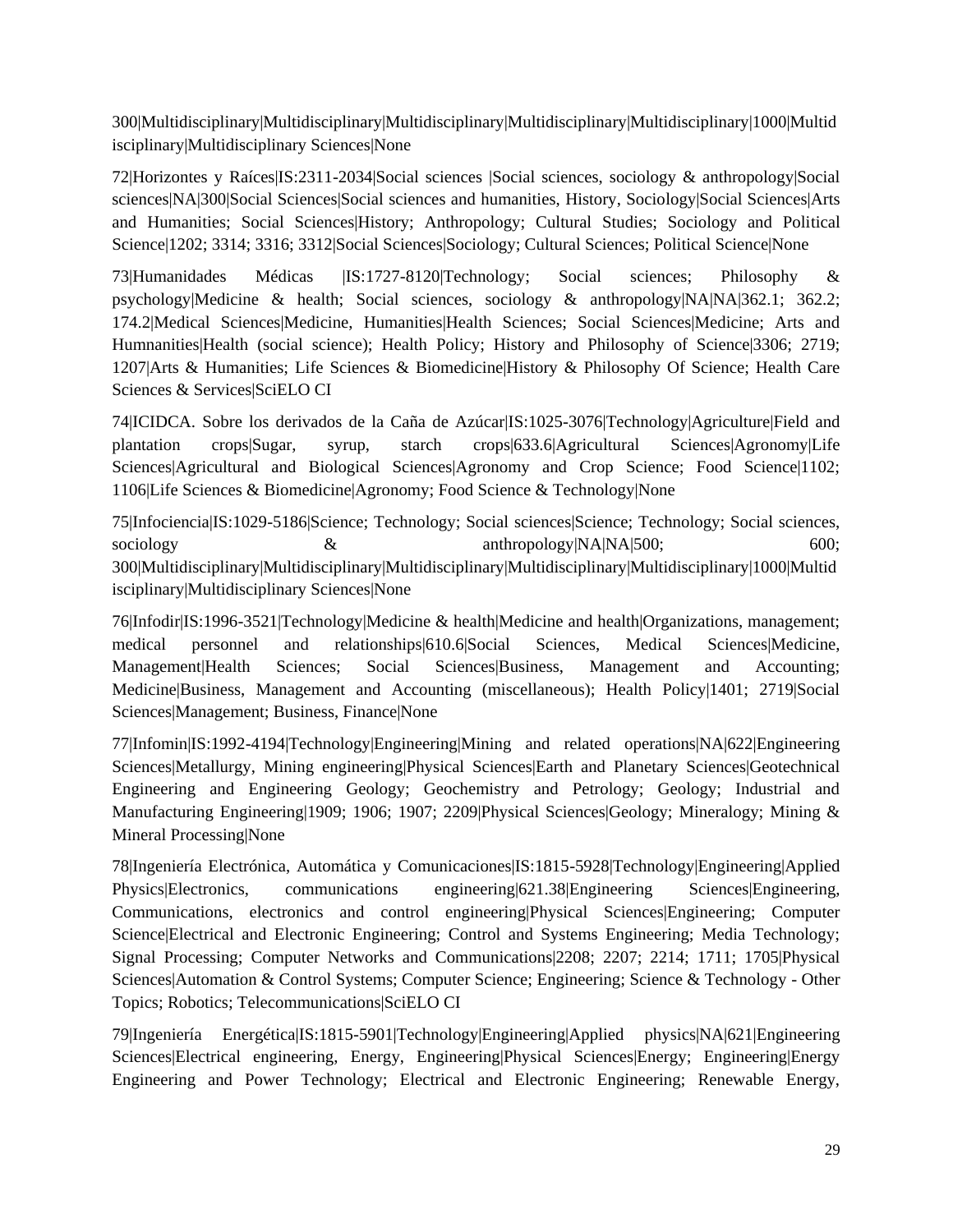300|Multidisciplinary|Multidisciplinary|Multidisciplinary|Multidisciplinary|Multidisciplinary|1000|Multidisciplinary|Multidisciplinary Sciences|None

72|Horizontes y Raíces|IS:2311-2034|Social sciences |Social sciences, sociology & anthropology|Social sciences|NA|300|Social Sciences|Social sciences and humanities, History, Sociology|Social Sciences|Arts and Humanities; Social Sciences|History; Anthropology; Cultural Studies; Sociology and Political Science|1202; 3314; 3316; 3312|Social Sciences|Sociology; Cultural Sciences; Political Science|None

73|Humanidades Médicas |IS:1727-8120|Technology; Social sciences; Philosophy & psychology|Medicine & health; Social sciences, sociology & anthropology|NA|NA|362.1; 362.2; 174.2|Medical Sciences|Medicine, Humanities|Health Sciences; Social Sciences|Medicine; Arts and Humnanities|Health (social science); Health Policy; History and Philosophy of Science|3306; 2719; 1207|Arts & Humanities; Life Sciences & Biomedicine|History & Philosophy Of Science; Health Care Sciences & Services|SciELO CI

74|ICIDCA. Sobre los derivados de la Caña de Azúcar|IS:1025-3076|Technology|Agriculture|Field and plantation crops|Sugar, syrup, starch crops|633.6|Agricultural Sciences|Agronomy|Life Sciences|Agricultural and Biological Sciences|Agronomy and Crop Science; Food Science|1102; 1106|Life Sciences & Biomedicine|Agronomy; Food Science & Technology|None

75|Infociencia|IS:1029-5186|Science; Technology; Social sciences|Science; Technology; Social sciences, sociology & anthropology|NA|NA|500; 600; 300|Multidisciplinary|Multidisciplinary|Multidisciplinary|Multidisciplinary|Multidisciplinary|1000|Multidisciplinary|Multidisciplinary Sciences|None

76|Infodir|IS:1996-3521|Technology|Medicine & health|Medicine and health|Organizations, management; medical personnel and relationships|610.6|Social Sciences, Medical Sciences|Medicine, Management|Health Sciences; Social Sciences|Business, Management and Accounting; Medicine|Business, Management and Accounting (miscellaneous); Health Policy|1401; 2719|Social Sciences|Management; Business, Finance|None

77|Infomin|IS:1992-4194|Technology|Engineering|Mining and related operations|NA|622|Engineering Sciences|Metallurgy, Mining engineering|Physical Sciences|Earth and Planetary Sciences|Geotechnical Engineering and Engineering Geology; Geochemistry and Petrology; Geology; Industrial and Manufacturing Engineering|1909; 1906; 1907; 2209|Physical Sciences|Geology; Mineralogy; Mining & Mineral Processing|None

78|Ingeniería Electrónica, Automática y Comunicaciones|IS:1815-5928|Technology|Engineering|Applied Physics|Electronics, communications engineering|621.38|Engineering Sciences|Engineering, Communications, electronics and control engineering|Physical Sciences|Engineering; Computer Science|Electrical and Electronic Engineering; Control and Systems Engineering; Media Technology; Signal Processing; Computer Networks and Communications|2208; 2207; 2214; 1711; 1705|Physical Sciences|Automation & Control Systems; Computer Science; Engineering; Science & Technology - Other Topics; Robotics; Telecommunications|SciELO CI

79|Ingeniería Energética|IS:1815-5901|Technology|Engineering|Applied physics|NA|621|Engineering Sciences|Electrical engineering, Energy, Engineering|Physical Sciences|Energy; Engineering|Energy Engineering and Power Technology; Electrical and Electronic Engineering; Renewable Energy,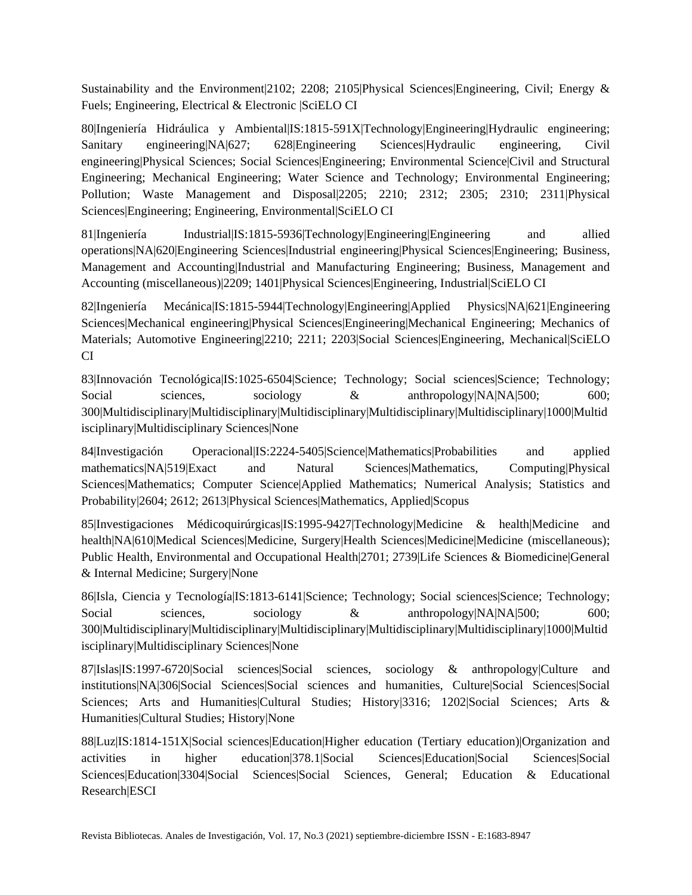Sustainability and the Environment|2102; 2208; 2105|Physical Sciences|Engineering, Civil; Energy & Fuels; Engineering, Electrical & Electronic |SciELO CI

80|Ingeniería Hidráulica y Ambiental|IS:1815-591X|Technology|Engineering|Hydraulic engineering; Sanitary engineering|NA|627; 628|Engineering Sciences|Hydraulic engineering, Civil engineering|Physical Sciences; Social Sciences|Engineering; Environmental Science|Civil and Structural Engineering; Mechanical Engineering; Water Science and Technology; Environmental Engineering; Pollution; Waste Management and Disposal|2205; 2210; 2312; 2305; 2310; 2311|Physical Sciences|Engineering; Engineering, Environmental|SciELO CI

81|Ingeniería Industrial|IS:1815-5936|Technology|Engineering|Engineering and allied operations|NA|620|Engineering Sciences|Industrial engineering|Physical Sciences|Engineering; Business, Management and Accounting|Industrial and Manufacturing Engineering; Business, Management and Accounting (miscellaneous)|2209; 1401|Physical Sciences|Engineering, Industrial|SciELO CI

82|Ingeniería Mecánica|IS:1815-5944|Technology|Engineering|Applied Physics|NA|621|Engineering Sciences|Mechanical engineering|Physical Sciences|Engineering|Mechanical Engineering; Mechanics of Materials; Automotive Engineering|2210; 2211; 2203|Social Sciences|Engineering, Mechanical|SciELO CI

83|Innovación Tecnológica|IS:1025-6504|Science; Technology; Social sciences|Science; Technology; Social sciences, sociology & anthropology|NA|NA|500; 600; 300|Multidisciplinary|Multidisciplinary|Multidisciplinary|Multidisciplinary|Multidisciplinary|1000|Multidisciplinary|Multidisciplinary Sciences|None

84|Investigación Operacional|IS:2224-5405|Science|Mathematics|Probabilities and applied mathematics|NA|519|Exact and Natural Sciences|Mathematics, Computing|Physical Sciences|Mathematics; Computer Science|Applied Mathematics; Numerical Analysis; Statistics and Probability|2604; 2612; 2613|Physical Sciences|Mathematics, Applied|Scopus

85|Investigaciones Médicoquirúrgicas|IS:1995-9427|Technology|Medicine & health|Medicine and health|NA|610|Medical Sciences|Medicine, Surgery|Health Sciences|Medicine|Medicine (miscellaneous); Public Health, Environmental and Occupational Health|2701; 2739|Life Sciences & Biomedicine|General & Internal Medicine; Surgery|None

86|Isla, Ciencia y Tecnología|IS:1813-6141|Science; Technology; Social sciences|Science; Technology; Social sciences, sociology & anthropology|NA|NA|500; 600; 300|Multidisciplinary|Multidisciplinary|Multidisciplinary|Multidisciplinary|Multidisciplinary|1000|Multidisciplinary|Multidisciplinary Sciences|None

87|Islas|IS:1997-6720|Social sciences|Social sciences, sociology & anthropology|Culture and institutions|NA|306|Social Sciences|Social sciences and humanities, Culture|Social Sciences|Social Sciences; Arts and Humanities|Cultural Studies; History|3316; 1202|Social Sciences; Arts & Humanities|Cultural Studies; History|None

88|Luz|IS:1814-151X|Social sciences|Education|Higher education (Tertiary education)|Organization and activities in higher education|378.1|Social Sciences|Education|Social Sciences|Social Sciences|Education|3304|Social Sciences|Social Sciences, General; Education & Educational Research|ESCI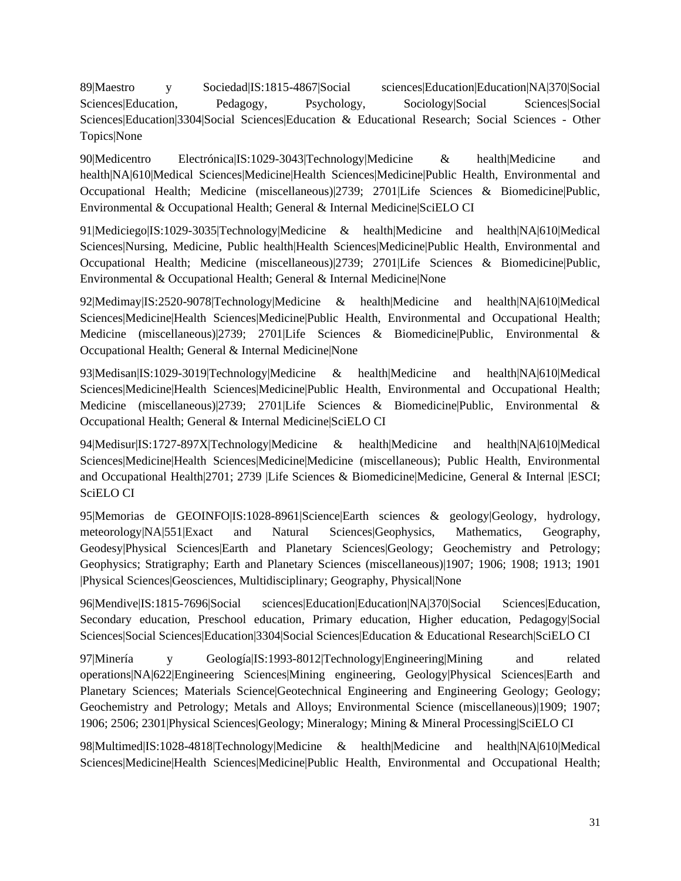89|Maestro y Sociedad|IS:1815-4867|Social sciences|Education|Education|NA|370|Social Sciences|Education, Pedagogy, Psychology, Sociology|Social Sciences|Social Sciences|Education|3304|Social Sciences|Education & Educational Research; Social Sciences - Other Topics|None

90|Medicentro Electrónica|IS:1029-3043|Technology|Medicine & health|Medicine and health|NA|610|Medical Sciences|Medicine|Health Sciences|Medicine|Public Health, Environmental and Occupational Health; Medicine (miscellaneous)|2739; 2701|Life Sciences & Biomedicine|Public, Environmental & Occupational Health; General & Internal Medicine|SciELO CI

91|Mediciego|IS:1029-3035|Technology|Medicine & health|Medicine and health|NA|610|Medical Sciences|Nursing, Medicine, Public health|Health Sciences|Medicine|Public Health, Environmental and Occupational Health; Medicine (miscellaneous)|2739; 2701|Life Sciences & Biomedicine|Public, Environmental & Occupational Health; General & Internal Medicine|None

92|Medimay|IS:2520-9078|Technology|Medicine & health|Medicine and health|NA|610|Medical Sciences|Medicine|Health Sciences|Medicine|Public Health, Environmental and Occupational Health; Medicine (miscellaneous)|2739; 2701|Life Sciences & Biomedicine|Public, Environmental & Occupational Health; General & Internal Medicine|None

93|Medisan|IS:1029-3019|Technology|Medicine & health|Medicine and health|NA|610|Medical Sciences|Medicine|Health Sciences|Medicine|Public Health, Environmental and Occupational Health; Medicine (miscellaneous)|2739; 2701|Life Sciences & Biomedicine|Public, Environmental & Occupational Health; General & Internal Medicine|SciELO CI

94|Medisur|IS:1727-897X|Technology|Medicine & health|Medicine and health|NA|610|Medical Sciences|Medicine|Health Sciences|Medicine|Medicine (miscellaneous); Public Health, Environmental and Occupational Health|2701; 2739 |Life Sciences & Biomedicine|Medicine, General & Internal |ESCI; SciELO CI

95|Memorias de GEOINFO|IS:1028-8961|Science|Earth sciences & geology|Geology, hydrology, meteorology|NA|551|Exact and Natural Sciences|Geophysics, Mathematics, Geography, Geodesy|Physical Sciences|Earth and Planetary Sciences|Geology; Geochemistry and Petrology; Geophysics; Stratigraphy; Earth and Planetary Sciences (miscellaneous)|1907; 1906; 1908; 1913; 1901 |Physical Sciences|Geosciences, Multidisciplinary; Geography, Physical|None

96|Mendive|IS:1815-7696|Social sciences|Education|Education|NA|370|Social Sciences|Education, Secondary education, Preschool education, Primary education, Higher education, Pedagogy|Social Sciences|Social Sciences|Education|3304|Social Sciences|Education & Educational Research|SciELO CI

97|Minería y Geología|IS:1993-8012|Technology|Engineering|Mining and related operations|NA|622|Engineering Sciences|Mining engineering, Geology|Physical Sciences|Earth and Planetary Sciences; Materials Science|Geotechnical Engineering and Engineering Geology; Geology; Geochemistry and Petrology; Metals and Alloys; Environmental Science (miscellaneous)|1909; 1907; 1906; 2506; 2301|Physical Sciences|Geology; Mineralogy; Mining & Mineral Processing|SciELO CI

98|Multimed|IS:1028-4818|Technology|Medicine & health|Medicine and health|NA|610|Medical Sciences|Medicine|Health Sciences|Medicine|Public Health, Environmental and Occupational Health;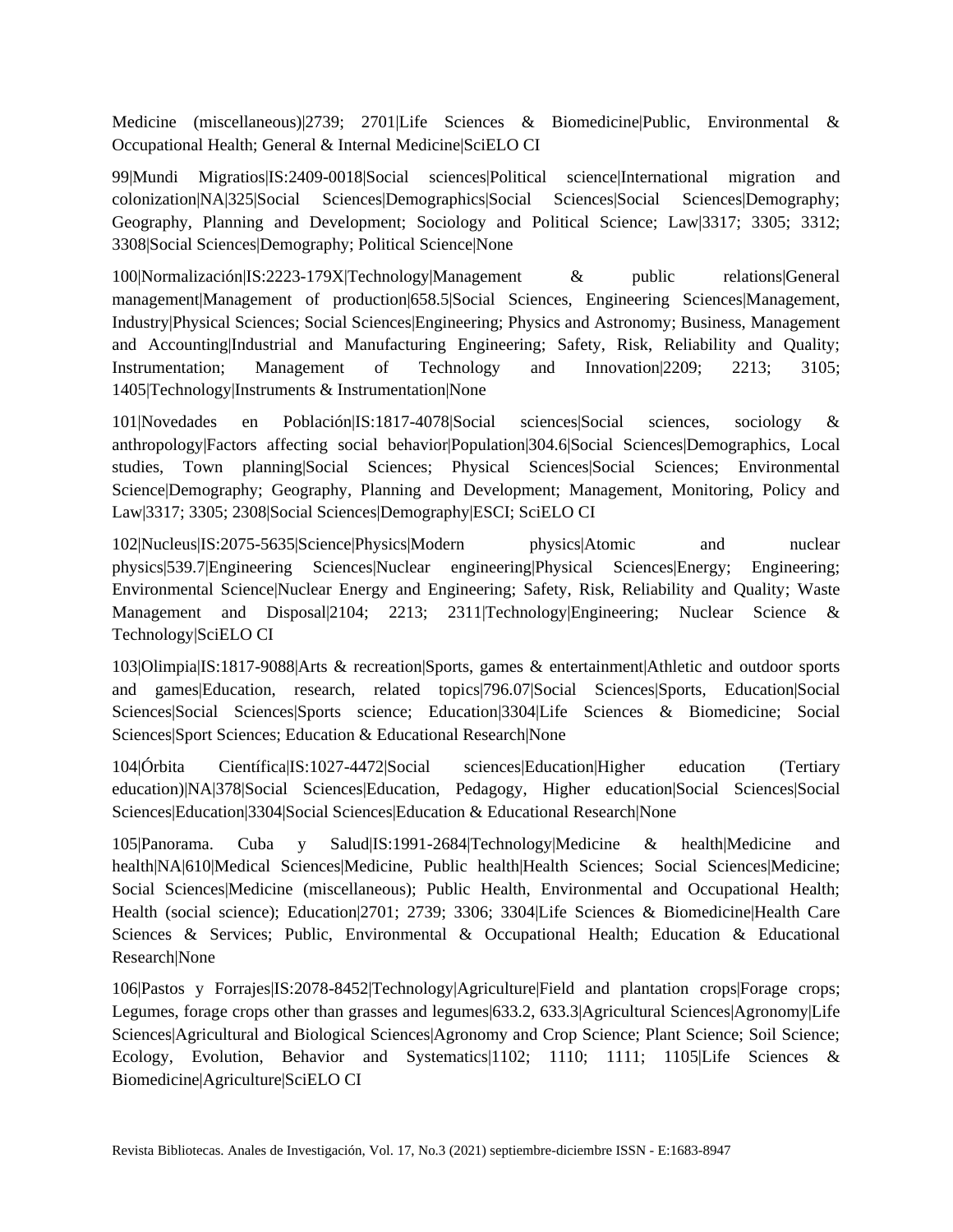Medicine (miscellaneous)|2739; 2701|Life Sciences & Biomedicine|Public, Environmental & Occupational Health; General & Internal Medicine|SciELO CI

99|Mundi Migratios|IS:2409-0018|Social sciences|Political science|International migration and colonization|NA|325|Social Sciences|Demographics|Social Sciences|Social Sciences|Demography; Geography, Planning and Development; Sociology and Political Science; Law|3317; 3305; 3312; 3308|Social Sciences|Demography; Political Science|None

100|Normalización|IS:2223-179X|Technology|Management & public relations|General management|Management of production|658.5|Social Sciences, Engineering Sciences|Management, Industry|Physical Sciences; Social Sciences|Engineering; Physics and Astronomy; Business, Management and Accounting|Industrial and Manufacturing Engineering; Safety, Risk, Reliability and Quality; Instrumentation; Management of Technology and Innovation|2209; 2213; 3105; 1405|Technology|Instruments & Instrumentation|None

101|Novedades en Población|IS:1817-4078|Social sciences|Social sciences, sociology & anthropology|Factors affecting social behavior|Population|304.6|Social Sciences|Demographics, Local studies, Town planning|Social Sciences; Physical Sciences|Social Sciences; Environmental Science|Demography; Geography, Planning and Development; Management, Monitoring, Policy and Law|3317; 3305; 2308|Social Sciences|Demography|ESCI; SciELO CI

102|Nucleus|IS:2075-5635|Science|Physics|Modern physics|Atomic and nuclear physics|539.7|Engineering Sciences|Nuclear engineering|Physical Sciences|Energy; Engineering; Environmental Science|Nuclear Energy and Engineering; Safety, Risk, Reliability and Quality; Waste Management and Disposal|2104; 2213; 2311|Technology|Engineering; Nuclear Science & Technology|SciELO CI

103|Olimpia|IS:1817-9088|Arts & recreation|Sports, games & entertainment|Athletic and outdoor sports and games|Education, research, related topics|796.07|Social Sciences|Sports, Education|Social Sciences|Social Sciences|Sports science; Education|3304|Life Sciences & Biomedicine; Social Sciences|Sport Sciences; Education & Educational Research|None

104|Órbita Científica|IS:1027-4472|Social sciences|Education|Higher education (Tertiary education)|NA|378|Social Sciences|Education, Pedagogy, Higher education|Social Sciences|Social Sciences|Education|3304|Social Sciences|Education & Educational Research|None

105|Panorama. Cuba y Salud|IS:1991-2684|Technology|Medicine & health|Medicine and health|NA|610|Medical Sciences|Medicine, Public health|Health Sciences; Social Sciences|Medicine; Social Sciences|Medicine (miscellaneous); Public Health, Environmental and Occupational Health; Health (social science); Education|2701; 2739; 3306; 3304|Life Sciences & Biomedicine|Health Care Sciences & Services; Public, Environmental & Occupational Health; Education & Educational Research|None

106|Pastos y Forrajes|IS:2078-8452|Technology|Agriculture|Field and plantation crops|Forage crops; Legumes, forage crops other than grasses and legumes|633.2, 633.3|Agricultural Sciences|Agronomy|Life Sciences|Agricultural and Biological Sciences|Agronomy and Crop Science; Plant Science; Soil Science; Ecology, Evolution, Behavior and Systematics|1102; 1110; 1111; 1105|Life Sciences & Biomedicine|Agriculture|SciELO CI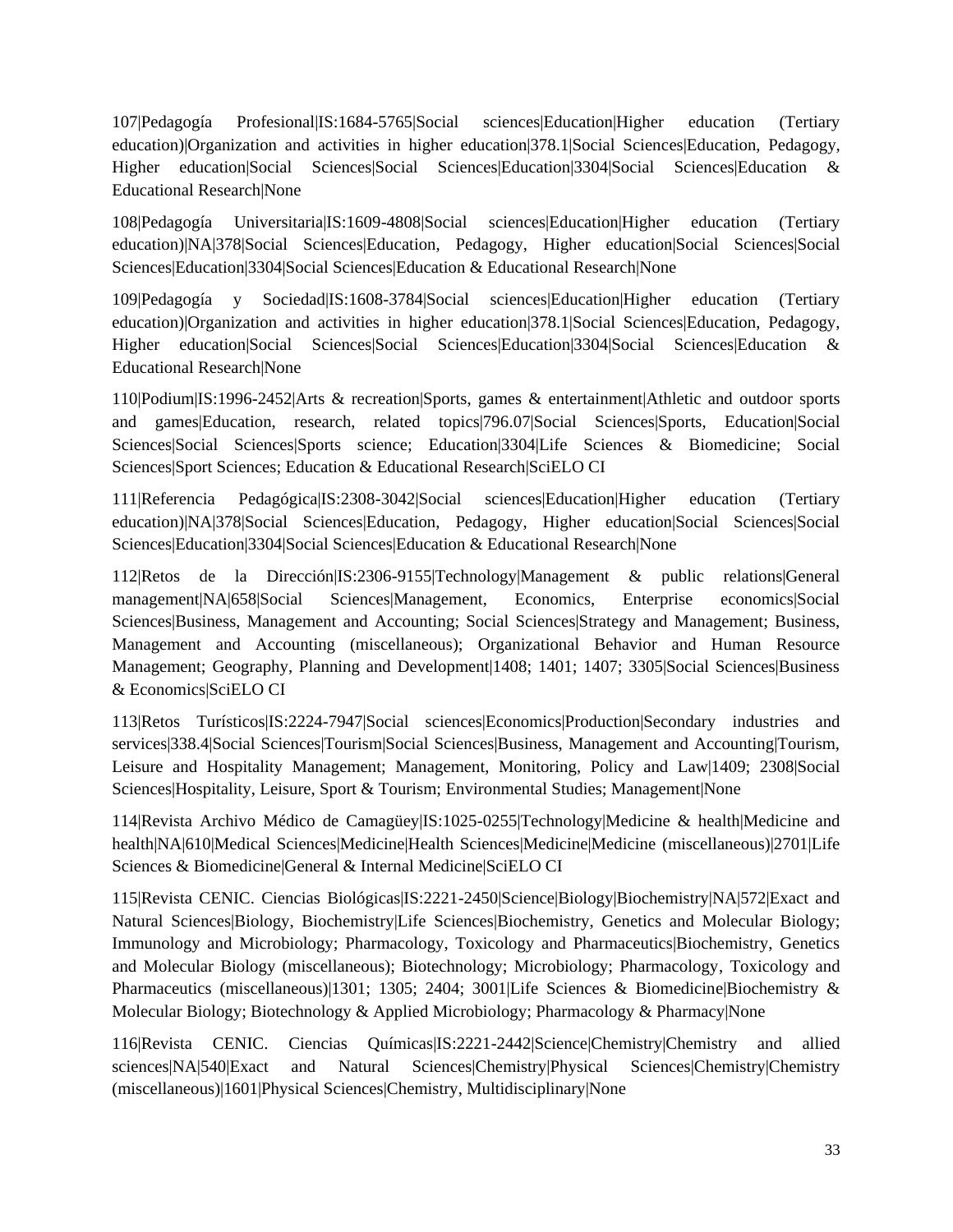107|Pedagogía Profesional|IS:1684-5765|Social sciences|Education|Higher education (Tertiary education)|Organization and activities in higher education|378.1|Social Sciences|Education, Pedagogy, Higher education|Social Sciences|Social Sciences|Education|3304|Social Sciences|Education & Educational Research|None

108|Pedagogía Universitaria|IS:1609-4808|Social sciences|Education|Higher education (Tertiary education)|NA|378|Social Sciences|Education, Pedagogy, Higher education|Social Sciences|Social Sciences|Education|3304|Social Sciences|Education & Educational Research|None

109|Pedagogía y Sociedad|IS:1608-3784|Social sciences|Education|Higher education (Tertiary education)|Organization and activities in higher education|378.1|Social Sciences|Education, Pedagogy, Higher education|Social Sciences|Social Sciences|Education|3304|Social Sciences|Education & Educational Research|None

110|Podium|IS:1996-2452|Arts & recreation|Sports, games & entertainment|Athletic and outdoor sports and games|Education, research, related topics|796.07|Social Sciences|Sports, Education|Social Sciences|Social Sciences|Sports science; Education|3304|Life Sciences & Biomedicine; Social Sciences|Sport Sciences; Education & Educational Research|SciELO CI

111|Referencia Pedagógica|IS:2308-3042|Social sciences|Education|Higher education (Tertiary education)|NA|378|Social Sciences|Education, Pedagogy, Higher education|Social Sciences|Social Sciences|Education|3304|Social Sciences|Education & Educational Research|None

112|Retos de la Dirección|IS:2306-9155|Technology|Management & public relations|General management|NA|658|Social Sciences|Management, Economics, Enterprise economics|Social Sciences|Business, Management and Accounting; Social Sciences|Strategy and Management; Business, Management and Accounting (miscellaneous); Organizational Behavior and Human Resource Management; Geography, Planning and Development|1408; 1401; 1407; 3305|Social Sciences|Business & Economics|SciELO CI

113|Retos Turísticos|IS:2224-7947|Social sciences|Economics|Production|Secondary industries and services|338.4|Social Sciences|Tourism|Social Sciences|Business, Management and Accounting|Tourism, Leisure and Hospitality Management; Management, Monitoring, Policy and Law|1409; 2308|Social Sciences|Hospitality, Leisure, Sport & Tourism; Environmental Studies; Management|None

114|Revista Archivo Médico de Camagüey|IS:1025-0255|Technology|Medicine & health|Medicine and health|NA|610|Medical Sciences|Medicine|Health Sciences|Medicine|Medicine (miscellaneous)|2701|Life Sciences & Biomedicine|General & Internal Medicine|SciELO CI

115|Revista CENIC. Ciencias Biológicas|IS:2221-2450|Science|Biology|Biochemistry|NA|572|Exact and Natural Sciences|Biology, Biochemistry|Life Sciences|Biochemistry, Genetics and Molecular Biology; Immunology and Microbiology; Pharmacology, Toxicology and Pharmaceutics|Biochemistry, Genetics and Molecular Biology (miscellaneous); Biotechnology; Microbiology; Pharmacology, Toxicology and Pharmaceutics (miscellaneous)|1301; 1305; 2404; 3001|Life Sciences & Biomedicine|Biochemistry & Molecular Biology; Biotechnology & Applied Microbiology; Pharmacology & Pharmacy|None

116|Revista CENIC. Ciencias Químicas|IS:2221-2442|Science|Chemistry|Chemistry and allied sciences|NA|540|Exact and Natural Sciences|Chemistry|Physical Sciences|Chemistry|Chemistry (miscellaneous)|1601|Physical Sciences|Chemistry, Multidisciplinary|None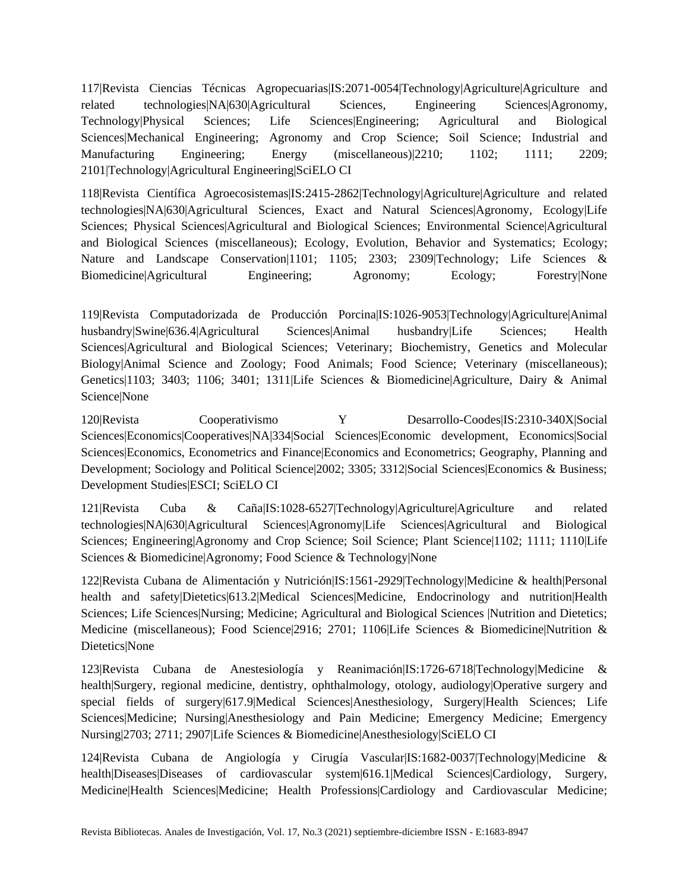117|Revista Ciencias Técnicas Agropecuarias|IS:2071-0054|Technology|Agriculture|Agriculture and related technologies|NA|630|Agricultural Sciences, Engineering Sciences|Agronomy, Technology|Physical Sciences; Life Sciences|Engineering; Agricultural and Biological Sciences|Mechanical Engineering; Agronomy and Crop Science; Soil Science; Industrial and Manufacturing Engineering; Energy (miscellaneous)|2210; 1102; 1111; 2209; 2101|Technology|Agricultural Engineering|SciELO CI

118|Revista Científica Agroecosistemas|IS:2415-2862|Technology|Agriculture|Agriculture and related technologies|NA|630|Agricultural Sciences, Exact and Natural Sciences|Agronomy, Ecology|Life Sciences; Physical Sciences|Agricultural and Biological Sciences; Environmental Science|Agricultural and Biological Sciences (miscellaneous); Ecology, Evolution, Behavior and Systematics; Ecology; Nature and Landscape Conservation|1101; 1105; 2303; 2309|Technology; Life Sciences & Biomedicine|Agricultural Engineering; Agronomy; Ecology; Forestry|None

119|Revista Computadorizada de Producción Porcina|IS:1026-9053|Technology|Agriculture|Animal husbandry|Swine|636.4|Agricultural Sciences|Animal husbandry|Life Sciences; Health Sciences|Agricultural and Biological Sciences; Veterinary; Biochemistry, Genetics and Molecular Biology|Animal Science and Zoology; Food Animals; Food Science; Veterinary (miscellaneous); Genetics|1103; 3403; 1106; 3401; 1311|Life Sciences & Biomedicine|Agriculture, Dairy & Animal Science|None

120|Revista Cooperativismo Y Desarrollo-Coodes|IS:2310-340X|Social Sciences|Economics|Cooperatives|NA|334|Social Sciences|Economic development, Economics|Social Sciences|Economics, Econometrics and Finance|Economics and Econometrics; Geography, Planning and Development; Sociology and Political Science|2002; 3305; 3312|Social Sciences|Economics & Business; Development Studies|ESCI; SciELO CI

121|Revista Cuba & Caña|IS:1028-6527|Technology|Agriculture|Agriculture and related technologies|NA|630|Agricultural Sciences|Agronomy|Life Sciences|Agricultural and Biological Sciences; Engineering|Agronomy and Crop Science; Soil Science; Plant Science|1102; 1111; 1110|Life Sciences & Biomedicine|Agronomy; Food Science & Technology|None

122|Revista Cubana de Alimentación y Nutrición|IS:1561-2929|Technology|Medicine & health|Personal health and safety|Dietetics|613.2|Medical Sciences|Medicine, Endocrinology and nutrition|Health Sciences; Life Sciences|Nursing; Medicine; Agricultural and Biological Sciences |Nutrition and Dietetics; Medicine (miscellaneous); Food Science|2916; 2701; 1106|Life Sciences & Biomedicine|Nutrition & Dietetics|None

123|Revista Cubana de Anestesiología y Reanimación|IS:1726-6718|Technology|Medicine & health|Surgery, regional medicine, dentistry, ophthalmology, otology, audiology|Operative surgery and special fields of surgery|617.9|Medical Sciences|Anesthesiology, Surgery|Health Sciences; Life Sciences|Medicine; Nursing|Anesthesiology and Pain Medicine; Emergency Medicine; Emergency Nursing|2703; 2711; 2907|Life Sciences & Biomedicine|Anesthesiology|SciELO CI

124|Revista Cubana de Angiología y Cirugía Vascular|IS:1682-0037|Technology|Medicine & health|Diseases|Diseases of cardiovascular system|616.1|Medical Sciences|Cardiology, Surgery, Medicine|Health Sciences|Medicine; Health Professions|Cardiology and Cardiovascular Medicine;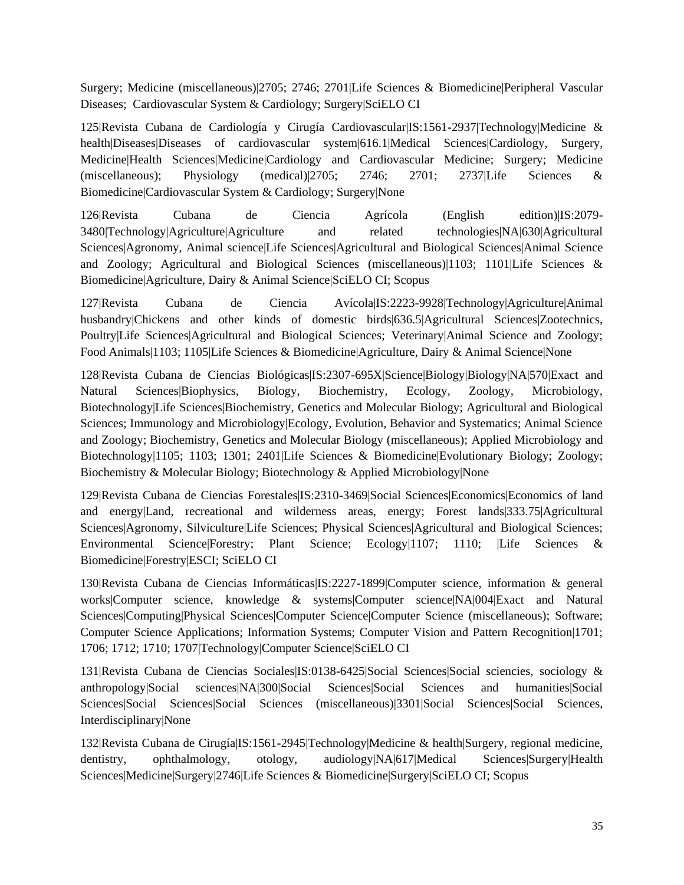Surgery; Medicine (miscellaneous)|2705; 2746; 2701|Life Sciences & Biomedicine|Peripheral Vascular Diseases;  Cardiovascular System & Cardiology; Surgery|SciELO CI

125|Revista Cubana de Cardiología y Cirugía Cardiovascular|IS:1561-2937|Technology|Medicine & health|Diseases|Diseases of cardiovascular system|616.1|Medical Sciences|Cardiology, Surgery, Medicine|Health Sciences|Medicine|Cardiology and Cardiovascular Medicine; Surgery; Medicine (miscellaneous); Physiology (medical)|2705; 2746; 2701; 2737|Life Sciences & Biomedicine|Cardiovascular System & Cardiology; Surgery|None

126|Revista Cubana de Ciencia Agrícola (English edition)|IS:2079-3480|Technology|Agriculture|Agriculture and related technologies|NA|630|Agricultural Sciences|Agronomy, Animal science|Life Sciences|Agricultural and Biological Sciences|Animal Science and Zoology; Agricultural and Biological Sciences (miscellaneous)|1103; 1101|Life Sciences & Biomedicine|Agriculture, Dairy & Animal Science|SciELO CI; Scopus

127|Revista Cubana de Ciencia Avícola|IS:2223-9928|Technology|Agriculture|Animal husbandry|Chickens and other kinds of domestic birds|636.5|Agricultural Sciences|Zootechnics, Poultry|Life Sciences|Agricultural and Biological Sciences; Veterinary|Animal Science and Zoology; Food Animals|1103; 1105|Life Sciences & Biomedicine|Agriculture, Dairy & Animal Science|None

128|Revista Cubana de Ciencias Biológicas|IS:2307-695X|Science|Biology|Biology|NA|570|Exact and Natural Sciences|Biophysics, Biology, Biochemistry, Ecology, Zoology, Microbiology, Biotechnology|Life Sciences|Biochemistry, Genetics and Molecular Biology; Agricultural and Biological Sciences; Immunology and Microbiology|Ecology, Evolution, Behavior and Systematics; Animal Science and Zoology; Biochemistry, Genetics and Molecular Biology (miscellaneous); Applied Microbiology and Biotechnology|1105; 1103; 1301; 2401|Life Sciences & Biomedicine|Evolutionary Biology; Zoology; Biochemistry & Molecular Biology; Biotechnology & Applied Microbiology|None

129|Revista Cubana de Ciencias Forestales|IS:2310-3469|Social Sciences|Economics|Economics of land and energy|Land, recreational and wilderness areas, energy; Forest lands|333.75|Agricultural Sciences|Agronomy, Silviculture|Life Sciences; Physical Sciences|Agricultural and Biological Sciences; Environmental Science|Forestry; Plant Science; Ecology|1107; 1110; |Life Sciences & Biomedicine|Forestry|ESCI; SciELO CI

130|Revista Cubana de Ciencias Informáticas|IS:2227-1899|Computer science, information & general works|Computer science, knowledge & systems|Computer science|NA|004|Exact and Natural Sciences|Computing|Physical Sciences|Computer Science|Computer Science (miscellaneous); Software; Computer Science Applications; Information Systems; Computer Vision and Pattern Recognition|1701; 1706; 1712; 1710; 1707|Technology|Computer Science|SciELO CI

131|Revista Cubana de Ciencias Sociales|IS:0138-6425|Social Sciences|Social sciencies, sociology & anthropology|Social sciences|NA|300|Social Sciences|Social Sciences and humanities|Social Sciences|Social Sciences|Social Sciences (miscellaneous)|3301|Social Sciences|Social Sciences, Interdisciplinary|None

132|Revista Cubana de Cirugía|IS:1561-2945|Technology|Medicine & health|Surgery, regional medicine, dentistry, ophthalmology, otology, audiology|NA|617|Medical Sciences|Surgery|Health Sciences|Medicine|Surgery|2746|Life Sciences & Biomedicine|Surgery|SciELO CI; Scopus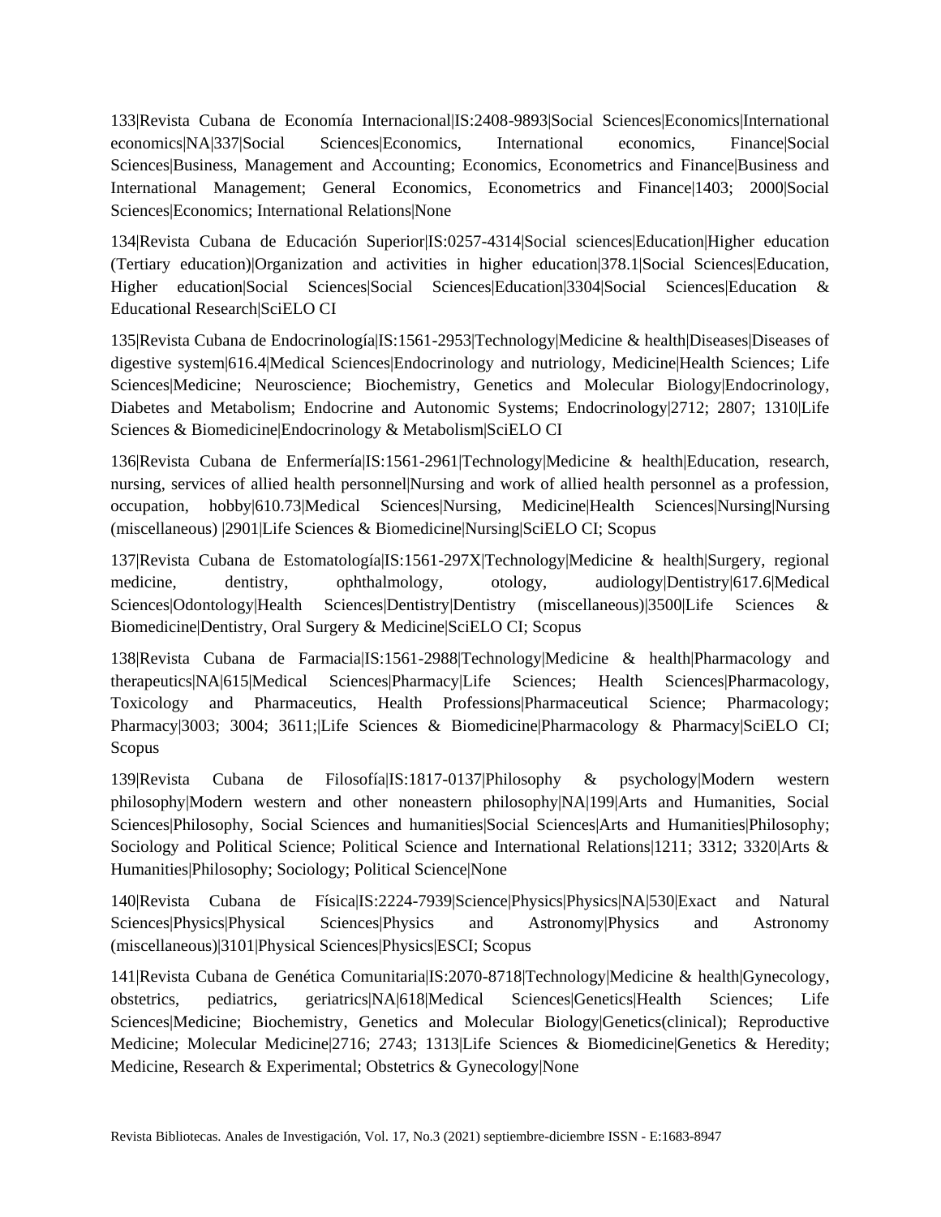133|Revista Cubana de Economía Internacional|IS:2408-9893|Social Sciences|Economics|International economics|NA|337|Social Sciences|Economics, International economics, Finance|Social Sciences|Business, Management and Accounting; Economics, Econometrics and Finance|Business and International Management; General Economics, Econometrics and Finance|1403; 2000|Social Sciences|Economics; International Relations|None

134|Revista Cubana de Educación Superior|IS:0257-4314|Social sciences|Education|Higher education (Tertiary education)|Organization and activities in higher education|378.1|Social Sciences|Education, Higher education|Social Sciences|Social Sciences|Education|3304|Social Sciences|Education & Educational Research|SciELO CI

135|Revista Cubana de Endocrinología|IS:1561-2953|Technology|Medicine & health|Diseases|Diseases of digestive system|616.4|Medical Sciences|Endocrinology and nutriology, Medicine|Health Sciences; Life Sciences|Medicine; Neuroscience; Biochemistry, Genetics and Molecular Biology|Endocrinology, Diabetes and Metabolism; Endocrine and Autonomic Systems; Endocrinology|2712; 2807; 1310|Life Sciences & Biomedicine|Endocrinology & Metabolism|SciELO CI

136|Revista Cubana de Enfermería|IS:1561-2961|Technology|Medicine & health|Education, research, nursing, services of allied health personnel|Nursing and work of allied health personnel as a profession, occupation, hobby|610.73|Medical Sciences|Nursing, Medicine|Health Sciences|Nursing|Nursing (miscellaneous) |2901|Life Sciences & Biomedicine|Nursing|SciELO CI; Scopus

137|Revista Cubana de Estomatología|IS:1561-297X|Technology|Medicine & health|Surgery, regional medicine, dentistry, ophthalmology, otology, audiology|Dentistry|617.6|Medical Sciences|Odontology|Health Sciences|Dentistry|Dentistry (miscellaneous)|3500|Life Sciences & Biomedicine|Dentistry, Oral Surgery & Medicine|SciELO CI; Scopus

138|Revista Cubana de Farmacia|IS:1561-2988|Technology|Medicine & health|Pharmacology and therapeutics|NA|615|Medical Sciences|Pharmacy|Life Sciences; Health Sciences|Pharmacology, Toxicology and Pharmaceutics, Health Professions|Pharmaceutical Science; Pharmacology; Pharmacy|3003; 3004; 3611;|Life Sciences & Biomedicine|Pharmacology & Pharmacy|SciELO CI; Scopus

139|Revista Cubana de Filosofía|IS:1817-0137|Philosophy & psychology|Modern western philosophy|Modern western and other noneastern philosophy|NA|199|Arts and Humanities, Social Sciences|Philosophy, Social Sciences and humanities|Social Sciences|Arts and Humanities|Philosophy; Sociology and Political Science; Political Science and International Relations|1211; 3312; 3320|Arts & Humanities|Philosophy; Sociology; Political Science|None

140|Revista Cubana de Física|IS:2224-7939|Science|Physics|Physics|NA|530|Exact and Natural Sciences|Physics|Physical Sciences|Physics and Astronomy|Physics and Astronomy (miscellaneous)|3101|Physical Sciences|Physics|ESCI; Scopus

141|Revista Cubana de Genética Comunitaria|IS:2070-8718|Technology|Medicine & health|Gynecology, obstetrics, pediatrics, geriatrics|NA|618|Medical Sciences|Genetics|Health Sciences; Life Sciences|Medicine; Biochemistry, Genetics and Molecular Biology|Genetics(clinical); Reproductive Medicine; Molecular Medicine|2716; 2743; 1313|Life Sciences & Biomedicine|Genetics & Heredity; Medicine, Research & Experimental; Obstetrics & Gynecology|None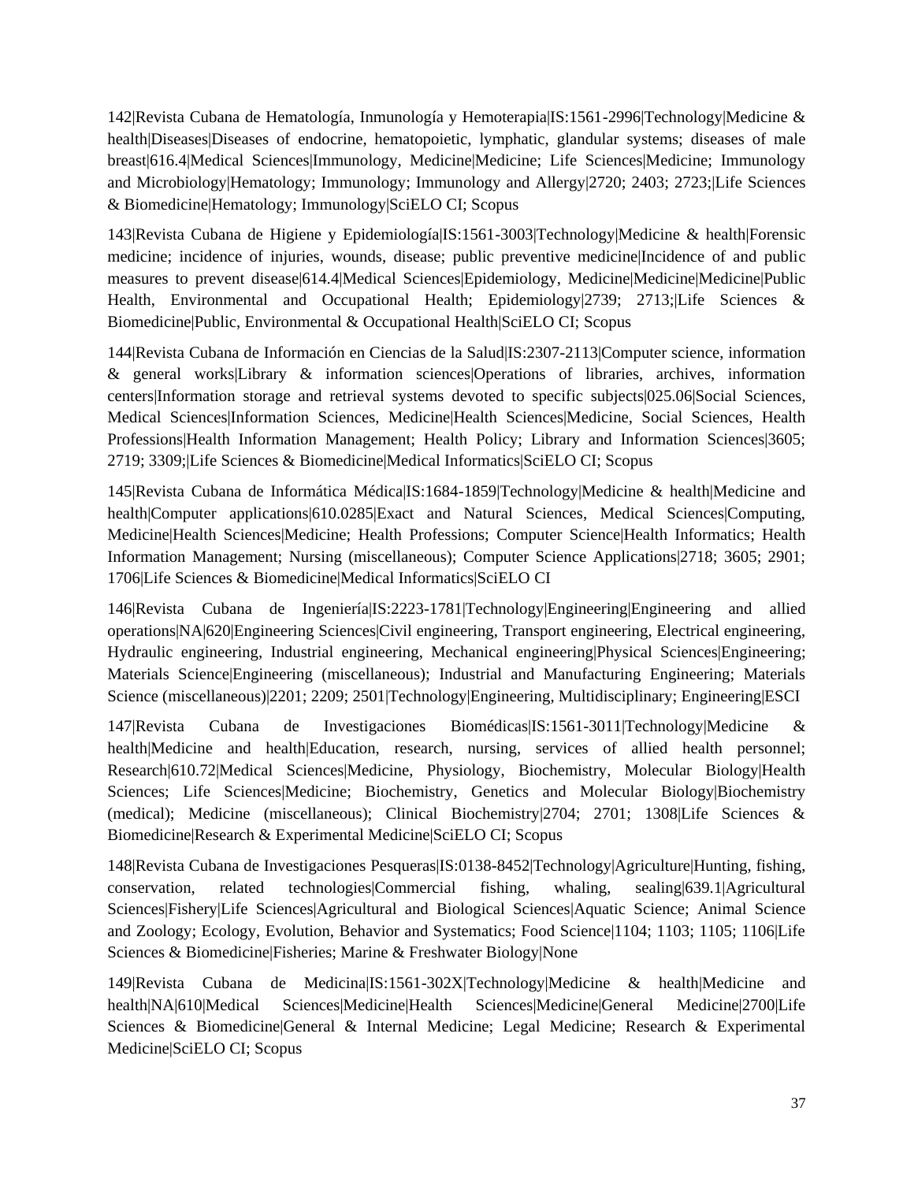142|Revista Cubana de Hematología, Inmunología y Hemoterapia|IS:1561-2996|Technology|Medicine & health|Diseases|Diseases of endocrine, hematopoietic, lymphatic, glandular systems; diseases of male breast|616.4|Medical Sciences|Immunology, Medicine|Medicine; Life Sciences|Medicine; Immunology and Microbiology|Hematology; Immunology; Immunology and Allergy|2720; 2403; 2723;|Life Sciences & Biomedicine|Hematology; Immunology|SciELO CI; Scopus

143|Revista Cubana de Higiene y Epidemiología|IS:1561-3003|Technology|Medicine & health|Forensic medicine; incidence of injuries, wounds, disease; public preventive medicine|Incidence of and public measures to prevent disease|614.4|Medical Sciences|Epidemiology, Medicine|Medicine|Medicine|Public Health, Environmental and Occupational Health; Epidemiology|2739; 2713;|Life Sciences & Biomedicine|Public, Environmental & Occupational Health|SciELO CI; Scopus

144|Revista Cubana de Información en Ciencias de la Salud|IS:2307-2113|Computer science, information & general works|Library & information sciences|Operations of libraries, archives, information centers|Information storage and retrieval systems devoted to specific subjects|025.06|Social Sciences, Medical Sciences|Information Sciences, Medicine|Health Sciences|Medicine, Social Sciences, Health Professions|Health Information Management; Health Policy; Library and Information Sciences|3605; 2719; 3309;|Life Sciences & Biomedicine|Medical Informatics|SciELO CI; Scopus

145|Revista Cubana de Informática Médica|IS:1684-1859|Technology|Medicine & health|Medicine and health|Computer applications|610.0285|Exact and Natural Sciences, Medical Sciences|Computing, Medicine|Health Sciences|Medicine; Health Professions; Computer Science|Health Informatics; Health Information Management; Nursing (miscellaneous); Computer Science Applications|2718; 3605; 2901; 1706|Life Sciences & Biomedicine|Medical Informatics|SciELO CI

146|Revista Cubana de Ingeniería|IS:2223-1781|Technology|Engineering|Engineering and allied operations|NA|620|Engineering Sciences|Civil engineering, Transport engineering, Electrical engineering, Hydraulic engineering, Industrial engineering, Mechanical engineering|Physical Sciences|Engineering; Materials Science|Engineering (miscellaneous); Industrial and Manufacturing Engineering; Materials Science (miscellaneous)|2201; 2209; 2501|Technology|Engineering, Multidisciplinary; Engineering|ESCI

147|Revista Cubana de Investigaciones Biomédicas|IS:1561-3011|Technology|Medicine & health|Medicine and health|Education, research, nursing, services of allied health personnel; Research|610.72|Medical Sciences|Medicine, Physiology, Biochemistry, Molecular Biology|Health Sciences; Life Sciences|Medicine; Biochemistry, Genetics and Molecular Biology|Biochemistry (medical); Medicine (miscellaneous); Clinical Biochemistry|2704; 2701; 1308|Life Sciences & Biomedicine|Research & Experimental Medicine|SciELO CI; Scopus

148|Revista Cubana de Investigaciones Pesqueras|IS:0138-8452|Technology|Agriculture|Hunting, fishing, conservation, related technologies|Commercial fishing, whaling, sealing|639.1|Agricultural Sciences|Fishery|Life Sciences|Agricultural and Biological Sciences|Aquatic Science; Animal Science and Zoology; Ecology, Evolution, Behavior and Systematics; Food Science|1104; 1103; 1105; 1106|Life Sciences & Biomedicine|Fisheries; Marine & Freshwater Biology|None

149|Revista Cubana de Medicina|IS:1561-302X|Technology|Medicine & health|Medicine and health|NA|610|Medical Sciences|Medicine|Health Sciences|Medicine|General Medicine|2700|Life Sciences & Biomedicine|General & Internal Medicine; Legal Medicine; Research & Experimental Medicine|SciELO CI; Scopus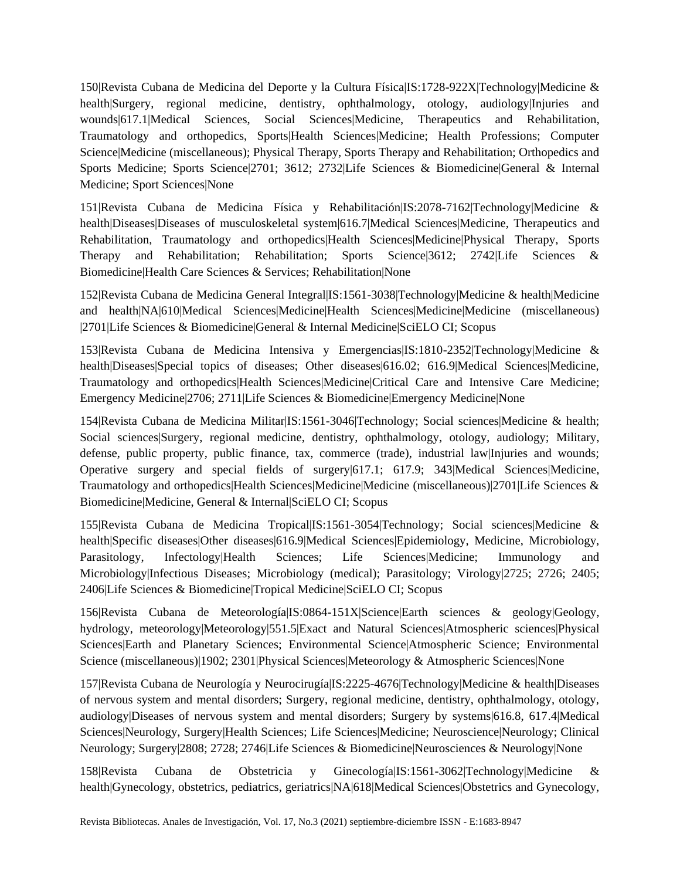150|Revista Cubana de Medicina del Deporte y la Cultura Física|IS:1728-922X|Technology|Medicine & health|Surgery, regional medicine, dentistry, ophthalmology, otology, audiology|Injuries and wounds|617.1|Medical Sciences, Social Sciences|Medicine, Therapeutics and Rehabilitation, Traumatology and orthopedics, Sports|Health Sciences|Medicine; Health Professions; Computer Science|Medicine (miscellaneous); Physical Therapy, Sports Therapy and Rehabilitation; Orthopedics and Sports Medicine; Sports Science|2701; 3612; 2732|Life Sciences & Biomedicine|General & Internal Medicine; Sport Sciences|None

151|Revista Cubana de Medicina Física y Rehabilitación|IS:2078-7162|Technology|Medicine & health|Diseases|Diseases of musculoskeletal system|616.7|Medical Sciences|Medicine, Therapeutics and Rehabilitation, Traumatology and orthopedics|Health Sciences|Medicine|Physical Therapy, Sports Therapy and Rehabilitation; Rehabilitation; Sports Science|3612; 2742|Life Sciences & Biomedicine|Health Care Sciences & Services; Rehabilitation|None

152|Revista Cubana de Medicina General Integral|IS:1561-3038|Technology|Medicine & health|Medicine and health|NA|610|Medical Sciences|Medicine|Health Sciences|Medicine|Medicine (miscellaneous) |2701|Life Sciences & Biomedicine|General & Internal Medicine|SciELO CI; Scopus

153|Revista Cubana de Medicina Intensiva y Emergencias|IS:1810-2352|Technology|Medicine & health|Diseases|Special topics of diseases; Other diseases|616.02; 616.9|Medical Sciences|Medicine, Traumatology and orthopedics|Health Sciences|Medicine|Critical Care and Intensive Care Medicine; Emergency Medicine|2706; 2711|Life Sciences & Biomedicine|Emergency Medicine|None

154|Revista Cubana de Medicina Militar|IS:1561-3046|Technology; Social sciences|Medicine & health; Social sciences|Surgery, regional medicine, dentistry, ophthalmology, otology, audiology; Military, defense, public property, public finance, tax, commerce (trade), industrial law|Injuries and wounds; Operative surgery and special fields of surgery|617.1; 617.9; 343|Medical Sciences|Medicine, Traumatology and orthopedics|Health Sciences|Medicine|Medicine (miscellaneous)|2701|Life Sciences & Biomedicine|Medicine, General & Internal|SciELO CI; Scopus

155|Revista Cubana de Medicina Tropical|IS:1561-3054|Technology; Social sciences|Medicine & health|Specific diseases|Other diseases|616.9|Medical Sciences|Epidemiology, Medicine, Microbiology, Parasitology, Infectology|Health Sciences; Life Sciences|Medicine; Immunology and Microbiology|Infectious Diseases; Microbiology (medical); Parasitology; Virology|2725; 2726; 2405; 2406|Life Sciences & Biomedicine|Tropical Medicine|SciELO CI; Scopus

156|Revista Cubana de Meteorología|IS:0864-151X|Science|Earth sciences & geology|Geology, hydrology, meteorology|Meteorology|551.5|Exact and Natural Sciences|Atmospheric sciences|Physical Sciences|Earth and Planetary Sciences; Environmental Science|Atmospheric Science; Environmental Science (miscellaneous)|1902; 2301|Physical Sciences|Meteorology & Atmospheric Sciences|None

157|Revista Cubana de Neurología y Neurocirugía|IS:2225-4676|Technology|Medicine & health|Diseases of nervous system and mental disorders; Surgery, regional medicine, dentistry, ophthalmology, otology, audiology|Diseases of nervous system and mental disorders; Surgery by systems|616.8, 617.4|Medical Sciences|Neurology, Surgery|Health Sciences; Life Sciences|Medicine; Neuroscience|Neurology; Clinical Neurology; Surgery|2808; 2728; 2746|Life Sciences & Biomedicine|Neurosciences & Neurology|None

158|Revista Cubana de Obstetricia y Ginecología|IS:1561-3062|Technology|Medicine & health|Gynecology, obstetrics, pediatrics, geriatrics|NA|618|Medical Sciences|Obstetrics and Gynecology,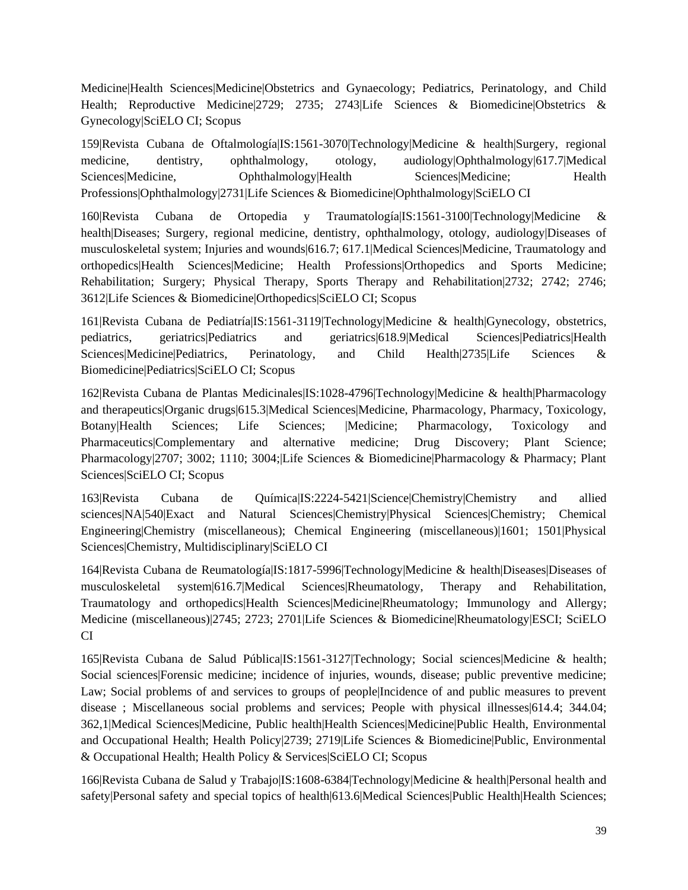Medicine|Health Sciences|Medicine|Obstetrics and Gynaecology; Pediatrics, Perinatology, and Child Health; Reproductive Medicine|2729; 2735; 2743|Life Sciences & Biomedicine|Obstetrics & Gynecology|SciELO CI; Scopus

159|Revista Cubana de Oftalmología|IS:1561-3070|Technology|Medicine & health|Surgery, regional medicine, dentistry, ophthalmology, otology, audiology|Ophthalmology|617.7|Medical Sciences|Medicine, Ophthalmology|Health Sciences|Medicine; Health Professions|Ophthalmology|2731|Life Sciences & Biomedicine|Ophthalmology|SciELO CI

160|Revista Cubana de Ortopedia y Traumatología|IS:1561-3100|Technology|Medicine & health|Diseases; Surgery, regional medicine, dentistry, ophthalmology, otology, audiology|Diseases of musculoskeletal system; Injuries and wounds|616.7; 617.1|Medical Sciences|Medicine, Traumatology and orthopedics|Health Sciences|Medicine; Health Professions|Orthopedics and Sports Medicine; Rehabilitation; Surgery; Physical Therapy, Sports Therapy and Rehabilitation|2732; 2742; 2746; 3612|Life Sciences & Biomedicine|Orthopedics|SciELO CI; Scopus

161|Revista Cubana de Pediatría|IS:1561-3119|Technology|Medicine & health|Gynecology, obstetrics, pediatrics, geriatrics|Pediatrics and geriatrics|618.9|Medical Sciences|Pediatrics|Health Sciences|Medicine|Pediatrics, Perinatology, and Child Health|2735|Life Sciences & Biomedicine|Pediatrics|SciELO CI; Scopus

162|Revista Cubana de Plantas Medicinales|IS:1028-4796|Technology|Medicine & health|Pharmacology and therapeutics|Organic drugs|615.3|Medical Sciences|Medicine, Pharmacology, Pharmacy, Toxicology, Botany|Health Sciences; Life Sciences; |Medicine; Pharmacology, Toxicology and Pharmaceutics|Complementary and alternative medicine; Drug Discovery; Plant Science; Pharmacology|2707; 3002; 1110; 3004;|Life Sciences & Biomedicine|Pharmacology & Pharmacy; Plant Sciences|SciELO CI; Scopus

163|Revista Cubana de Química|IS:2224-5421|Science|Chemistry|Chemistry and allied sciences|NA|540|Exact and Natural Sciences|Chemistry|Physical Sciences|Chemistry; Chemical Engineering|Chemistry (miscellaneous); Chemical Engineering (miscellaneous)|1601; 1501|Physical Sciences|Chemistry, Multidisciplinary|SciELO CI

164|Revista Cubana de Reumatología|IS:1817-5996|Technology|Medicine & health|Diseases|Diseases of musculoskeletal system|616.7|Medical Sciences|Rheumatology, Therapy and Rehabilitation, Traumatology and orthopedics|Health Sciences|Medicine|Rheumatology; Immunology and Allergy; Medicine (miscellaneous)|2745; 2723; 2701|Life Sciences & Biomedicine|Rheumatology|ESCI; SciELO CI

165|Revista Cubana de Salud Pública|IS:1561-3127|Technology; Social sciences|Medicine & health; Social sciences|Forensic medicine; incidence of injuries, wounds, disease; public preventive medicine; Law; Social problems of and services to groups of people|Incidence of and public measures to prevent disease ; Miscellaneous social problems and services; People with physical illnesses|614.4; 344.04; 362,1|Medical Sciences|Medicine, Public health|Health Sciences|Medicine|Public Health, Environmental and Occupational Health; Health Policy|2739; 2719|Life Sciences & Biomedicine|Public, Environmental & Occupational Health; Health Policy & Services|SciELO CI; Scopus

166|Revista Cubana de Salud y Trabajo|IS:1608-6384|Technology|Medicine & health|Personal health and safety|Personal safety and special topics of health|613.6|Medical Sciences|Public Health|Health Sciences;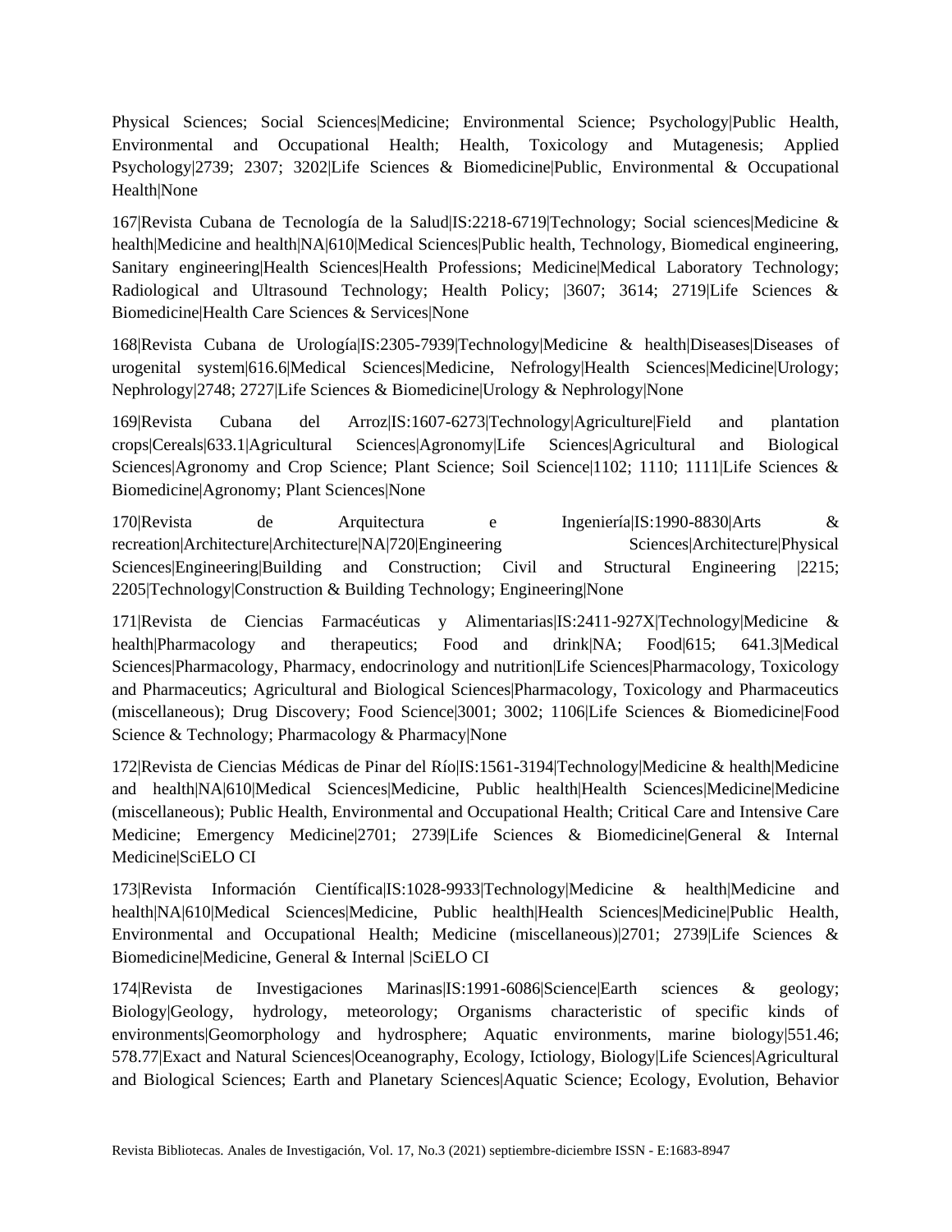Physical Sciences; Social Sciences|Medicine; Environmental Science; Psychology|Public Health, Environmental and Occupational Health; Health, Toxicology and Mutagenesis; Applied Psychology|2739; 2307; 3202|Life Sciences & Biomedicine|Public, Environmental & Occupational Health|None

167|Revista Cubana de Tecnología de la Salud|IS:2218-6719|Technology; Social sciences|Medicine & health|Medicine and health|NA|610|Medical Sciences|Public health, Technology, Biomedical engineering, Sanitary engineering|Health Sciences|Health Professions; Medicine|Medical Laboratory Technology; Radiological and Ultrasound Technology; Health Policy; |3607; 3614; 2719|Life Sciences & Biomedicine|Health Care Sciences & Services|None

168|Revista Cubana de Urología|IS:2305-7939|Technology|Medicine & health|Diseases|Diseases of urogenital system|616.6|Medical Sciences|Medicine, Nefrology|Health Sciences|Medicine|Urology; Nephrology|2748; 2727|Life Sciences & Biomedicine|Urology & Nephrology|None

169|Revista Cubana del Arroz|IS:1607-6273|Technology|Agriculture|Field and plantation crops|Cereals|633.1|Agricultural Sciences|Agronomy|Life Sciences|Agricultural and Biological Sciences|Agronomy and Crop Science; Plant Science; Soil Science|1102; 1110; 1111|Life Sciences & Biomedicine|Agronomy; Plant Sciences|None

170|Revista de Arquitectura e Ingeniería|IS:1990-8830|Arts & recreation|Architecture|Architecture|NA|720|Engineering Sciences|Architecture|Physical Sciences|Engineering|Building and Construction; Civil and Structural Engineering |2215; 2205|Technology|Construction & Building Technology; Engineering|None

171|Revista de Ciencias Farmacéuticas y Alimentarias|IS:2411-927X|Technology|Medicine & health|Pharmacology and therapeutics; Food and drink|NA; Food|615; 641.3|Medical Sciences|Pharmacology, Pharmacy, endocrinology and nutrition|Life Sciences|Pharmacology, Toxicology and Pharmaceutics; Agricultural and Biological Sciences|Pharmacology, Toxicology and Pharmaceutics (miscellaneous); Drug Discovery; Food Science|3001; 3002; 1106|Life Sciences & Biomedicine|Food Science & Technology; Pharmacology & Pharmacy|None

172|Revista de Ciencias Médicas de Pinar del Río|IS:1561-3194|Technology|Medicine & health|Medicine and health|NA|610|Medical Sciences|Medicine, Public health|Health Sciences|Medicine|Medicine (miscellaneous); Public Health, Environmental and Occupational Health; Critical Care and Intensive Care Medicine; Emergency Medicine|2701; 2739|Life Sciences & Biomedicine|General & Internal Medicine|SciELO CI

173|Revista Información Científica|IS:1028-9933|Technology|Medicine & health|Medicine and health|NA|610|Medical Sciences|Medicine, Public health|Health Sciences|Medicine|Public Health, Environmental and Occupational Health; Medicine (miscellaneous)|2701; 2739|Life Sciences & Biomedicine|Medicine, General & Internal |SciELO CI

174|Revista de Investigaciones Marinas|IS:1991-6086|Science|Earth sciences & geology; Biology|Geology, hydrology, meteorology; Organisms characteristic of specific kinds of environments|Geomorphology and hydrosphere; Aquatic environments, marine biology|551.46; 578.77|Exact and Natural Sciences|Oceanography, Ecology, Ictiology, Biology|Life Sciences|Agricultural and Biological Sciences; Earth and Planetary Sciences|Aquatic Science; Ecology, Evolution, Behavior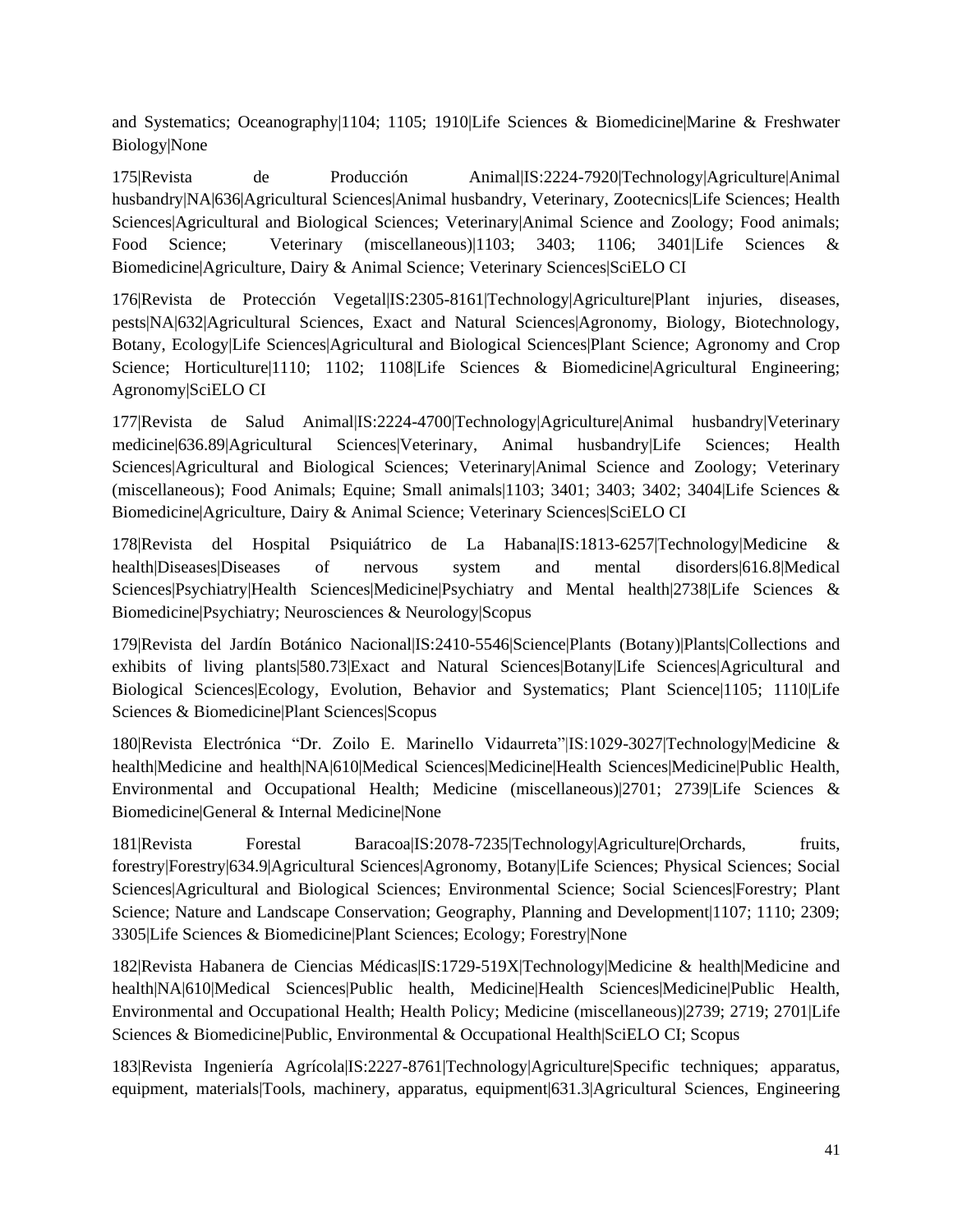and Systematics; Oceanography|1104; 1105; 1910|Life Sciences & Biomedicine|Marine & Freshwater Biology|None

175|Revista de Producción Animal|IS:2224-7920|Technology|Agriculture|Animal husbandry|NA|636|Agricultural Sciences|Animal husbandry, Veterinary, Zootecnics|Life Sciences; Health Sciences|Agricultural and Biological Sciences; Veterinary|Animal Science and Zoology; Food animals; Food Science; Veterinary (miscellaneous)|1103; 3403; 1106; 3401|Life Sciences & Biomedicine|Agriculture, Dairy & Animal Science; Veterinary Sciences|SciELO CI

176|Revista de Protección Vegetal|IS:2305-8161|Technology|Agriculture|Plant injuries, diseases, pests|NA|632|Agricultural Sciences, Exact and Natural Sciences|Agronomy, Biology, Biotechnology, Botany, Ecology|Life Sciences|Agricultural and Biological Sciences|Plant Science; Agronomy and Crop Science; Horticulture|1110; 1102; 1108|Life Sciences & Biomedicine|Agricultural Engineering; Agronomy|SciELO CI

177|Revista de Salud Animal|IS:2224-4700|Technology|Agriculture|Animal husbandry|Veterinary medicine|636.89|Agricultural Sciences|Veterinary, Animal husbandry|Life Sciences; Health Sciences|Agricultural and Biological Sciences; Veterinary|Animal Science and Zoology; Veterinary (miscellaneous); Food Animals; Equine; Small animals|1103; 3401; 3403; 3402; 3404|Life Sciences & Biomedicine|Agriculture, Dairy & Animal Science; Veterinary Sciences|SciELO CI

178|Revista del Hospital Psiquiátrico de La Habana|IS:1813-6257|Technology|Medicine & health|Diseases|Diseases of nervous system and mental disorders|616.8|Medical Sciences|Psychiatry|Health Sciences|Medicine|Psychiatry and Mental health|2738|Life Sciences & Biomedicine|Psychiatry; Neurosciences & Neurology|Scopus

179|Revista del Jardín Botánico Nacional|IS:2410-5546|Science|Plants (Botany)|Plants|Collections and exhibits of living plants|580.73|Exact and Natural Sciences|Botany|Life Sciences|Agricultural and Biological Sciences|Ecology, Evolution, Behavior and Systematics; Plant Science|1105; 1110|Life Sciences & Biomedicine|Plant Sciences|Scopus

180|Revista Electrónica “Dr. Zoilo E. Marinello Vidaurreta”|IS:1029-3027|Technology|Medicine & health|Medicine and health|NA|610|Medical Sciences|Medicine|Health Sciences|Medicine|Public Health, Environmental and Occupational Health; Medicine (miscellaneous)|2701; 2739|Life Sciences & Biomedicine|General & Internal Medicine|None

181|Revista Forestal Baracoa|IS:2078-7235|Technology|Agriculture|Orchards, fruits, forestry|Forestry|634.9|Agricultural Sciences|Agronomy, Botany|Life Sciences; Physical Sciences; Social Sciences|Agricultural and Biological Sciences; Environmental Science; Social Sciences|Forestry; Plant Science; Nature and Landscape Conservation; Geography, Planning and Development|1107; 1110; 2309; 3305|Life Sciences & Biomedicine|Plant Sciences; Ecology; Forestry|None

182|Revista Habanera de Ciencias Médicas|IS:1729-519X|Technology|Medicine & health|Medicine and health|NA|610|Medical Sciences|Public health, Medicine|Health Sciences|Medicine|Public Health, Environmental and Occupational Health; Health Policy; Medicine (miscellaneous)|2739; 2719; 2701|Life Sciences & Biomedicine|Public, Environmental & Occupational Health|SciELO CI; Scopus

183|Revista Ingeniería Agrícola|IS:2227-8761|Technology|Agriculture|Specific techniques; apparatus, equipment, materials|Tools, machinery, apparatus, equipment|631.3|Agricultural Sciences, Engineering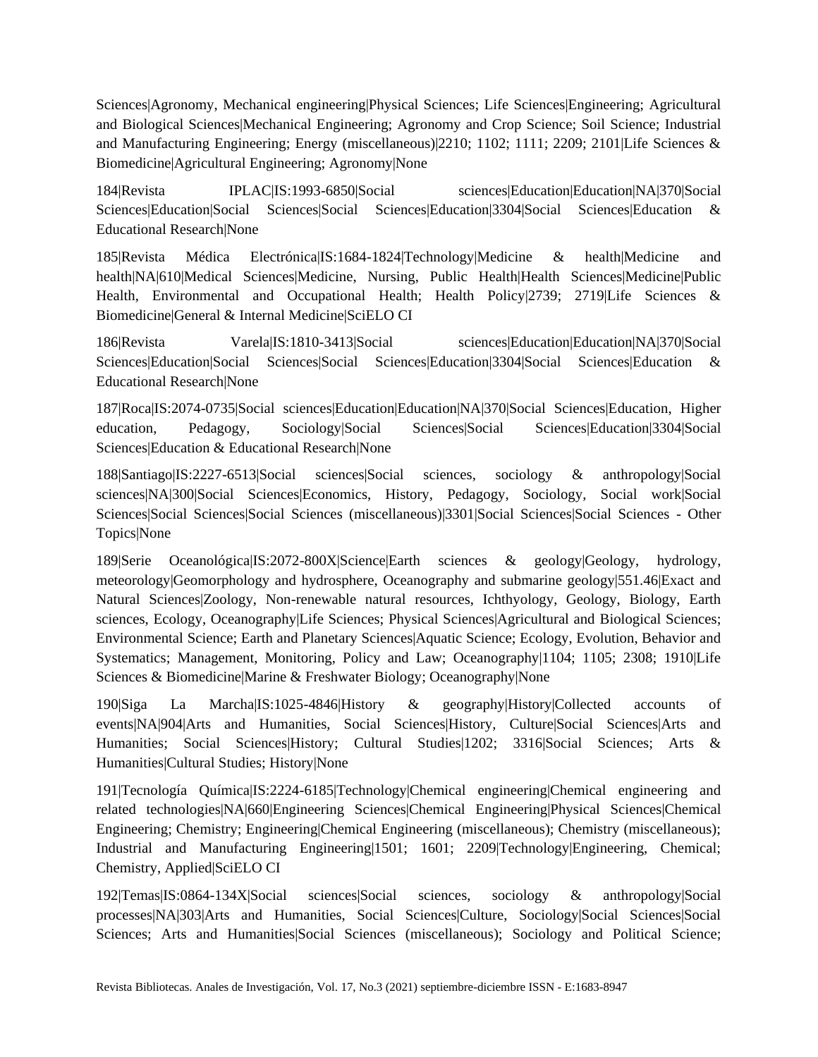Sciences|Agronomy, Mechanical engineering|Physical Sciences; Life Sciences|Engineering; Agricultural and Biological Sciences|Mechanical Engineering; Agronomy and Crop Science; Soil Science; Industrial and Manufacturing Engineering; Energy (miscellaneous)|2210; 1102; 1111; 2209; 2101|Life Sciences & Biomedicine|Agricultural Engineering; Agronomy|None

184|Revista IPLAC|IS:1993-6850|Social sciences|Education|Education|NA|370|Social Sciences|Education|Social Sciences|Social Sciences|Education|3304|Social Sciences|Education & Educational Research|None

185|Revista Médica Electrónica|IS:1684-1824|Technology|Medicine & health|Medicine and health|NA|610|Medical Sciences|Medicine, Nursing, Public Health|Health Sciences|Medicine|Public Health, Environmental and Occupational Health; Health Policy|2739; 2719|Life Sciences & Biomedicine|General & Internal Medicine|SciELO CI

186|Revista Varela|IS:1810-3413|Social sciences|Education|Education|NA|370|Social Sciences|Education|Social Sciences|Social Sciences|Education|3304|Social Sciences|Education & Educational Research|None

187|Roca|IS:2074-0735|Social sciences|Education|Education|NA|370|Social Sciences|Education, Higher education, Pedagogy, Sociology|Social Sciences|Social Sciences|Education|3304|Social Sciences|Education & Educational Research|None

188|Santiago|IS:2227-6513|Social sciences|Social sciences, sociology & anthropology|Social sciences|NA|300|Social Sciences|Economics, History, Pedagogy, Sociology, Social work|Social Sciences|Social Sciences|Social Sciences (miscellaneous)|3301|Social Sciences|Social Sciences - Other Topics|None

189|Serie Oceanológica|IS:2072-800X|Science|Earth sciences & geology|Geology, hydrology, meteorology|Geomorphology and hydrosphere, Oceanography and submarine geology|551.46|Exact and Natural Sciences|Zoology, Non-renewable natural resources, Ichthyology, Geology, Biology, Earth sciences, Ecology, Oceanography|Life Sciences; Physical Sciences|Agricultural and Biological Sciences; Environmental Science; Earth and Planetary Sciences|Aquatic Science; Ecology, Evolution, Behavior and Systematics; Management, Monitoring, Policy and Law; Oceanography|1104; 1105; 2308; 1910|Life Sciences & Biomedicine|Marine & Freshwater Biology; Oceanography|None

190|Siga La Marcha|IS:1025-4846|History & geography|History|Collected accounts of events|NA|904|Arts and Humanities, Social Sciences|History, Culture|Social Sciences|Arts and Humanities; Social Sciences|History; Cultural Studies|1202; 3316|Social Sciences; Arts & Humanities|Cultural Studies; History|None

191|Tecnología Química|IS:2224-6185|Technology|Chemical engineering|Chemical engineering and related technologies|NA|660|Engineering Sciences|Chemical Engineering|Physical Sciences|Chemical Engineering; Chemistry; Engineering|Chemical Engineering (miscellaneous); Chemistry (miscellaneous); Industrial and Manufacturing Engineering|1501; 1601; 2209|Technology|Engineering, Chemical; Chemistry, Applied|SciELO CI

192|Temas|IS:0864-134X|Social sciences|Social sciences, sociology & anthropology|Social processes|NA|303|Arts and Humanities, Social Sciences|Culture, Sociology|Social Sciences|Social Sciences; Arts and Humanities|Social Sciences (miscellaneous); Sociology and Political Science;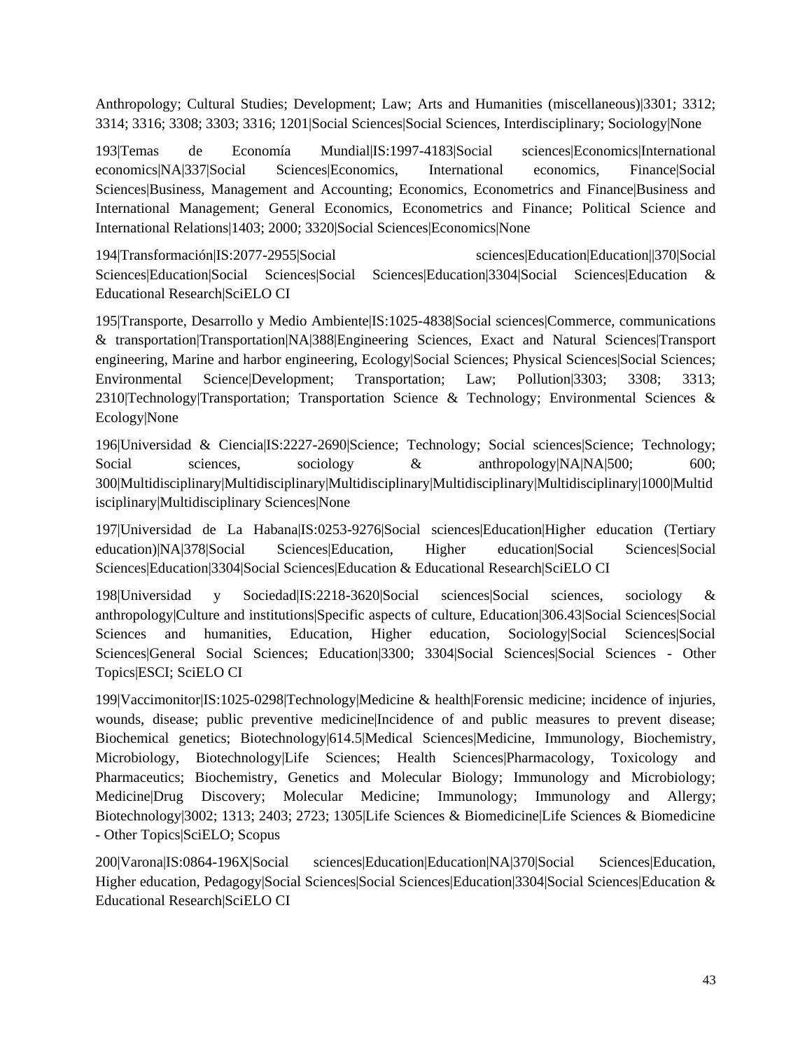Anthropology; Cultural Studies; Development; Law; Arts and Humanities (miscellaneous)|3301; 3312; 3314; 3316; 3308; 3303; 3316; 1201|Social Sciences|Social Sciences, Interdisciplinary; Sociology|None

193|Temas de Economía Mundial|IS:1997-4183|Social sciences|Economics|International economics|NA|337|Social Sciences|Economics, International economics, Finance|Social Sciences|Business, Management and Accounting; Economics, Econometrics and Finance|Business and International Management; General Economics, Econometrics and Finance; Political Science and International Relations|1403; 2000; 3320|Social Sciences|Economics|None

194|Transformación|IS:2077-2955|Social sciences|Education|Education||370|Social Sciences|Education|Social Sciences|Social Sciences|Education|3304|Social Sciences|Education & Educational Research|SciELO CI

195|Transporte, Desarrollo y Medio Ambiente|IS:1025-4838|Social sciences|Commerce, communications & transportation|Transportation|NA|388|Engineering Sciences, Exact and Natural Sciences|Transport engineering, Marine and harbor engineering, Ecology|Social Sciences; Physical Sciences|Social Sciences; Environmental Science|Development; Transportation; Law; Pollution|3303; 3308; 3313; 2310|Technology|Transportation; Transportation Science & Technology; Environmental Sciences & Ecology|None

196|Universidad & Ciencia|IS:2227-2690|Science; Technology; Social sciences|Science; Technology; Social sciences, sociology & anthropology|NA|NA|500; 600; 300|Multidisciplinary|Multidisciplinary|Multidisciplinary|Multidisciplinary|Multidisciplinary|1000|Multidisciplinary|Multidisciplinary Sciences|None

197|Universidad de La Habana|IS:0253-9276|Social sciences|Education|Higher education (Tertiary education)|NA|378|Social Sciences|Education, Higher education|Social Sciences|Social Sciences|Education|3304|Social Sciences|Education & Educational Research|SciELO CI

198|Universidad y Sociedad|IS:2218-3620|Social sciences|Social sciences, sociology & anthropology|Culture and institutions|Specific aspects of culture, Education|306.43|Social Sciences|Social Sciences and humanities, Education, Higher education, Sociology|Social Sciences|Social Sciences|General Social Sciences; Education|3300; 3304|Social Sciences|Social Sciences - Other Topics|ESCI; SciELO CI

199|Vaccimonitor|IS:1025-0298|Technology|Medicine & health|Forensic medicine; incidence of injuries, wounds, disease; public preventive medicine|Incidence of and public measures to prevent disease; Biochemical genetics; Biotechnology|614.5|Medical Sciences|Medicine, Immunology, Biochemistry, Microbiology, Biotechnology|Life Sciences; Health Sciences|Pharmacology, Toxicology and Pharmaceutics; Biochemistry, Genetics and Molecular Biology; Immunology and Microbiology; Medicine|Drug Discovery; Molecular Medicine; Immunology; Immunology and Allergy; Biotechnology|3002; 1313; 2403; 2723; 1305|Life Sciences & Biomedicine|Life Sciences & Biomedicine - Other Topics|SciELO; Scopus

200|Varona|IS:0864-196X|Social sciences|Education|Education|NA|370|Social Sciences|Education, Higher education, Pedagogy|Social Sciences|Social Sciences|Education|3304|Social Sciences|Education & Educational Research|SciELO CI